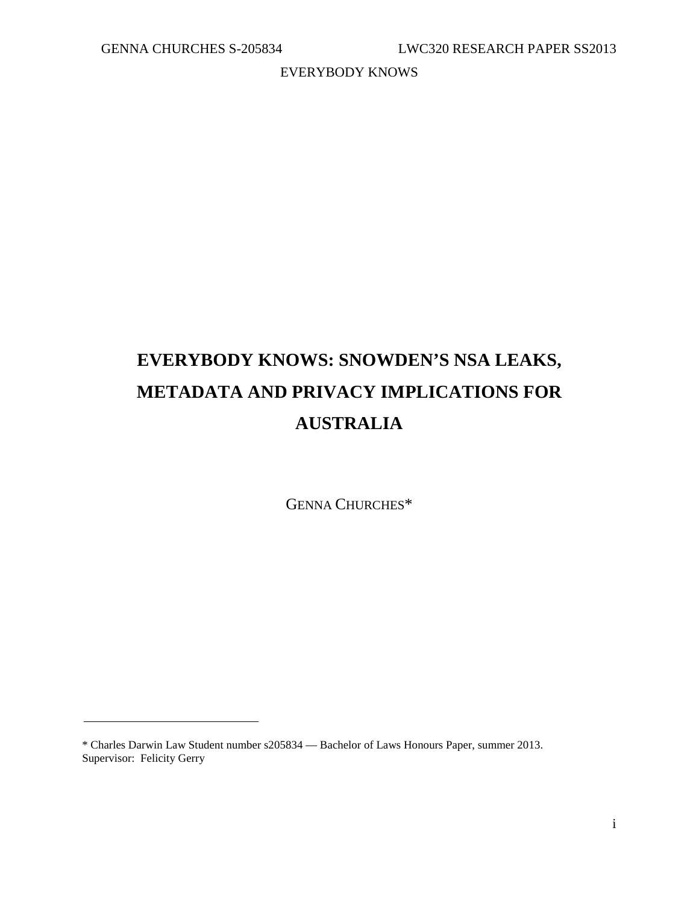# EVERYBODY KNOWS: SNOWDEN'S NSA LEAKS, METADATA AND PRIVACY IMPLICATIONS FOR AUSTRALIA

GENNA CHURCHES*

---

\* Charles Darwin Law Student number s205834 — Bachelor of Laws Honours Paper, summer 2013. Supervisor: Felicity Gerry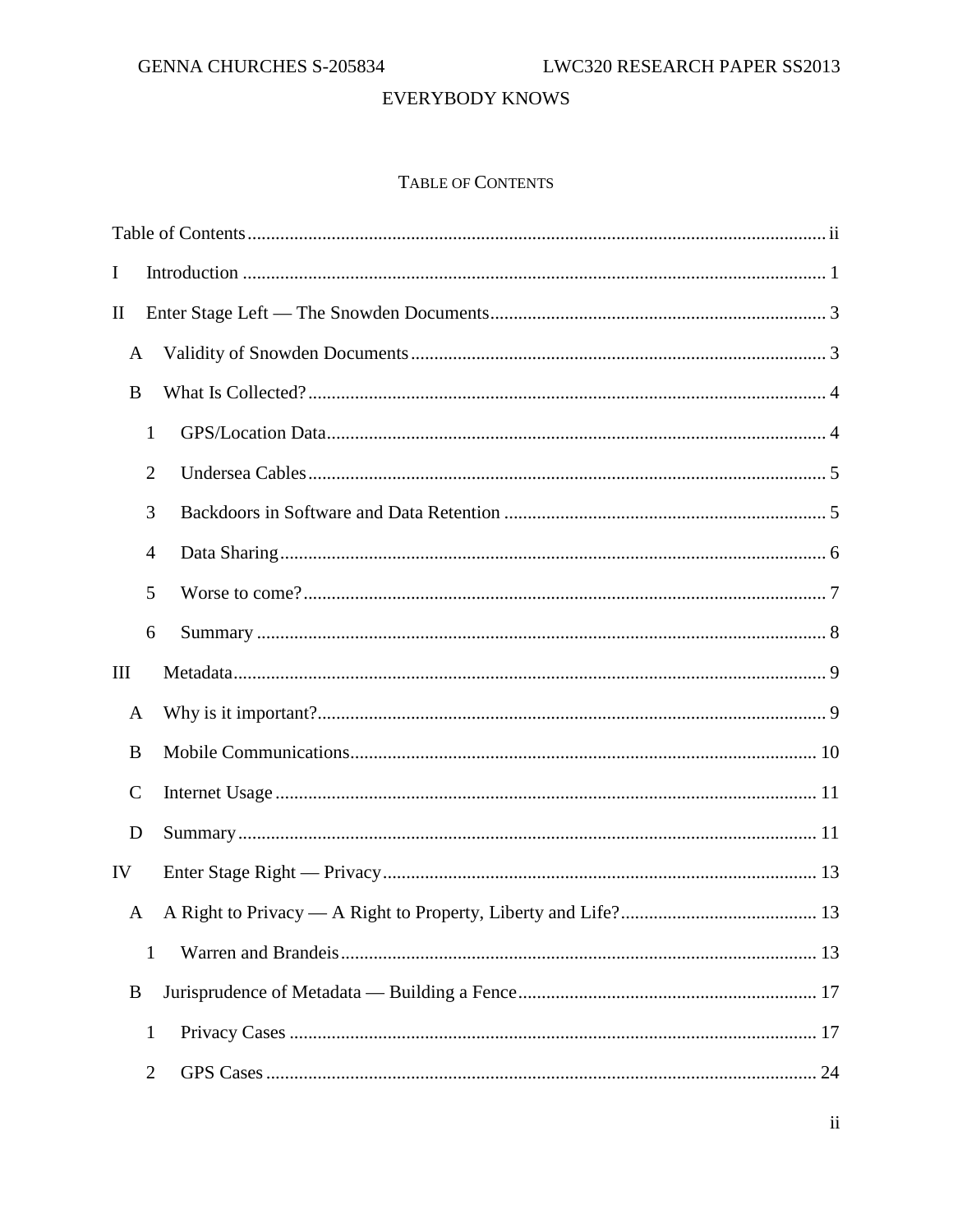# Everybody Knows

## Table of Contents

Table of Contents ........ ii

I Introduction ........ 1

II Enter Stage Left — The Snowden Documents ........ 3

- A Validity of Snowden Documents ........ 3
- B What Is Collected? ........ 4
  - 1 GPS/Location Data ........ 4
  - 2 Undersea Cables ........ 5
  - 3 Backdoors in Software and Data Retention ........ 5
  - 4 Data Sharing ........ 6
  - 5 Worse to come? ........ 7
  - 6 Summary ........ 8

III Metadata ........ 9

- A Why is it important? ........ 9
- B Mobile Communications ........ 10
- C Internet Usage ........ 11
- D Summary ........ 11

IV Enter Stage Right — Privacy ........ 13

- A A Right to Privacy — A Right to Property, Liberty and Life? ........ 13
  - 1 Warren and Brandeis ........ 13
- B Jurisprudence of Metadata — Building a Fence ........ 17
  - 1 Privacy Cases ........ 17
  - 2 GPS Cases ........ 24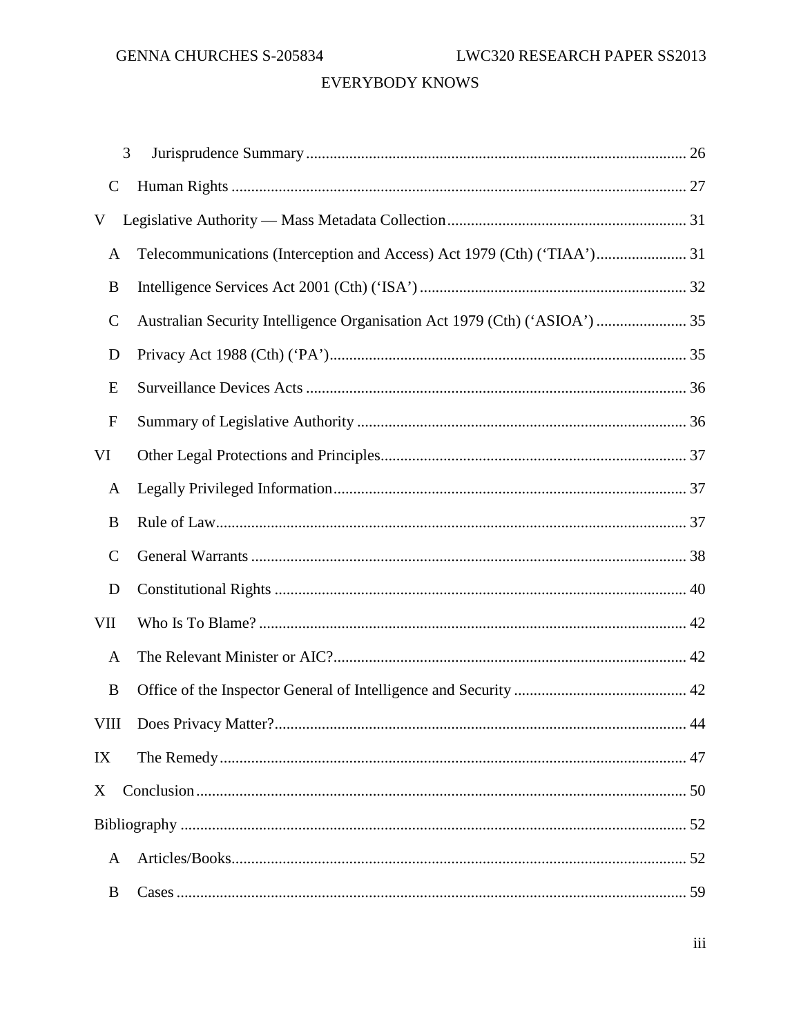3 Jurisprudence Summary ........................................................................................ 26

C Human Rights ........................................................................................................ 27

V Legislative Authority — Mass Metadata Collection ................................................ 31

A Telecommunications (Interception and Access) Act 1979 (Cth) ('TIAA') ..................... 31

B Intelligence Services Act 2001 (Cth) ('ISA') ............................................................ 32

C Australian Security Intelligence Organisation Act 1979 (Cth) ('ASIOA') ..................... 35

D Privacy Act 1988 (Cth) ('PA') ................................................................................ 35

E Surveillance Devices Acts ...................................................................................... 36

F Summary of Legislative Authority .......................................................................... 36

VI Other Legal Protections and Principles ................................................................... 37

A Legally Privileged Information ............................................................................... 37

B Rule of Law .......................................................................................................... 37

C General Warrants .................................................................................................. 38

D Constitutional Rights ............................................................................................. 40

VII Who Is To Blame? ................................................................................................. 42

A The Relevant Minister or AIC? ............................................................................... 42

B Office of the Inspector General of Intelligence and Security ...................................... 42

VIII Does Privacy Matter? ........................................................................................... 44

IX The Remedy ......................................................................................................... 47

X Conclusion ............................................................................................................ 50

Bibliography ............................................................................................................. 52

A Articles/Books ...................................................................................................... 52

B Cases ................................................................................................................... 59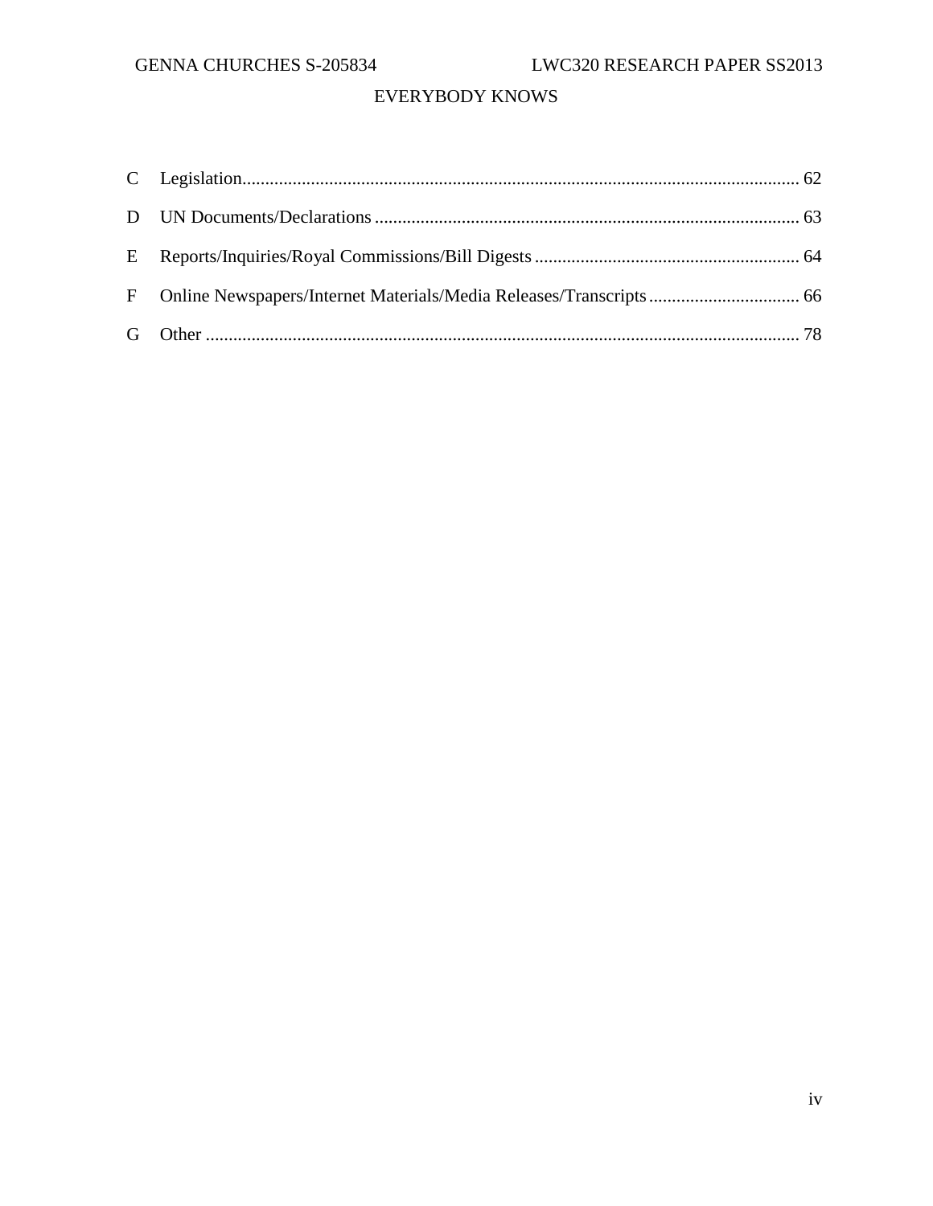C Legislation ........................................................................................................................ 62

D UN Documents/Declarations ............................................................................................ 63

E Reports/Inquiries/Royal Commissions/Bill Digests .......................................................... 64

F Online Newspapers/Internet Materials/Media Releases/Transcripts ................................. 66

G Other ................................................................................................................................. 78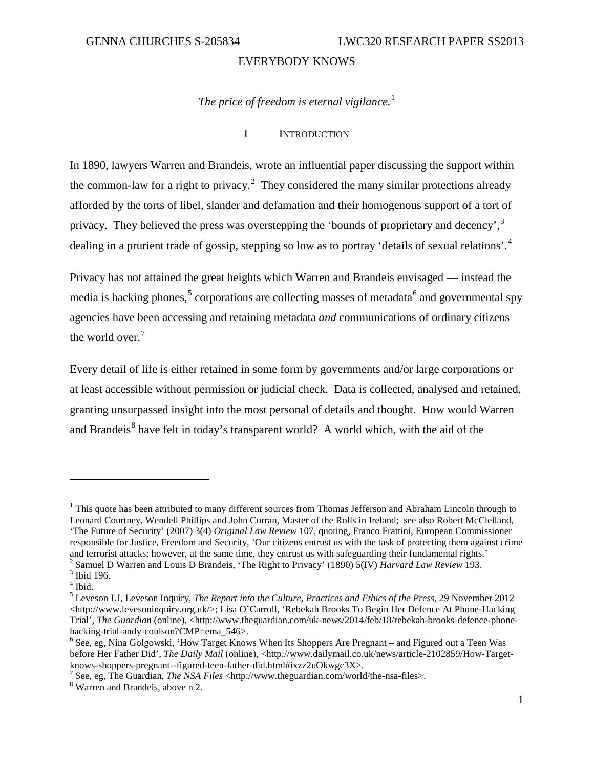EVERYBODY KNOWS

*The price of freedom is eternal vigilance.*[1]

## I Introduction

In 1890, lawyers Warren and Brandeis, wrote an influential paper discussing the support within the common-law for a right to privacy.[2] They considered the many similar protections already afforded by the torts of libel, slander and defamation and their homogenous support of a tort of privacy. They believed the press was overstepping the 'bounds of proprietary and decency',[3] dealing in a prurient trade of gossip, stepping so low as to portray 'details of sexual relations'.[4]

Privacy has not attained the great heights which Warren and Brandeis envisaged — instead the media is hacking phones,[5] corporations are collecting masses of metadata[6] and governmental spy agencies have been accessing and retaining metadata *and* communications of ordinary citizens the world over.[7]

Every detail of life is either retained in some form by governments and/or large corporations or at least accessible without permission or judicial check. Data is collected, analysed and retained, granting unsurpassed insight into the most personal of details and thought. How would Warren and Brandeis[8] have felt in today's transparent world? A world which, with the aid of the

---

[1] This quote has been attributed to many different sources from Thomas Jefferson and Abraham Lincoln through to Leonard Courtney, Wendell Phillips and John Curran, Master of the Rolls in Ireland; see also Robert McClelland, 'The Future of Security' (2007) 3(4) *Original Law Review* 107, quoting, Franco Frattini, European Commissioner responsible for Justice, Freedom and Security, 'Our citizens entrust us with the task of protecting them against crime and terrorist attacks; however, at the same time, they entrust us with safeguarding their fundamental rights.'

[2] Samuel D Warren and Louis D Brandeis, 'The Right to Privacy' (1890) 5(IV) *Harvard Law Review* 193.

[3] Ibid 196.

[4] Ibid.

[5] Leveson LJ, Leveson Inquiry, *The Report into the Culture, Practices and Ethics of the Press*, 29 November 2012 <http://www.levesoninquiry.org.uk/>; Lisa O'Carroll, 'Rebekah Brooks To Begin Her Defence At Phone-Hacking Trial', *The Guardian* (online), <http://www.theguardian.com/uk-news/2014/feb/18/rebekah-brooks-defence-phone-hacking-trial-andy-coulson?CMP=ema_546>.

[6] See, eg, Nina Golgowski, 'How Target Knows When Its Shoppers Are Pregnant – and Figured out a Teen Was before Her Father Did', *The Daily Mail* (online), <http://www.dailymail.co.uk/news/article-2102859/How-Target-knows-shoppers-pregnant--figured-teen-father-did.html#ixzz2uOkwgc3X>.

[7] See, eg, The Guardian, *The NSA Files* <http://www.theguardian.com/world/the-nsa-files>.

[8] Warren and Brandeis, above n 2.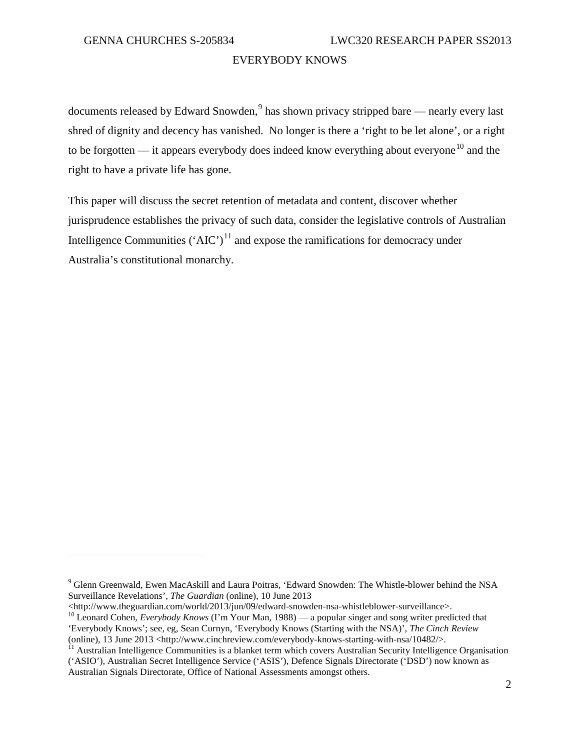documents released by Edward Snowden,[9] has shown privacy stripped bare — nearly every last shred of dignity and decency has vanished. No longer is there a 'right to be let alone', or a right to be forgotten — it appears everybody does indeed know everything about everyone[10] and the right to have a private life has gone.

This paper will discuss the secret retention of metadata and content, discover whether jurisprudence establishes the privacy of such data, consider the legislative controls of Australian Intelligence Communities ('AIC')[11] and expose the ramifications for democracy under Australia's constitutional monarchy.

---

[9] Glenn Greenwald, Ewen MacAskill and Laura Poitras, 'Edward Snowden: The Whistle-blower behind the NSA Surveillance Revelations', *The Guardian* (online), 10 June 2013 <http://www.theguardian.com/world/2013/jun/09/edward-snowden-nsa-whistleblower-surveillance>.

[10] Leonard Cohen, *Everybody Knows* (I'm Your Man, 1988) — a popular singer and song writer predicted that 'Everybody Knows'; see, eg, Sean Curnyn, 'Everybody Knows (Starting with the NSA)', *The Cinch Review* (online), 13 June 2013 <http://www.cinchreview.com/everybody-knows-starting-with-nsa/10482/>.

[11] Australian Intelligence Communities is a blanket term which covers Australian Security Intelligence Organisation ('ASIO'), Australian Secret Intelligence Service ('ASIS'), Defence Signals Directorate ('DSD') now known as Australian Signals Directorate, Office of National Assessments amongst others.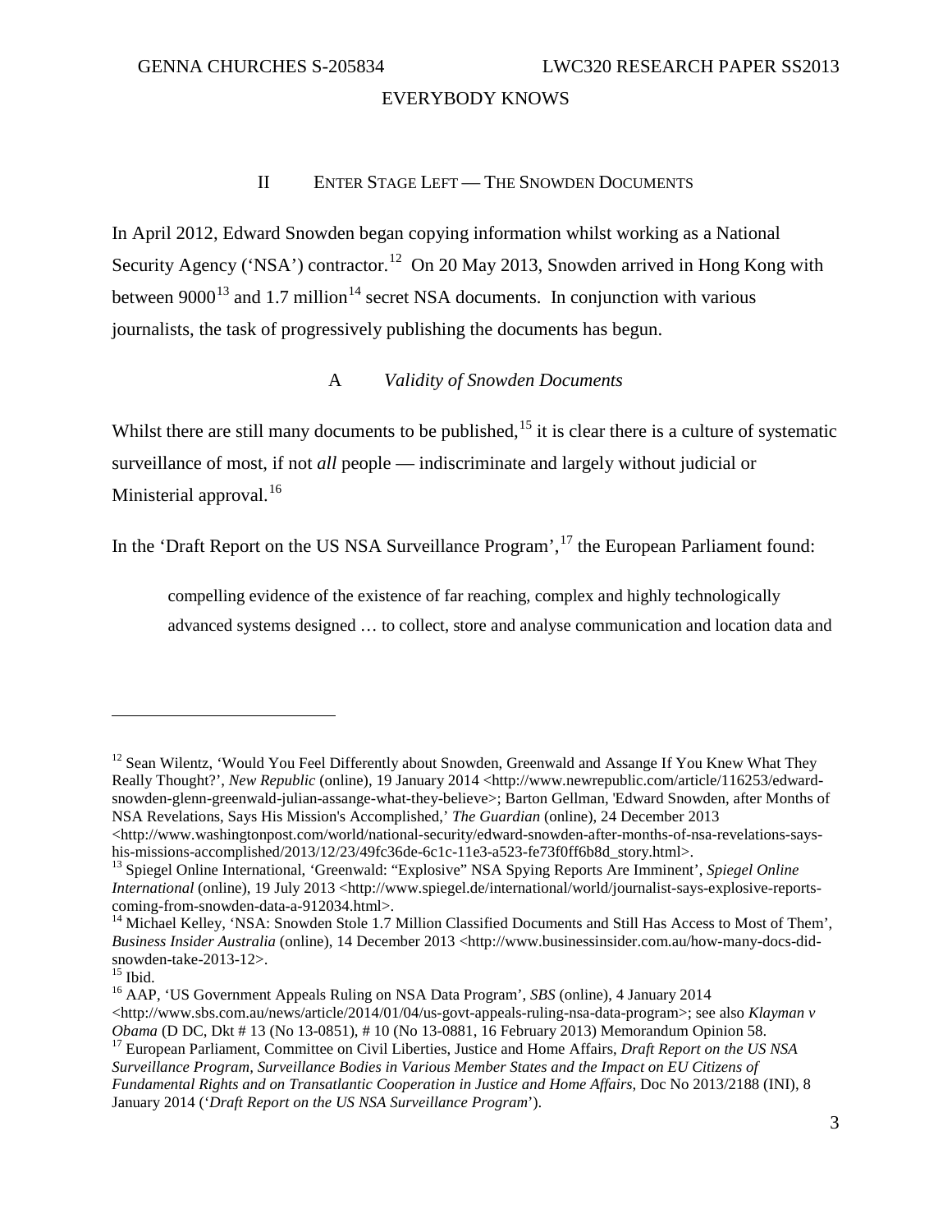## II ENTER STAGE LEFT — THE SNOWDEN DOCUMENTS

In April 2012, Edward Snowden began copying information whilst working as a National Security Agency ('NSA') contractor.[12] On 20 May 2013, Snowden arrived in Hong Kong with between 9000[13] and 1.7 million[14] secret NSA documents. In conjunction with various journalists, the task of progressively publishing the documents has begun.

### A *Validity of Snowden Documents*

Whilst there are still many documents to be published,[15] it is clear there is a culture of systematic surveillance of most, if not *all* people — indiscriminate and largely without judicial or Ministerial approval.[16]

In the 'Draft Report on the US NSA Surveillance Program',[17] the European Parliament found:

> compelling evidence of the existence of far reaching, complex and highly technologically advanced systems designed … to collect, store and analyse communication and location data and

---

[12] Sean Wilentz, 'Would You Feel Differently about Snowden, Greenwald and Assange If You Knew What They Really Thought?', *New Republic* (online), 19 January 2014 <http://www.newrepublic.com/article/116253/edward-snowden-glenn-greenwald-julian-assange-what-they-believe>; Barton Gellman, 'Edward Snowden, after Months of NSA Revelations, Says His Mission's Accomplished,' *The Guardian* (online), 24 December 2013 <http://www.washingtonpost.com/world/national-security/edward-snowden-after-months-of-nsa-revelations-says-his-missions-accomplished/2013/12/23/49fc36de-6c1c-11e3-a523-fe73f0ff6b8d_story.html>.

[13] Spiegel Online International, 'Greenwald: "Explosive" NSA Spying Reports Are Imminent', *Spiegel Online International* (online), 19 July 2013 <http://www.spiegel.de/international/world/journalist-says-explosive-reports-coming-from-snowden-data-a-912034.html>.

[14] Michael Kelley, 'NSA: Snowden Stole 1.7 Million Classified Documents and Still Has Access to Most of Them', *Business Insider Australia* (online), 14 December 2013 <http://www.businessinsider.com.au/how-many-docs-did-snowden-take-2013-12>.

[15] Ibid.

[16] AAP, 'US Government Appeals Ruling on NSA Data Program', *SBS* (online), 4 January 2014 <http://www.sbs.com.au/news/article/2014/01/04/us-govt-appeals-ruling-nsa-data-program>; see also *Klayman v Obama* (D DC, Dkt # 13 (No 13-0851), # 10 (No 13-0881, 16 February 2013) Memorandum Opinion 58.

[17] European Parliament, Committee on Civil Liberties, Justice and Home Affairs, *Draft Report on the US NSA Surveillance Program, Surveillance Bodies in Various Member States and the Impact on EU Citizens of Fundamental Rights and on Transatlantic Cooperation in Justice and Home Affairs*, Doc No 2013/2188 (INI), 8 January 2014 ('*Draft Report on the US NSA Surveillance Program*').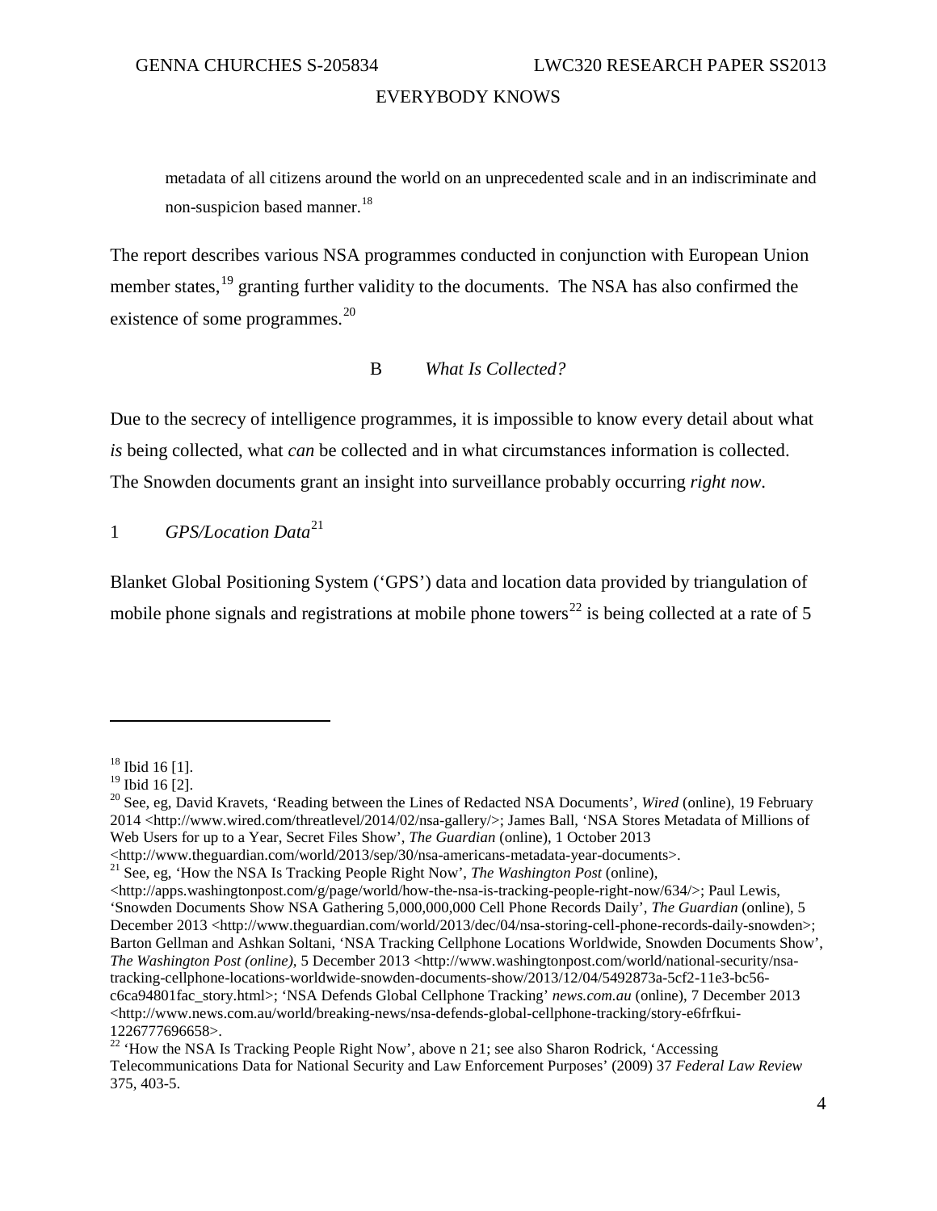metadata of all citizens around the world on an unprecedented scale and in an indiscriminate and non-suspicion based manner.[18]

The report describes various NSA programmes conducted in conjunction with European Union member states,[19] granting further validity to the documents. The NSA has also confirmed the existence of some programmes.[20]

### B *What Is Collected?*

Due to the secrecy of intelligence programmes, it is impossible to know every detail about what *is* being collected, what *can* be collected and in what circumstances information is collected. The Snowden documents grant an insight into surveillance probably occurring *right now*.

#### 1 *GPS/Location Data*[21]

Blanket Global Positioning System ('GPS') data and location data provided by triangulation of mobile phone signals and registrations at mobile phone towers[22] is being collected at a rate of 5

---

[18] Ibid 16 [1].

[19] Ibid 16 [2].

[20] See, eg, David Kravets, 'Reading between the Lines of Redacted NSA Documents', *Wired* (online), 19 February 2014 <http://www.wired.com/threatlevel/2014/02/nsa-gallery/>; James Ball, 'NSA Stores Metadata of Millions of Web Users for up to a Year, Secret Files Show', *The Guardian* (online), 1 October 2013 <http://www.theguardian.com/world/2013/sep/30/nsa-americans-metadata-year-documents>.

[21] See, eg, 'How the NSA Is Tracking People Right Now', *The Washington Post* (online), <http://apps.washingtonpost.com/g/page/world/how-the-nsa-is-tracking-people-right-now/634/>; Paul Lewis, 'Snowden Documents Show NSA Gathering 5,000,000,000 Cell Phone Records Daily', *The Guardian* (online), 5 December 2013 <http://www.theguardian.com/world/2013/dec/04/nsa-storing-cell-phone-records-daily-snowden>; Barton Gellman and Ashkan Soltani, 'NSA Tracking Cellphone Locations Worldwide, Snowden Documents Show', *The Washington Post (online)*, 5 December 2013 <http://www.washingtonpost.com/world/national-security/nsa-tracking-cellphone-locations-worldwide-snowden-documents-show/2013/12/04/5492873a-5cf2-11e3-bc56-c6ca94801fac_story.html>; 'NSA Defends Global Cellphone Tracking' *news.com.au* (online), 7 December 2013 <http://www.news.com.au/world/breaking-news/nsa-defends-global-cellphone-tracking/story-e6frfkui-1226777696658>.

[22] 'How the NSA Is Tracking People Right Now', above n 21; see also Sharon Rodrick, 'Accessing Telecommunications Data for National Security and Law Enforcement Purposes' (2009) 37 *Federal Law Review* 375, 403-5.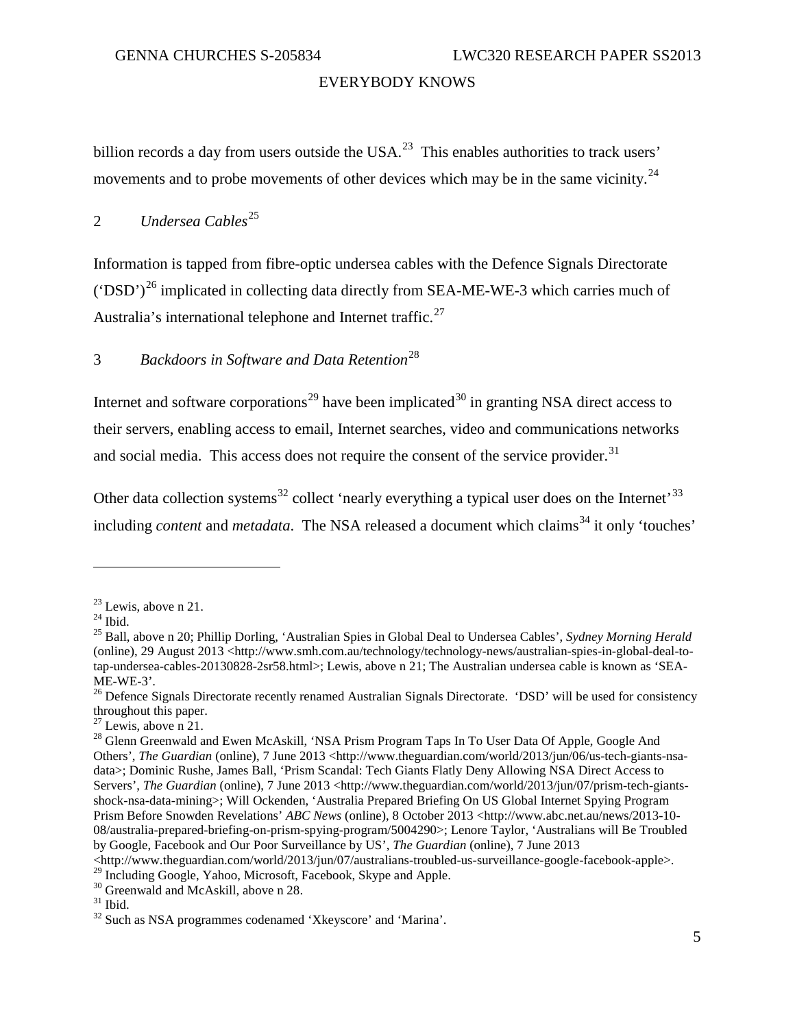billion records a day from users outside the USA.[23] This enables authorities to track users' movements and to probe movements of other devices which may be in the same vicinity.[24]

### 2 *Undersea Cables*[25]

Information is tapped from fibre-optic undersea cables with the Defence Signals Directorate ('DSD')[26] implicated in collecting data directly from SEA-ME-WE-3 which carries much of Australia's international telephone and Internet traffic.[27]

### 3 *Backdoors in Software and Data Retention*[28]

Internet and software corporations[29] have been implicated[30] in granting NSA direct access to their servers, enabling access to email, Internet searches, video and communications networks and social media. This access does not require the consent of the service provider.[31]

Other data collection systems[32] collect 'nearly everything a typical user does on the Internet'[33] including *content* and *metadata*. The NSA released a document which claims[34] it only 'touches'

---

[23] Lewis, above n 21.

[24] Ibid.

[25] Ball, above n 20; Phillip Dorling, 'Australian Spies in Global Deal to Undersea Cables', *Sydney Morning Herald* (online), 29 August 2013 <http://www.smh.com.au/technology/technology-news/australian-spies-in-global-deal-to-tap-undersea-cables-20130828-2sr58.html>; Lewis, above n 21; The Australian undersea cable is known as 'SEA-ME-WE-3'.

[26] Defence Signals Directorate recently renamed Australian Signals Directorate. 'DSD' will be used for consistency throughout this paper.

[27] Lewis, above n 21.

[28] Glenn Greenwald and Ewen McAskill, 'NSA Prism Program Taps In To User Data Of Apple, Google And Others', *The Guardian* (online), 7 June 2013 <http://www.theguardian.com/world/2013/jun/06/us-tech-giants-nsa-data>; Dominic Rushe, James Ball, 'Prism Scandal: Tech Giants Flatly Deny Allowing NSA Direct Access to Servers', *The Guardian* (online), 7 June 2013 <http://www.theguardian.com/world/2013/jun/07/prism-tech-giants-shock-nsa-data-mining>; Will Ockenden, 'Australia Prepared Briefing On US Global Internet Spying Program Prism Before Snowden Revelations' *ABC News* (online), 8 October 2013 <http://www.abc.net.au/news/2013-10-08/australia-prepared-briefing-on-prism-spying-program/5004290>; Lenore Taylor, 'Australians will Be Troubled by Google, Facebook and Our Poor Surveillance by US', *The Guardian* (online), 7 June 2013 <http://www.theguardian.com/world/2013/jun/07/australians-troubled-us-surveillance-google-facebook-apple>.

[29] Including Google, Yahoo, Microsoft, Facebook, Skype and Apple.

[30] Greenwald and McAskill, above n 28.

[31] Ibid.

[32] Such as NSA programmes codenamed 'Xkeyscore' and 'Marina'.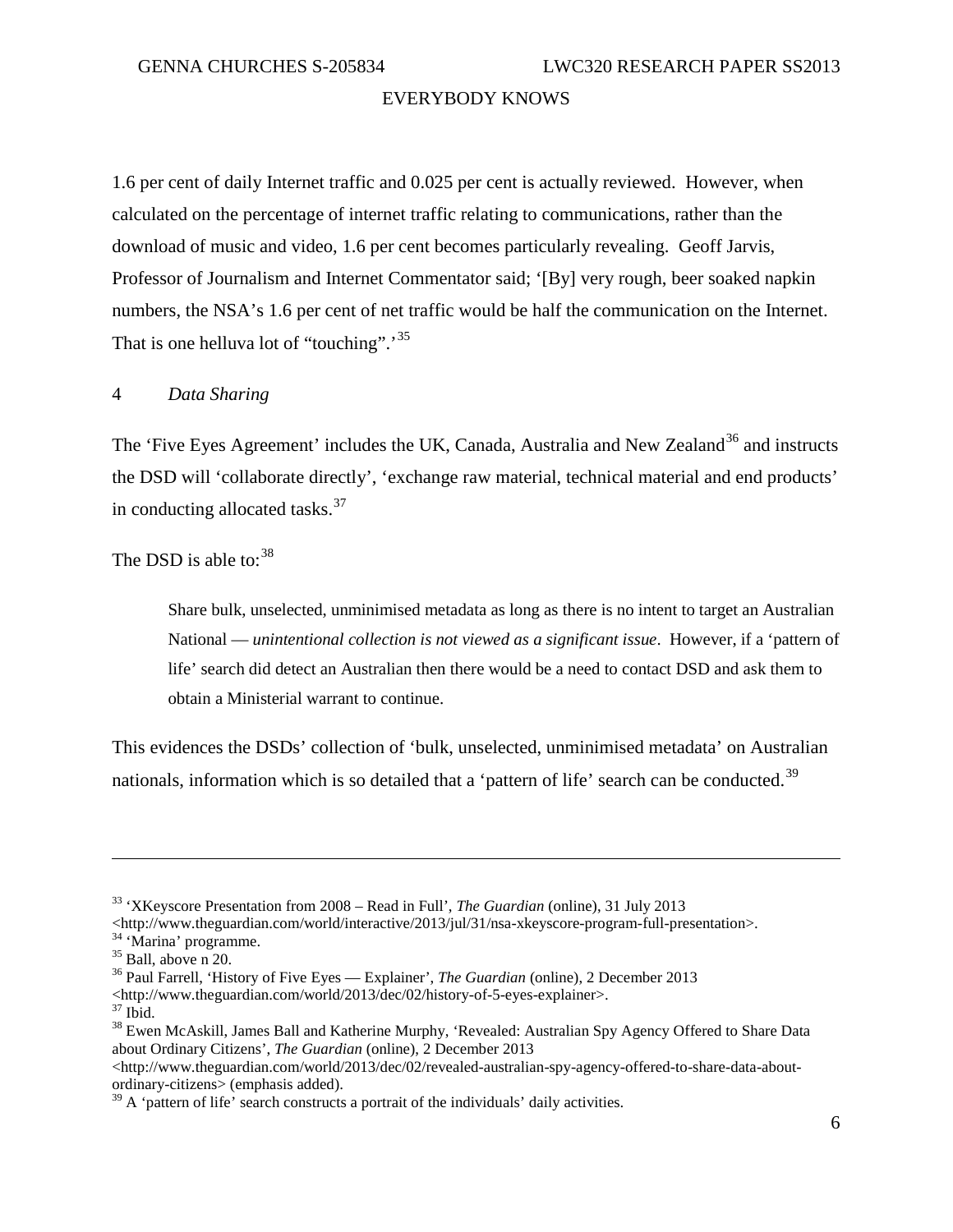1.6 per cent of daily Internet traffic and 0.025 per cent is actually reviewed. However, when calculated on the percentage of internet traffic relating to communications, rather than the download of music and video, 1.6 per cent becomes particularly revealing. Geoff Jarvis, Professor of Journalism and Internet Commentator said; '[By] very rough, beer soaked napkin numbers, the NSA's 1.6 per cent of net traffic would be half the communication on the Internet. That is one helluva lot of "touching".'[35]

## 4 *Data Sharing*

The 'Five Eyes Agreement' includes the UK, Canada, Australia and New Zealand[36] and instructs the DSD will 'collaborate directly', 'exchange raw material, technical material and end products' in conducting allocated tasks.[37]

The DSD is able to:[38]

> Share bulk, unselected, unminimised metadata as long as there is no intent to target an Australian National — *unintentional collection is not viewed as a significant issue*. However, if a 'pattern of life' search did detect an Australian then there would be a need to contact DSD and ask them to obtain a Ministerial warrant to continue.

This evidences the DSDs' collection of 'bulk, unselected, unminimised metadata' on Australian nationals, information which is so detailed that a 'pattern of life' search can be conducted.[39]

---

[33] 'XKeyscore Presentation from 2008 – Read in Full', *The Guardian* (online), 31 July 2013 <http://www.theguardian.com/world/interactive/2013/jul/31/nsa-xkeyscore-program-full-presentation>.

[34] 'Marina' programme.

[35] Ball, above n 20.

[36] Paul Farrell, 'History of Five Eyes — Explainer', *The Guardian* (online), 2 December 2013 <http://www.theguardian.com/world/2013/dec/02/history-of-5-eyes-explainer>.

[37] Ibid.

[38] Ewen McAskill, James Ball and Katherine Murphy, 'Revealed: Australian Spy Agency Offered to Share Data about Ordinary Citizens', *The Guardian* (online), 2 December 2013 <http://www.theguardian.com/world/2013/dec/02/revealed-australian-spy-agency-offered-to-share-data-about-ordinary-citizens> (emphasis added).

[39] A 'pattern of life' search constructs a portrait of the individuals' daily activities.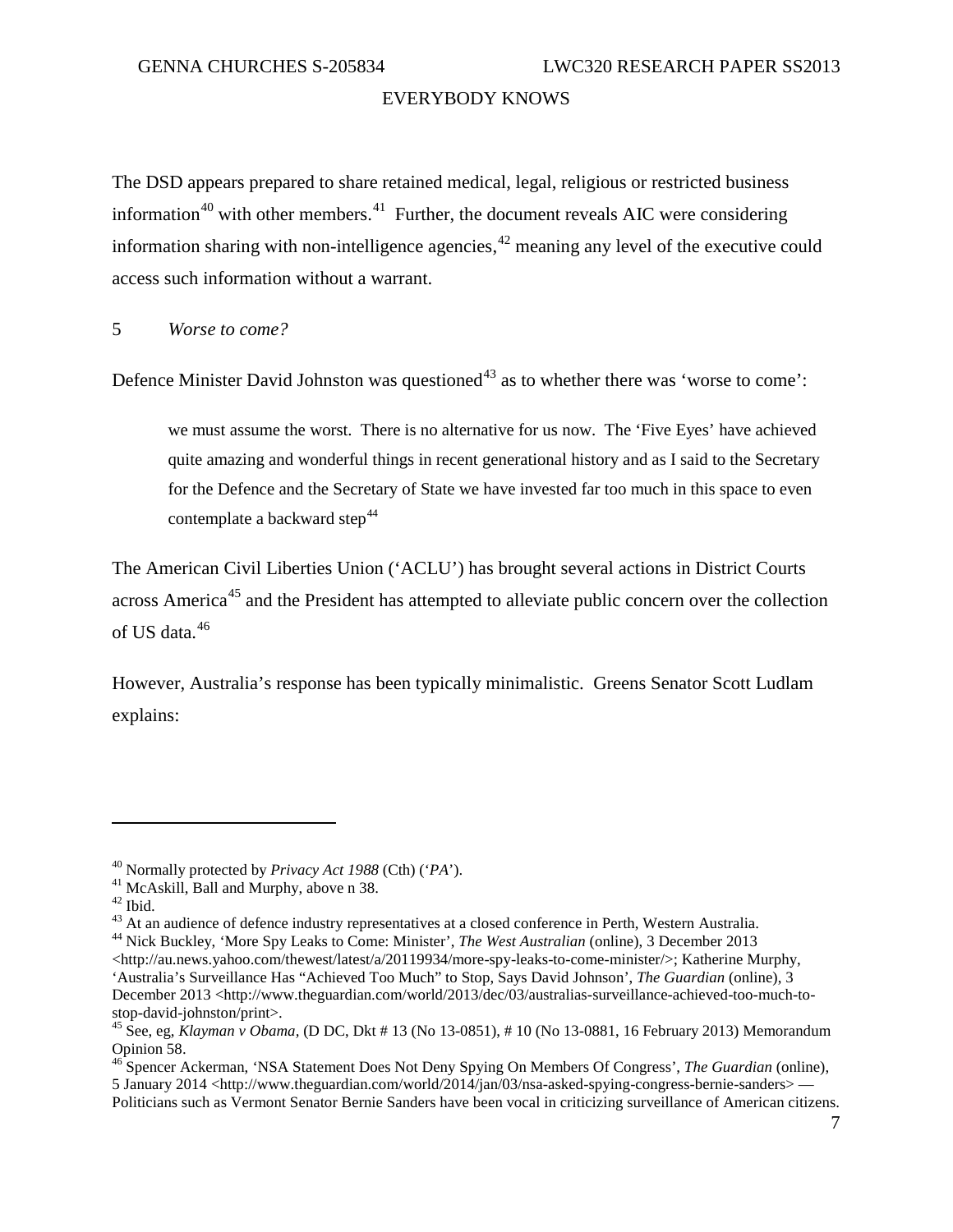The DSD appears prepared to share retained medical, legal, religious or restricted business information[40] with other members.[41] Further, the document reveals AIC were considering information sharing with non-intelligence agencies,[42] meaning any level of the executive could access such information without a warrant.

5 *Worse to come?*

Defence Minister David Johnston was questioned[43] as to whether there was 'worse to come':

> we must assume the worst. There is no alternative for us now. The 'Five Eyes' have achieved quite amazing and wonderful things in recent generational history and as I said to the Secretary for the Defence and the Secretary of State we have invested far too much in this space to even contemplate a backward step[44]

The American Civil Liberties Union ('ACLU') has brought several actions in District Courts across America[45] and the President has attempted to alleviate public concern over the collection of US data.[46]

However, Australia's response has been typically minimalistic. Greens Senator Scott Ludlam explains:

---

[40] Normally protected by *Privacy Act 1988* (Cth) ('*PA*').

[41] McAskill, Ball and Murphy, above n 38.

[42] Ibid.

[43] At an audience of defence industry representatives at a closed conference in Perth, Western Australia.

[44] Nick Buckley, 'More Spy Leaks to Come: Minister', *The West Australian* (online), 3 December 2013 <http://au.news.yahoo.com/thewest/latest/a/20119934/more-spy-leaks-to-come-minister/>; Katherine Murphy, 'Australia's Surveillance Has "Achieved Too Much" to Stop, Says David Johnson', *The Guardian* (online), 3 December 2013 <http://www.theguardian.com/world/2013/dec/03/australias-surveillance-achieved-too-much-to-stop-david-johnston/print>.

[45] See, eg, *Klayman v Obama*, (D DC, Dkt # 13 (No 13-0851), # 10 (No 13-0881, 16 February 2013) Memorandum Opinion 58.

[46] Spencer Ackerman, 'NSA Statement Does Not Deny Spying On Members Of Congress', *The Guardian* (online), 5 January 2014 <http://www.theguardian.com/world/2014/jan/03/nsa-asked-spying-congress-bernie-sanders> — Politicians such as Vermont Senator Bernie Sanders have been vocal in criticizing surveillance of American citizens.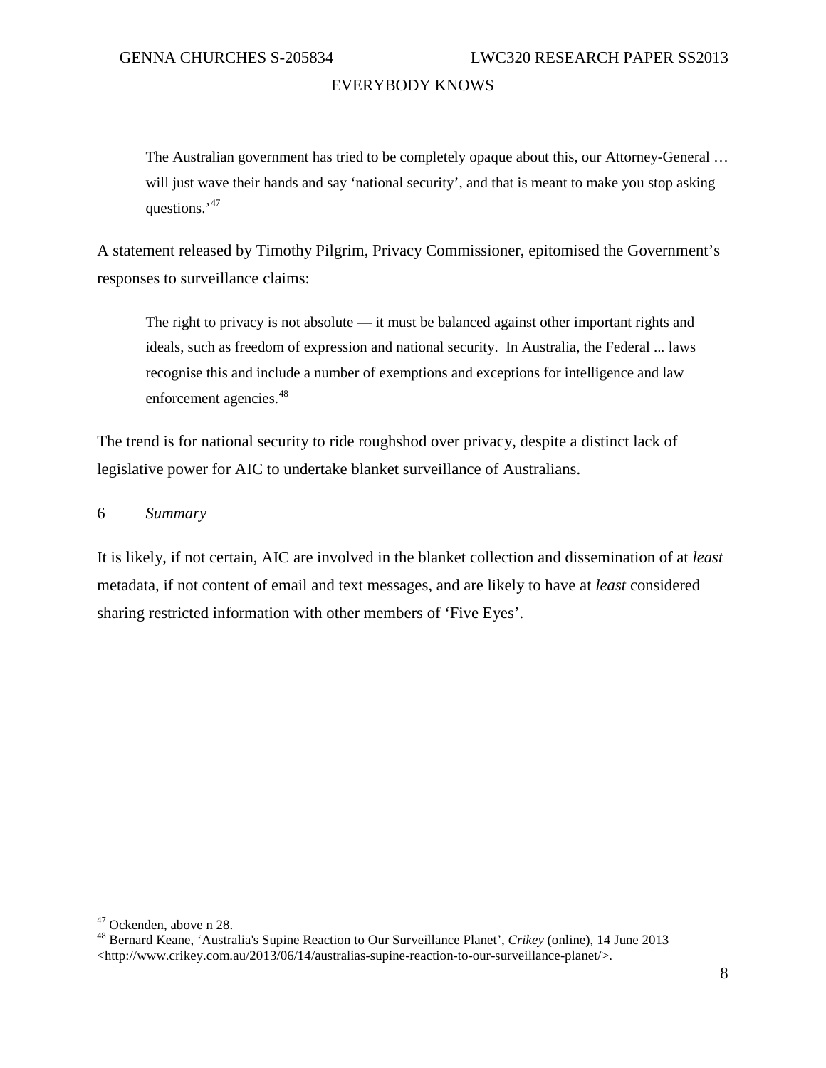> The Australian government has tried to be completely opaque about this, our Attorney-General … will just wave their hands and say 'national security', and that is meant to make you stop asking questions.'[47]

A statement released by Timothy Pilgrim, Privacy Commissioner, epitomised the Government's responses to surveillance claims:

> The right to privacy is not absolute — it must be balanced against other important rights and ideals, such as freedom of expression and national security. In Australia, the Federal ... laws recognise this and include a number of exemptions and exceptions for intelligence and law enforcement agencies.[48]

The trend is for national security to ride roughshod over privacy, despite a distinct lack of legislative power for AIC to undertake blanket surveillance of Australians.

### 6 *Summary*

It is likely, if not certain, AIC are involved in the blanket collection and dissemination of at *least* metadata, if not content of email and text messages, and are likely to have at *least* considered sharing restricted information with other members of 'Five Eyes'.

---

[47] Ockenden, above n 28.

[48] Bernard Keane, 'Australia's Supine Reaction to Our Surveillance Planet', *Crikey* (online), 14 June 2013 <http://www.crikey.com.au/2013/06/14/australias-supine-reaction-to-our-surveillance-planet/>.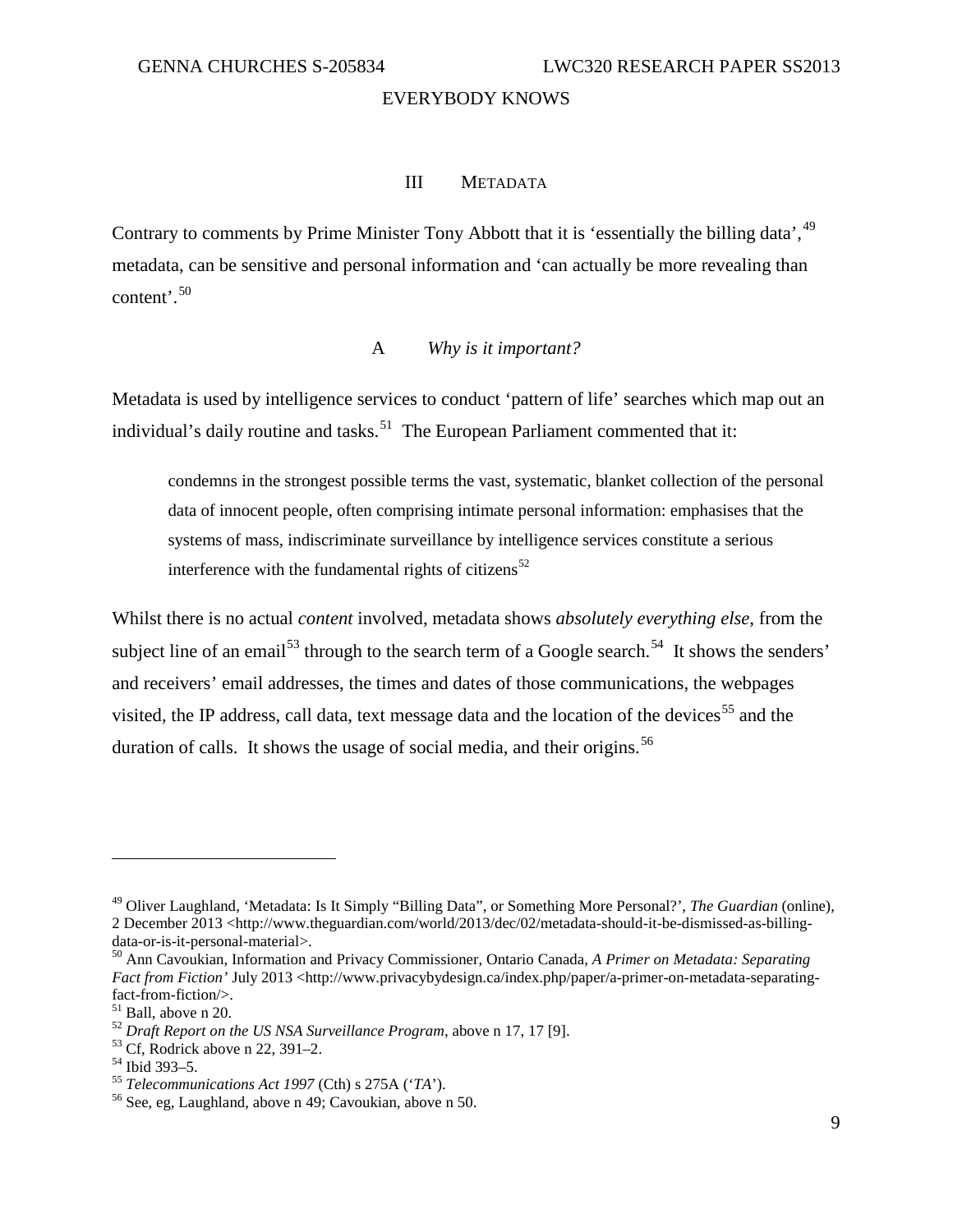## III METADATA

Contrary to comments by Prime Minister Tony Abbott that it is 'essentially the billing data',[49] metadata, can be sensitive and personal information and 'can actually be more revealing than content'.[50]

### A *Why is it important?*

Metadata is used by intelligence services to conduct 'pattern of life' searches which map out an individual's daily routine and tasks.[51] The European Parliament commented that it:

> condemns in the strongest possible terms the vast, systematic, blanket collection of the personal data of innocent people, often comprising intimate personal information: emphasises that the systems of mass, indiscriminate surveillance by intelligence services constitute a serious interference with the fundamental rights of citizens[52]

Whilst there is no actual *content* involved, metadata shows *absolutely everything else*, from the subject line of an email[53] through to the search term of a Google search.[54] It shows the senders' and receivers' email addresses, the times and dates of those communications, the webpages visited, the IP address, call data, text message data and the location of the devices[55] and the duration of calls. It shows the usage of social media, and their origins.[56]

---

[49] Oliver Laughland, 'Metadata: Is It Simply "Billing Data", or Something More Personal?', *The Guardian* (online), 2 December 2013 <http://www.theguardian.com/world/2013/dec/02/metadata-should-it-be-dismissed-as-billing-data-or-is-it-personal-material>.

[50] Ann Cavoukian, Information and Privacy Commissioner, Ontario Canada, *A Primer on Metadata: Separating Fact from Fiction'* July 2013 <http://www.privacybydesign.ca/index.php/paper/a-primer-on-metadata-separating-fact-from-fiction/>.

[51] Ball, above n 20.

[52] *Draft Report on the US NSA Surveillance Program*, above n 17, 17 [9].

[53] Cf, Rodrick above n 22, 391–2.

[54] Ibid 393–5.

[55] *Telecommunications Act 1997* (Cth) s 275A ('*TA*').

[56] See, eg, Laughland, above n 49; Cavoukian, above n 50.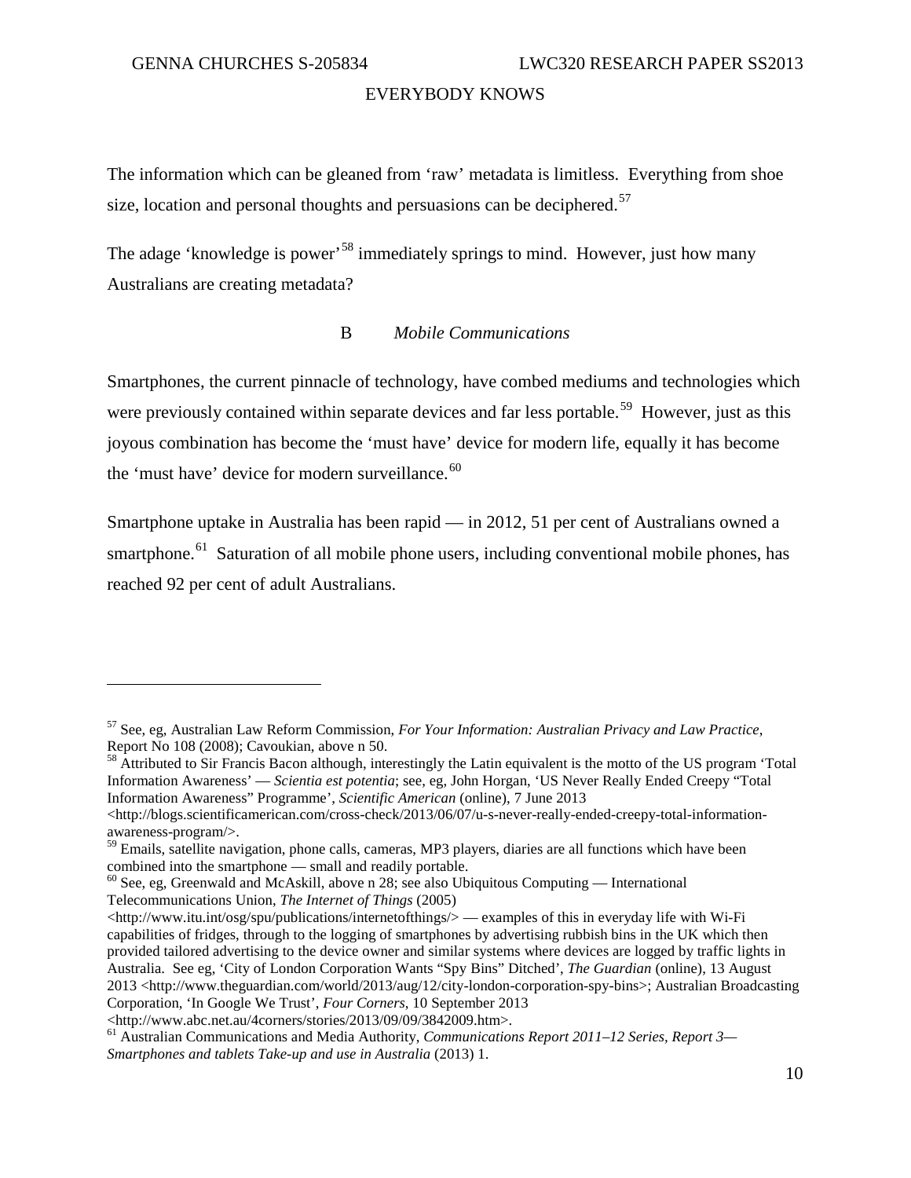The information which can be gleaned from 'raw' metadata is limitless. Everything from shoe size, location and personal thoughts and persuasions can be deciphered.[57]

The adage 'knowledge is power'[58] immediately springs to mind. However, just how many Australians are creating metadata?

### B *Mobile Communications*

Smartphones, the current pinnacle of technology, have combed mediums and technologies which were previously contained within separate devices and far less portable.[59] However, just as this joyous combination has become the 'must have' device for modern life, equally it has become the 'must have' device for modern surveillance.[60]

Smartphone uptake in Australia has been rapid — in 2012, 51 per cent of Australians owned a smartphone.[61] Saturation of all mobile phone users, including conventional mobile phones, has reached 92 per cent of adult Australians.

---

[57] See, eg, Australian Law Reform Commission, *For Your Information: Australian Privacy and Law Practice*, Report No 108 (2008); Cavoukian, above n 50.

[58] Attributed to Sir Francis Bacon although, interestingly the Latin equivalent is the motto of the US program 'Total Information Awareness' — *Scientia est potentia*; see, eg, John Horgan, 'US Never Really Ended Creepy "Total Information Awareness" Programme', *Scientific American* (online), 7 June 2013 <http://blogs.scientificamerican.com/cross-check/2013/06/07/u-s-never-really-ended-creepy-total-information-awareness-program/>.

[59] Emails, satellite navigation, phone calls, cameras, MP3 players, diaries are all functions which have been combined into the smartphone — small and readily portable.

[60] See, eg, Greenwald and McAskill, above n 28; see also Ubiquitous Computing — International Telecommunications Union, *The Internet of Things* (2005) <http://www.itu.int/osg/spu/publications/internetofthings/> — examples of this in everyday life with Wi-Fi capabilities of fridges, through to the logging of smartphones by advertising rubbish bins in the UK which then provided tailored advertising to the device owner and similar systems where devices are logged by traffic lights in Australia. See eg, 'City of London Corporation Wants "Spy Bins" Ditched', *The Guardian* (online), 13 August 2013 <http://www.theguardian.com/world/2013/aug/12/city-london-corporation-spy-bins>; Australian Broadcasting Corporation, 'In Google We Trust', *Four Corners*, 10 September 2013 <http://www.abc.net.au/4corners/stories/2013/09/09/3842009.htm>.

[61] Australian Communications and Media Authority, *Communications Report 2011–12 Series, Report 3— Smartphones and tablets Take-up and use in Australia* (2013) 1.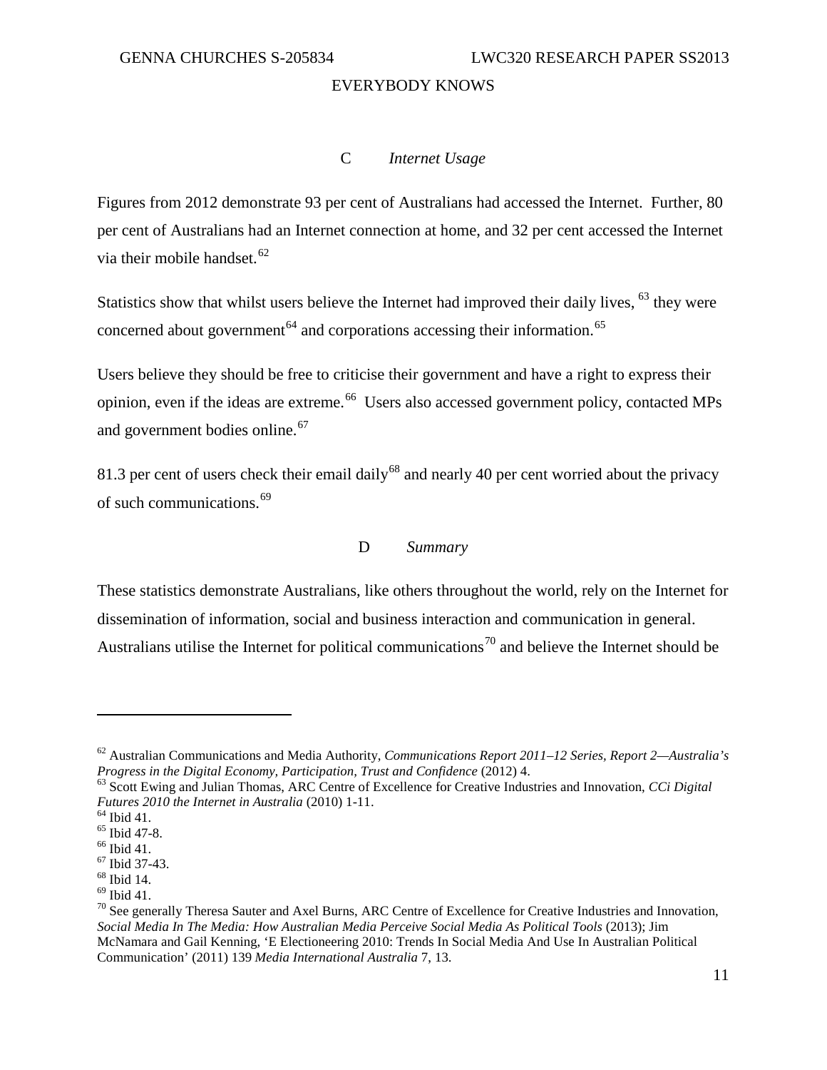### C *Internet Usage*

Figures from 2012 demonstrate 93 per cent of Australians had accessed the Internet. Further, 80 per cent of Australians had an Internet connection at home, and 32 per cent accessed the Internet via their mobile handset.[62]

Statistics show that whilst users believe the Internet had improved their daily lives, [63] they were concerned about government[64] and corporations accessing their information.[65]

Users believe they should be free to criticise their government and have a right to express their opinion, even if the ideas are extreme.[66] Users also accessed government policy, contacted MPs and government bodies online.[67]

81.3 per cent of users check their email daily[68] and nearly 40 per cent worried about the privacy of such communications.[69]

### D *Summary*

These statistics demonstrate Australians, like others throughout the world, rely on the Internet for dissemination of information, social and business interaction and communication in general. Australians utilise the Internet for political communications[70] and believe the Internet should be

---

[62] Australian Communications and Media Authority, *Communications Report 2011–12 Series, Report 2—Australia's Progress in the Digital Economy, Participation, Trust and Confidence* (2012) 4.

[63] Scott Ewing and Julian Thomas, ARC Centre of Excellence for Creative Industries and Innovation, *CCi Digital Futures 2010 the Internet in Australia* (2010) 1-11.

[64] Ibid 41.

[65] Ibid 47-8.

[66] Ibid 41.

[67] Ibid 37-43.

[68] Ibid 14.

[69] Ibid 41.

[70] See generally Theresa Sauter and Axel Burns, ARC Centre of Excellence for Creative Industries and Innovation, *Social Media In The Media: How Australian Media Perceive Social Media As Political Tools* (2013); Jim McNamara and Gail Kenning, 'E Electioneering 2010: Trends In Social Media And Use In Australian Political Communication' (2011) 139 *Media International Australia* 7, 13.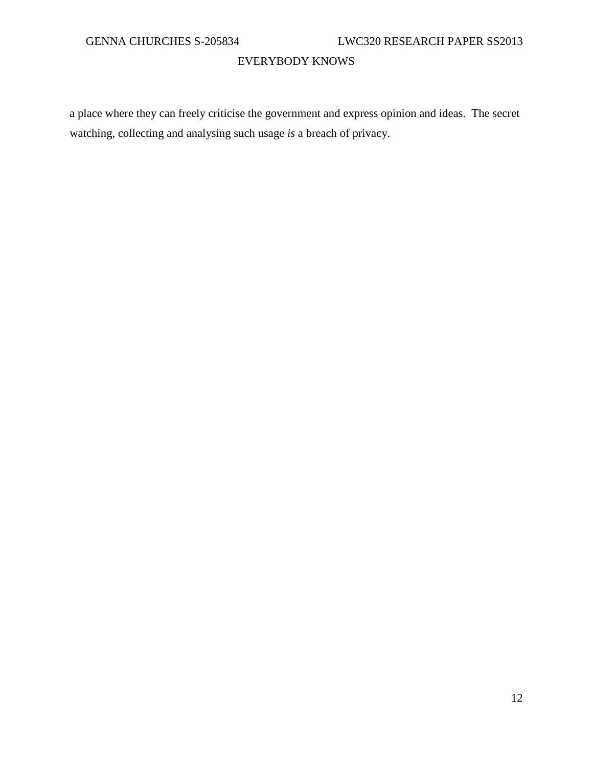a place where they can freely criticise the government and express opinion and ideas. The secret watching, collecting and analysing such usage *is* a breach of privacy.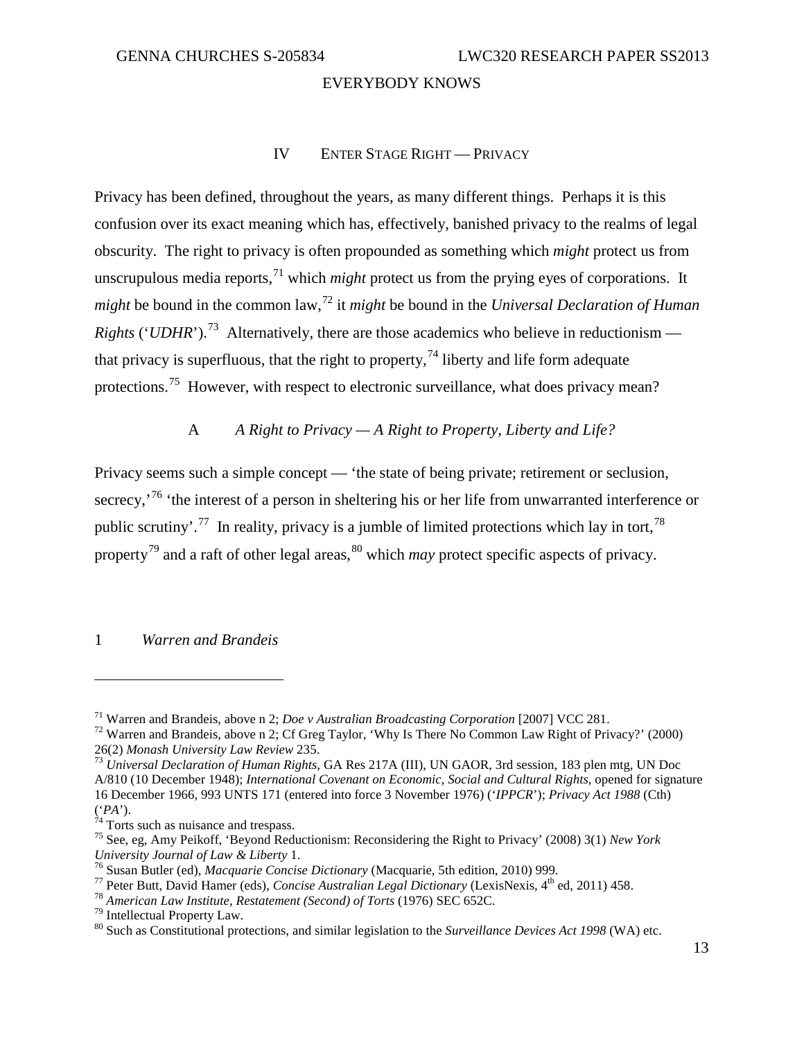## IV ENTER STAGE RIGHT — PRIVACY

Privacy has been defined, throughout the years, as many different things. Perhaps it is this confusion over its exact meaning which has, effectively, banished privacy to the realms of legal obscurity. The right to privacy is often propounded as something which *might* protect us from unscrupulous media reports,[71] which *might* protect us from the prying eyes of corporations. It *might* be bound in the common law,[72] it *might* be bound in the *Universal Declaration of Human Rights* ('*UDHR*').[73] Alternatively, there are those academics who believe in reductionism — that privacy is superfluous, that the right to property,[74] liberty and life form adequate protections.[75] However, with respect to electronic surveillance, what does privacy mean?

### A *A Right to Privacy — A Right to Property, Liberty and Life?*

Privacy seems such a simple concept — 'the state of being private; retirement or seclusion, secrecy,'[76] 'the interest of a person in sheltering his or her life from unwarranted interference or public scrutiny'.[77] In reality, privacy is a jumble of limited protections which lay in tort,[78] property[79] and a raft of other legal areas,[80] which *may* protect specific aspects of privacy.

#### 1 *Warren and Brandeis*

---

[71] Warren and Brandeis, above n 2; *Doe v Australian Broadcasting Corporation* [2007] VCC 281.

[72] Warren and Brandeis, above n 2; Cf Greg Taylor, 'Why Is There No Common Law Right of Privacy?' (2000) 26(2) *Monash University Law Review* 235.

[73] *Universal Declaration of Human Rights*, GA Res 217A (III), UN GAOR, 3rd session, 183 plen mtg, UN Doc A/810 (10 December 1948); *International Covenant on Economic, Social and Cultural Rights*, opened for signature 16 December 1966, 993 UNTS 171 (entered into force 3 November 1976) ('*IPPCR*'); *Privacy Act 1988* (Cth) ('*PA*').

[74] Torts such as nuisance and trespass.

[75] See, eg, Amy Peikoff, 'Beyond Reductionism: Reconsidering the Right to Privacy' (2008) 3(1) *New York University Journal of Law & Liberty* 1.

[76] Susan Butler (ed), *Macquarie Concise Dictionary* (Macquarie, 5th edition, 2010) 999.

[77] Peter Butt, David Hamer (eds), *Concise Australian Legal Dictionary* (LexisNexis, 4th ed, 2011) 458.

[78] *American Law Institute, Restatement (Second) of Torts* (1976) SEC 652C.

[79] Intellectual Property Law.

[80] Such as Constitutional protections, and similar legislation to the *Surveillance Devices Act 1998* (WA) etc.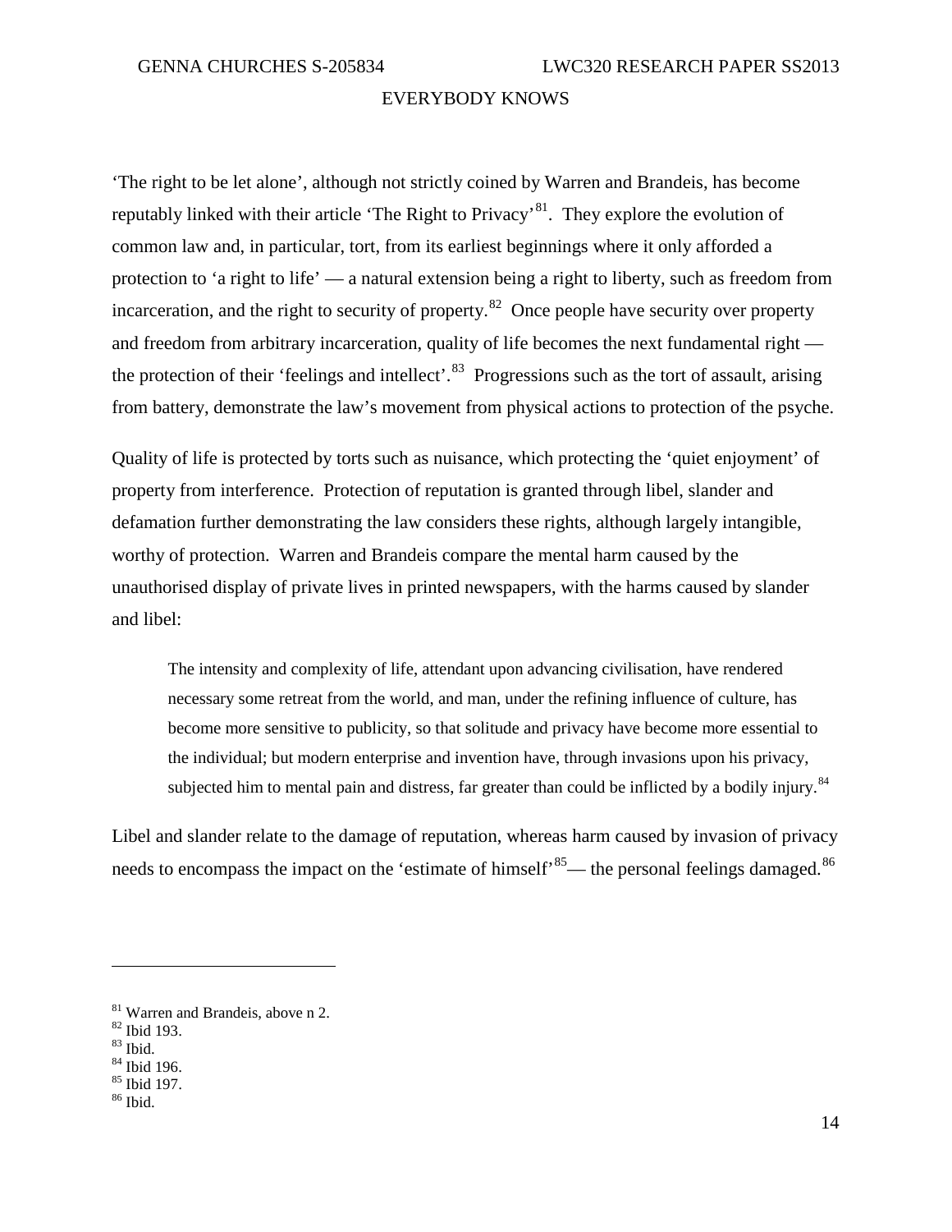'The right to be let alone', although not strictly coined by Warren and Brandeis, has become reputably linked with their article 'The Right to Privacy'[81]. They explore the evolution of common law and, in particular, tort, from its earliest beginnings where it only afforded a protection to 'a right to life' — a natural extension being a right to liberty, such as freedom from incarceration, and the right to security of property.[82] Once people have security over property and freedom from arbitrary incarceration, quality of life becomes the next fundamental right — the protection of their 'feelings and intellect'.[83] Progressions such as the tort of assault, arising from battery, demonstrate the law's movement from physical actions to protection of the psyche.

Quality of life is protected by torts such as nuisance, which protecting the 'quiet enjoyment' of property from interference. Protection of reputation is granted through libel, slander and defamation further demonstrating the law considers these rights, although largely intangible, worthy of protection. Warren and Brandeis compare the mental harm caused by the unauthorised display of private lives in printed newspapers, with the harms caused by slander and libel:

> The intensity and complexity of life, attendant upon advancing civilisation, have rendered necessary some retreat from the world, and man, under the refining influence of culture, has become more sensitive to publicity, so that solitude and privacy have become more essential to the individual; but modern enterprise and invention have, through invasions upon his privacy, subjected him to mental pain and distress, far greater than could be inflicted by a bodily injury.[84]

Libel and slander relate to the damage of reputation, whereas harm caused by invasion of privacy needs to encompass the impact on the 'estimate of himself'[85]— the personal feelings damaged.[86]

---

[81] Warren and Brandeis, above n 2.
[82] Ibid 193.
[83] Ibid.
[84] Ibid 196.
[85] Ibid 197.
[86] Ibid.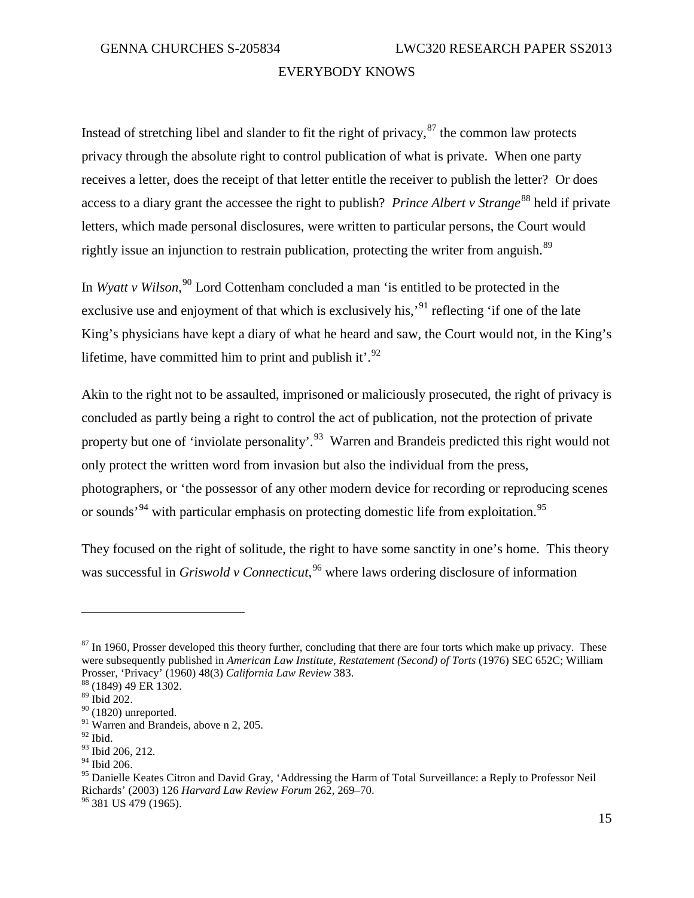Instead of stretching libel and slander to fit the right of privacy,[87] the common law protects privacy through the absolute right to control publication of what is private. When one party receives a letter, does the receipt of that letter entitle the receiver to publish the letter? Or does access to a diary grant the accessee the right to publish? *Prince Albert v Strange*[88] held if private letters, which made personal disclosures, were written to particular persons, the Court would rightly issue an injunction to restrain publication, protecting the writer from anguish.[89]

In *Wyatt v Wilson*,[90] Lord Cottenham concluded a man 'is entitled to be protected in the exclusive use and enjoyment of that which is exclusively his,'[91] reflecting 'if one of the late King's physicians have kept a diary of what he heard and saw, the Court would not, in the King's lifetime, have committed him to print and publish it'.[92]

Akin to the right not to be assaulted, imprisoned or maliciously prosecuted, the right of privacy is concluded as partly being a right to control the act of publication, not the protection of private property but one of 'inviolate personality'.[93] Warren and Brandeis predicted this right would not only protect the written word from invasion but also the individual from the press, photographers, or 'the possessor of any other modern device for recording or reproducing scenes or sounds'[94] with particular emphasis on protecting domestic life from exploitation.[95]

They focused on the right of solitude, the right to have some sanctity in one's home. This theory was successful in *Griswold v Connecticut*,[96] where laws ordering disclosure of information

---

[87] In 1960, Prosser developed this theory further, concluding that there are four torts which make up privacy. These were subsequently published in *American Law Institute, Restatement (Second) of Torts* (1976) SEC 652C; William Prosser, 'Privacy' (1960) 48(3) *California Law Review* 383.

[88] (1849) 49 ER 1302.

[89] Ibid 202.

[90] (1820) unreported.

[91] Warren and Brandeis, above n 2, 205.

[92] Ibid.

[93] Ibid 206, 212.

[94] Ibid 206.

[95] Danielle Keates Citron and David Gray, 'Addressing the Harm of Total Surveillance: a Reply to Professor Neil Richards' (2003) 126 *Harvard Law Review Forum* 262, 269–70.

[96] 381 US 479 (1965).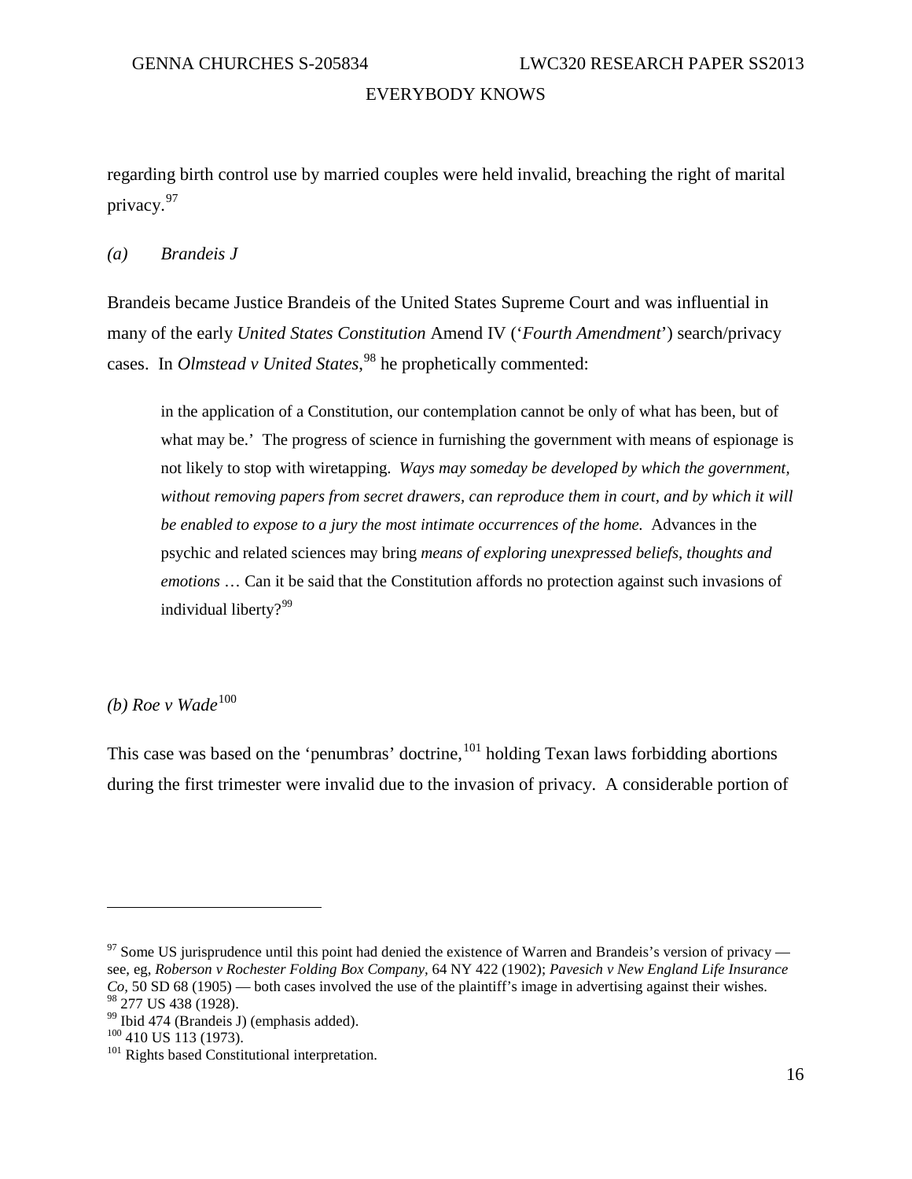regarding birth control use by married couples were held invalid, breaching the right of marital privacy.[97]

*(a) Brandeis J*

Brandeis became Justice Brandeis of the United States Supreme Court and was influential in many of the early *United States Constitution* Amend IV ('*Fourth Amendment*') search/privacy cases. In *Olmstead v United States*,[98] he prophetically commented:

> in the application of a Constitution, our contemplation cannot be only of what has been, but of what may be.' The progress of science in furnishing the government with means of espionage is not likely to stop with wiretapping. *Ways may someday be developed by which the government, without removing papers from secret drawers, can reproduce them in court, and by which it will be enabled to expose to a jury the most intimate occurrences of the home.* Advances in the psychic and related sciences may bring *means of exploring unexpressed beliefs, thoughts and emotions* … Can it be said that the Constitution affords no protection against such invasions of individual liberty?[99]

*(b) Roe v Wade*[100]

This case was based on the 'penumbras' doctrine,[101] holding Texan laws forbidding abortions during the first trimester were invalid due to the invasion of privacy. A considerable portion of

---

[97] Some US jurisprudence until this point had denied the existence of Warren and Brandeis's version of privacy — see, eg, *Roberson v Rochester Folding Box Company,* 64 NY 422 (1902); *Pavesich v New England Life Insurance Co*, 50 SD 68 (1905) — both cases involved the use of the plaintiff's image in advertising against their wishes.

[98] 277 US 438 (1928).

[99] Ibid 474 (Brandeis J) (emphasis added).

[100] 410 US 113 (1973).

[101] Rights based Constitutional interpretation.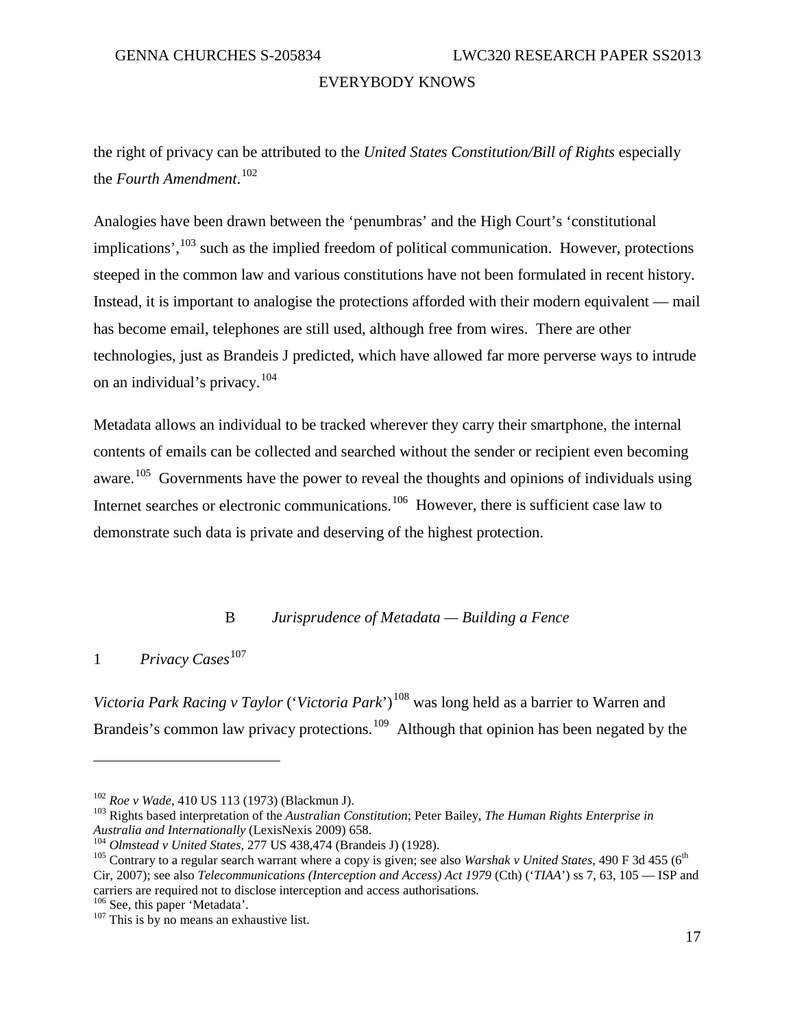the right of privacy can be attributed to the *United States Constitution/Bill of Rights* especially the *Fourth Amendment*.[102]

Analogies have been drawn between the 'penumbras' and the High Court's 'constitutional implications',[103] such as the implied freedom of political communication. However, protections steeped in the common law and various constitutions have not been formulated in recent history. Instead, it is important to analogise the protections afforded with their modern equivalent — mail has become email, telephones are still used, although free from wires. There are other technologies, just as Brandeis J predicted, which have allowed far more perverse ways to intrude on an individual's privacy.[104]

Metadata allows an individual to be tracked wherever they carry their smartphone, the internal contents of emails can be collected and searched without the sender or recipient even becoming aware.[105] Governments have the power to reveal the thoughts and opinions of individuals using Internet searches or electronic communications.[106] However, there is sufficient case law to demonstrate such data is private and deserving of the highest protection.

## B *Jurisprudence of Metadata — Building a Fence*

### 1 *Privacy Cases*[107]

*Victoria Park Racing v Taylor* ('*Victoria Park*')[108] was long held as a barrier to Warren and Brandeis's common law privacy protections.[109] Although that opinion has been negated by the

---

[102] *Roe v Wade*, 410 US 113 (1973) (Blackmun J).

[103] Rights based interpretation of the *Australian Constitution*; Peter Bailey, *The Human Rights Enterprise in Australia and Internationally* (LexisNexis 2009) 658.

[104] *Olmstead v United States*, 277 US 438,474 (Brandeis J) (1928).

[105] Contrary to a regular search warrant where a copy is given; see also *Warshak v United States*, 490 F 3d 455 (6th Cir, 2007); see also *Telecommunications (Interception and Access) Act 1979* (Cth) ('*TIAA*') ss 7, 63, 105 — ISP and carriers are required not to disclose interception and access authorisations.

[106] See, this paper 'Metadata'.

[107] This is by no means an exhaustive list.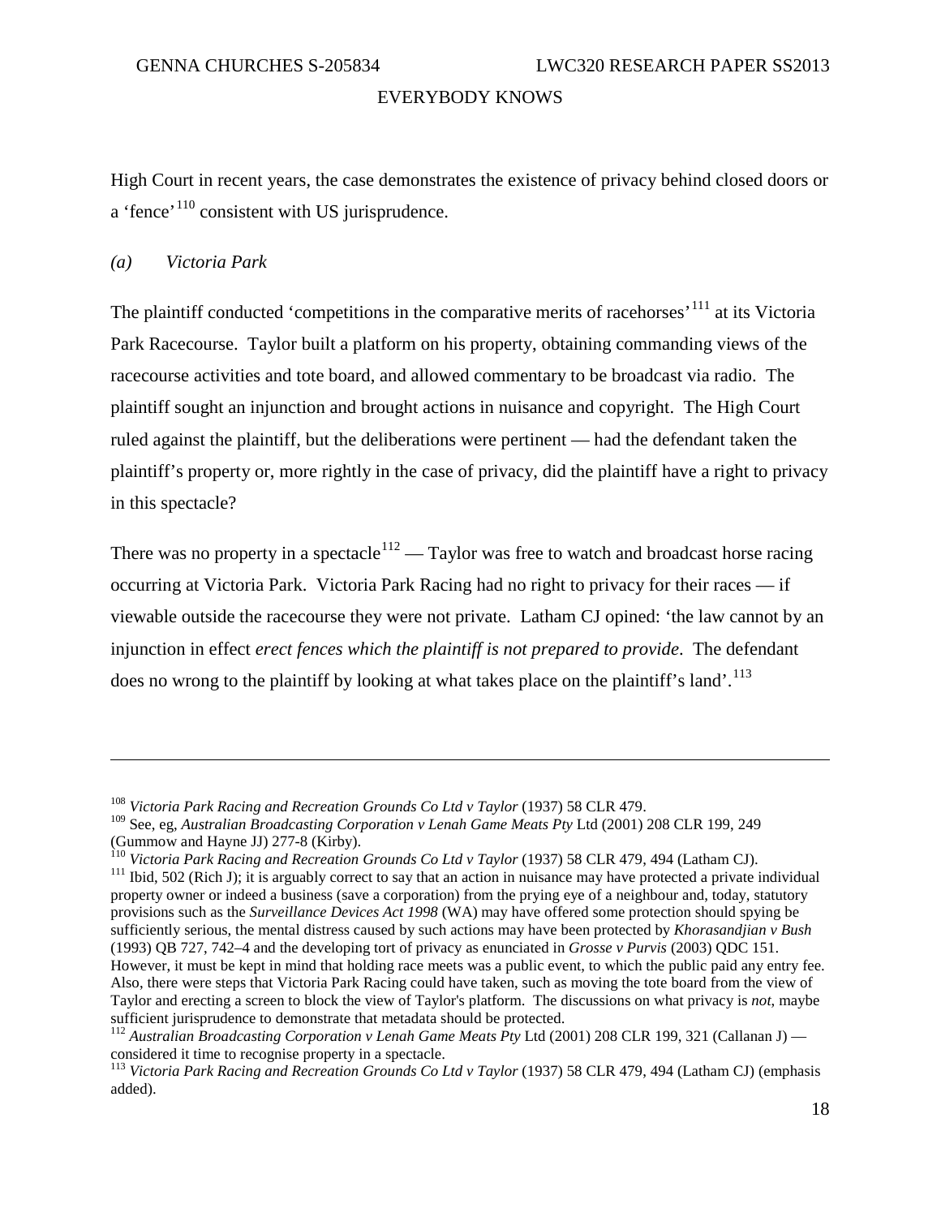High Court in recent years, the case demonstrates the existence of privacy behind closed doors or a 'fence'[110] consistent with US jurisprudence.

### *(a) Victoria Park*

The plaintiff conducted 'competitions in the comparative merits of racehorses'[111] at its Victoria Park Racecourse. Taylor built a platform on his property, obtaining commanding views of the racecourse activities and tote board, and allowed commentary to be broadcast via radio. The plaintiff sought an injunction and brought actions in nuisance and copyright. The High Court ruled against the plaintiff, but the deliberations were pertinent — had the defendant taken the plaintiff's property or, more rightly in the case of privacy, did the plaintiff have a right to privacy in this spectacle?

There was no property in a spectacle[112] — Taylor was free to watch and broadcast horse racing occurring at Victoria Park. Victoria Park Racing had no right to privacy for their races — if viewable outside the racecourse they were not private. Latham CJ opined: 'the law cannot by an injunction in effect *erect fences which the plaintiff is not prepared to provide*. The defendant does no wrong to the plaintiff by looking at what takes place on the plaintiff's land'.[113]

---

[108] *Victoria Park Racing and Recreation Grounds Co Ltd v Taylor* (1937) 58 CLR 479.

[109] See, eg, *Australian Broadcasting Corporation v Lenah Game Meats Pty* Ltd (2001) 208 CLR 199, 249 (Gummow and Hayne JJ) 277-8 (Kirby).

[110] *Victoria Park Racing and Recreation Grounds Co Ltd v Taylor* (1937) 58 CLR 479, 494 (Latham CJ).

[111] Ibid, 502 (Rich J); it is arguably correct to say that an action in nuisance may have protected a private individual property owner or indeed a business (save a corporation) from the prying eye of a neighbour and, today, statutory provisions such as the *Surveillance Devices Act 1998* (WA) may have offered some protection should spying be sufficiently serious, the mental distress caused by such actions may have been protected by *Khorasandjian v Bush* (1993) QB 727, 742–4 and the developing tort of privacy as enunciated in *Grosse v Purvis* (2003) QDC 151. However, it must be kept in mind that holding race meets was a public event, to which the public paid any entry fee. Also, there were steps that Victoria Park Racing could have taken, such as moving the tote board from the view of Taylor and erecting a screen to block the view of Taylor's platform. The discussions on what privacy is *not*, maybe sufficient jurisprudence to demonstrate that metadata should be protected.

[112] *Australian Broadcasting Corporation v Lenah Game Meats Pty* Ltd (2001) 208 CLR 199, 321 (Callanan J) — considered it time to recognise property in a spectacle.

[113] *Victoria Park Racing and Recreation Grounds Co Ltd v Taylor* (1937) 58 CLR 479, 494 (Latham CJ) (emphasis added).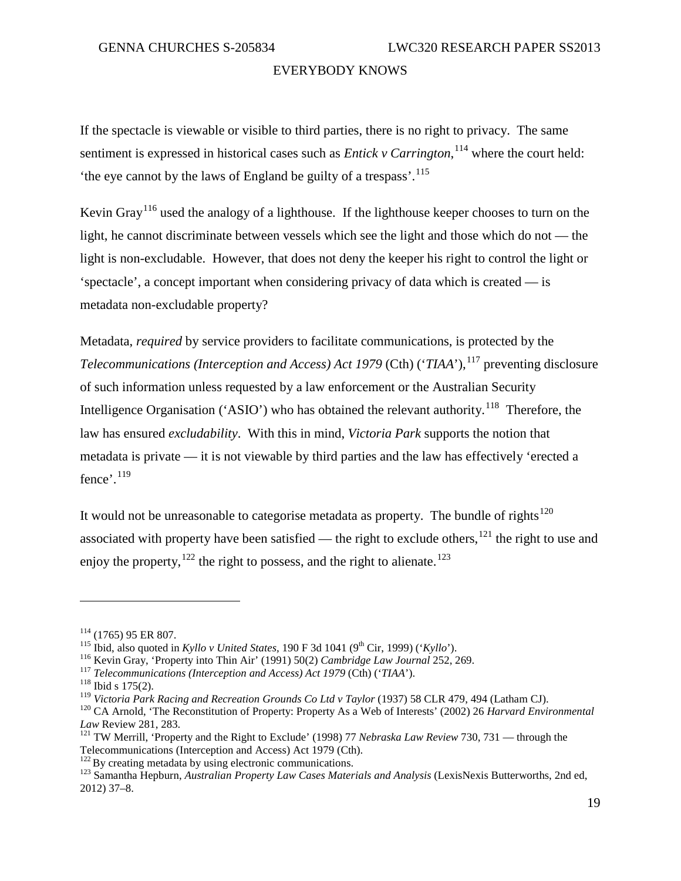If the spectacle is viewable or visible to third parties, there is no right to privacy. The same sentiment is expressed in historical cases such as *Entick v Carrington*,[114] where the court held: 'the eye cannot by the laws of England be guilty of a trespass'.[115]

Kevin Gray[116] used the analogy of a lighthouse. If the lighthouse keeper chooses to turn on the light, he cannot discriminate between vessels which see the light and those which do not — the light is non-excludable. However, that does not deny the keeper his right to control the light or 'spectacle', a concept important when considering privacy of data which is created — is metadata non-excludable property?

Metadata, *required* by service providers to facilitate communications, is protected by the *Telecommunications (Interception and Access) Act 1979* (Cth) ('*TIAA*'),[117] preventing disclosure of such information unless requested by a law enforcement or the Australian Security Intelligence Organisation ('ASIO') who has obtained the relevant authority.[118] Therefore, the law has ensured *excludability*. With this in mind, *Victoria Park* supports the notion that metadata is private — it is not viewable by third parties and the law has effectively 'erected a fence'.[119]

It would not be unreasonable to categorise metadata as property. The bundle of rights[120] associated with property have been satisfied — the right to exclude others,[121] the right to use and enjoy the property,[122] the right to possess, and the right to alienate.[123]

---

[114] (1765) 95 ER 807.

[115] Ibid, also quoted in *Kyllo v United States*, 190 F 3d 1041 (9th Cir, 1999) ('*Kyllo*').

[116] Kevin Gray, 'Property into Thin Air' (1991) 50(2) *Cambridge Law Journal* 252, 269.

[117] *Telecommunications (Interception and Access) Act 1979* (Cth) ('*TIAA*').

[118] Ibid s 175(2).

[119] *Victoria Park Racing and Recreation Grounds Co Ltd v Taylor* (1937) 58 CLR 479, 494 (Latham CJ).

[120] CA Arnold, 'The Reconstitution of Property: Property As a Web of Interests' (2002) 26 *Harvard Environmental Law* Review 281, 283.

[121] TW Merrill, 'Property and the Right to Exclude' (1998) 77 *Nebraska Law Review* 730, 731 — through the Telecommunications (Interception and Access) Act 1979 (Cth).

[122] By creating metadata by using electronic communications.

[123] Samantha Hepburn, *Australian Property Law Cases Materials and Analysis* (LexisNexis Butterworths, 2nd ed, 2012) 37–8.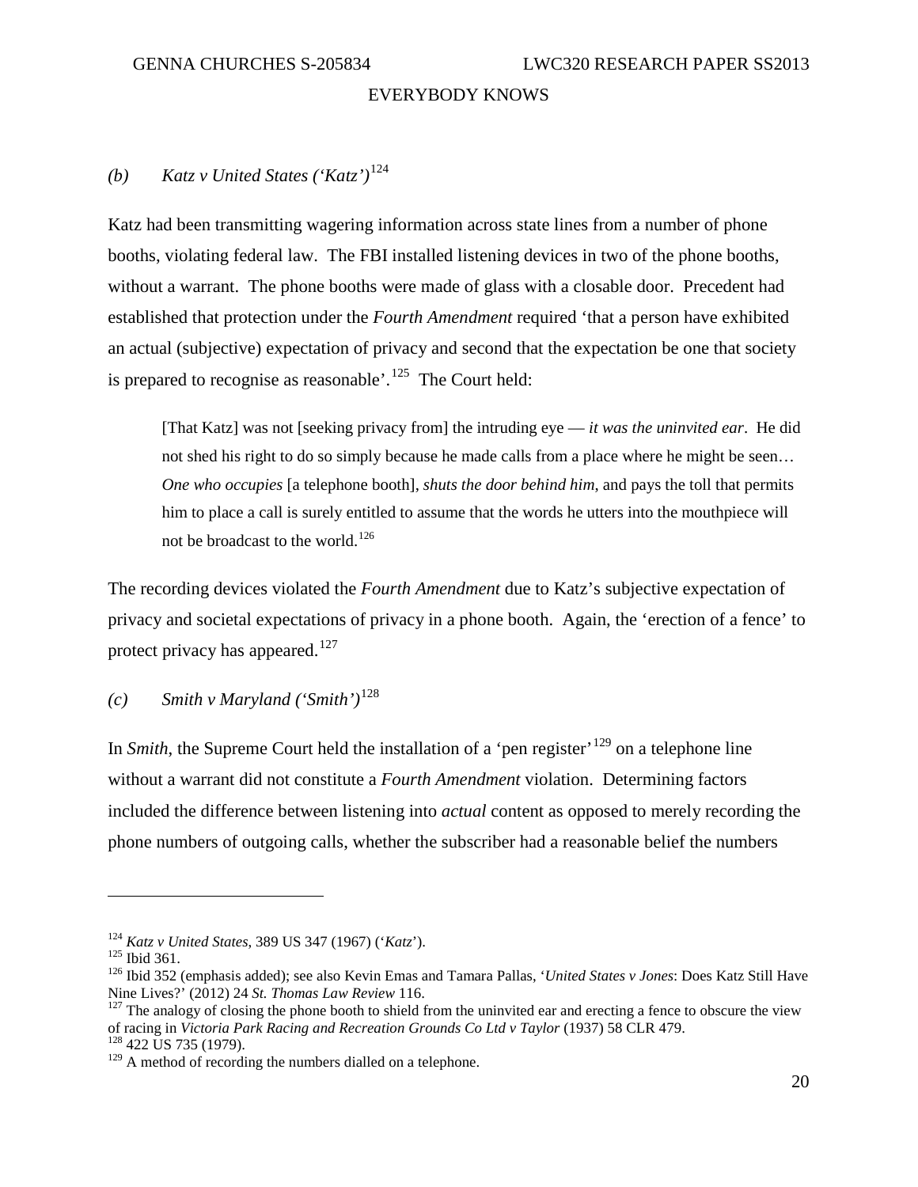### *(b) Katz v United States ('Katz')*[124]

Katz had been transmitting wagering information across state lines from a number of phone booths, violating federal law. The FBI installed listening devices in two of the phone booths, without a warrant. The phone booths were made of glass with a closable door. Precedent had established that protection under the *Fourth Amendment* required 'that a person have exhibited an actual (subjective) expectation of privacy and second that the expectation be one that society is prepared to recognise as reasonable'.[125] The Court held:

> [That Katz] was not [seeking privacy from] the intruding eye — *it was the uninvited ear*. He did not shed his right to do so simply because he made calls from a place where he might be seen… *One who occupies* [a telephone booth], *shuts the door behind him*, and pays the toll that permits him to place a call is surely entitled to assume that the words he utters into the mouthpiece will not be broadcast to the world.[126]

The recording devices violated the *Fourth Amendment* due to Katz's subjective expectation of privacy and societal expectations of privacy in a phone booth. Again, the 'erection of a fence' to protect privacy has appeared.[127]

### *(c) Smith v Maryland ('Smith')*[128]

In *Smith*, the Supreme Court held the installation of a 'pen register'[129] on a telephone line without a warrant did not constitute a *Fourth Amendment* violation. Determining factors included the difference between listening into *actual* content as opposed to merely recording the phone numbers of outgoing calls, whether the subscriber had a reasonable belief the numbers

---

[124] *Katz v United States*, 389 US 347 (1967) ('*Katz*').

[125] Ibid 361.

[126] Ibid 352 (emphasis added); see also Kevin Emas and Tamara Pallas, '*United States v Jones*: Does Katz Still Have Nine Lives?' (2012) 24 *St. Thomas Law Review* 116.

[127] The analogy of closing the phone booth to shield from the uninvited ear and erecting a fence to obscure the view of racing in *Victoria Park Racing and Recreation Grounds Co Ltd v Taylor* (1937) 58 CLR 479.

[128] 422 US 735 (1979).

[129] A method of recording the numbers dialled on a telephone.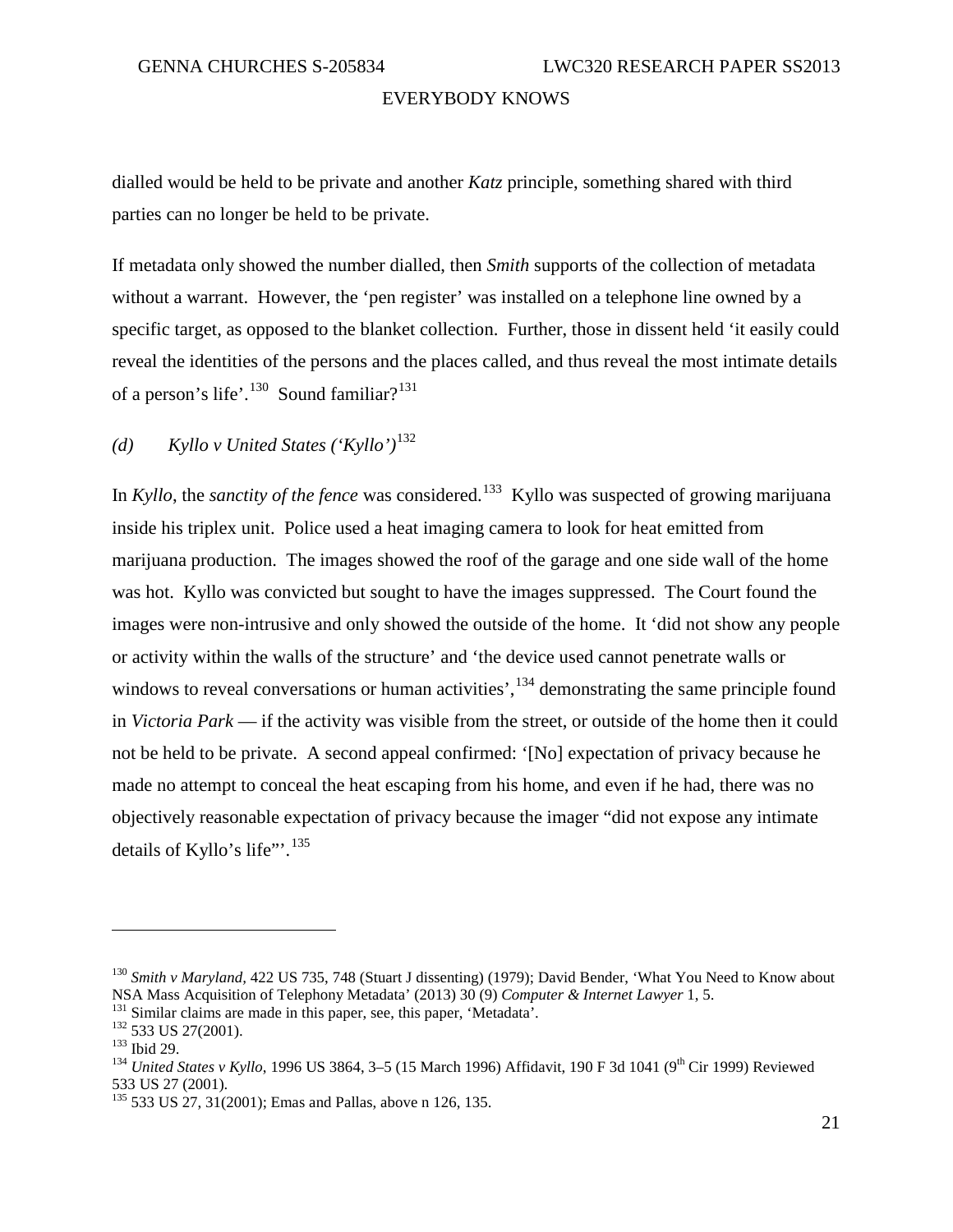dialled would be held to be private and another *Katz* principle, something shared with third parties can no longer be held to be private.

If metadata only showed the number dialled, then *Smith* supports of the collection of metadata without a warrant. However, the 'pen register' was installed on a telephone line owned by a specific target, as opposed to the blanket collection. Further, those in dissent held 'it easily could reveal the identities of the persons and the places called, and thus reveal the most intimate details of a person's life'.[130] Sound familiar?[131]

### *(d) Kyllo v United States ('Kyllo')*[132]

In *Kyllo*, the *sanctity of the fence* was considered.[133] Kyllo was suspected of growing marijuana inside his triplex unit. Police used a heat imaging camera to look for heat emitted from marijuana production. The images showed the roof of the garage and one side wall of the home was hot. Kyllo was convicted but sought to have the images suppressed. The Court found the images were non-intrusive and only showed the outside of the home. It 'did not show any people or activity within the walls of the structure' and 'the device used cannot penetrate walls or windows to reveal conversations or human activities',[134] demonstrating the same principle found in *Victoria Park* — if the activity was visible from the street, or outside of the home then it could not be held to be private. A second appeal confirmed: '[No] expectation of privacy because he made no attempt to conceal the heat escaping from his home, and even if he had, there was no objectively reasonable expectation of privacy because the imager "did not expose any intimate details of Kyllo's life"'.[135]

---

[130] *Smith v Maryland*, 422 US 735, 748 (Stuart J dissenting) (1979); David Bender, 'What You Need to Know about NSA Mass Acquisition of Telephony Metadata' (2013) 30 (9) *Computer & Internet Lawyer* 1, 5.

[131] Similar claims are made in this paper, see, this paper, 'Metadata'.

[132] 533 US 27(2001).

[133] Ibid 29.

[134] *United States v Kyllo*, 1996 US 3864, 3–5 (15 March 1996) Affidavit, 190 F 3d 1041 (9th Cir 1999) Reviewed 533 US 27 (2001).

[135] 533 US 27, 31(2001); Emas and Pallas, above n 126, 135.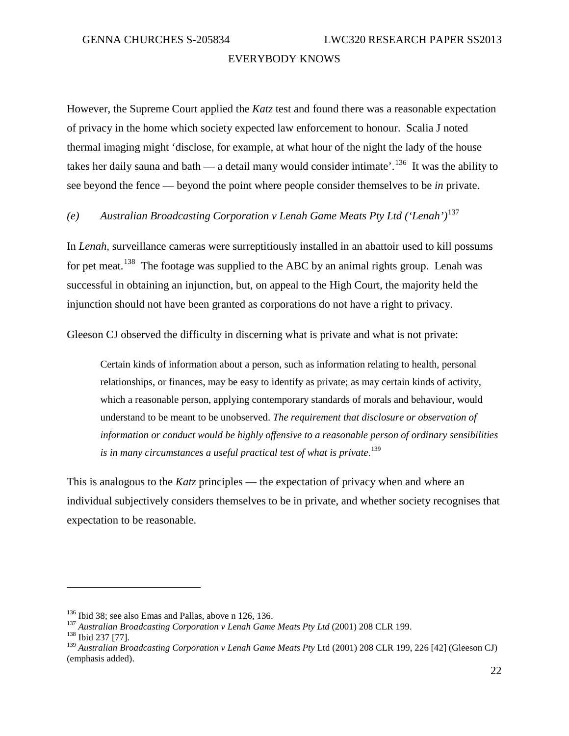However, the Supreme Court applied the *Katz* test and found there was a reasonable expectation of privacy in the home which society expected law enforcement to honour. Scalia J noted thermal imaging might 'disclose, for example, at what hour of the night the lady of the house takes her daily sauna and bath — a detail many would consider intimate'.[136] It was the ability to see beyond the fence — beyond the point where people consider themselves to be *in* private.

### *(e) Australian Broadcasting Corporation v Lenah Game Meats Pty Ltd ('Lenah')*[137]

In *Lenah,* surveillance cameras were surreptitiously installed in an abattoir used to kill possums for pet meat.[138] The footage was supplied to the ABC by an animal rights group. Lenah was successful in obtaining an injunction, but, on appeal to the High Court, the majority held the injunction should not have been granted as corporations do not have a right to privacy.

Gleeson CJ observed the difficulty in discerning what is private and what is not private:

> Certain kinds of information about a person, such as information relating to health, personal relationships, or finances, may be easy to identify as private; as may certain kinds of activity, which a reasonable person, applying contemporary standards of morals and behaviour, would understand to be meant to be unobserved. *The requirement that disclosure or observation of information or conduct would be highly offensive to a reasonable person of ordinary sensibilities is in many circumstances a useful practical test of what is private*.[139]

This is analogous to the *Katz* principles — the expectation of privacy when and where an individual subjectively considers themselves to be in private, and whether society recognises that expectation to be reasonable.

---

[136] Ibid 38; see also Emas and Pallas, above n 126, 136.
[137] *Australian Broadcasting Corporation v Lenah Game Meats Pty Ltd* (2001) 208 CLR 199.
[138] Ibid 237 [77].
[139] *Australian Broadcasting Corporation v Lenah Game Meats Pty* Ltd (2001) 208 CLR 199, 226 [42] (Gleeson CJ) (emphasis added).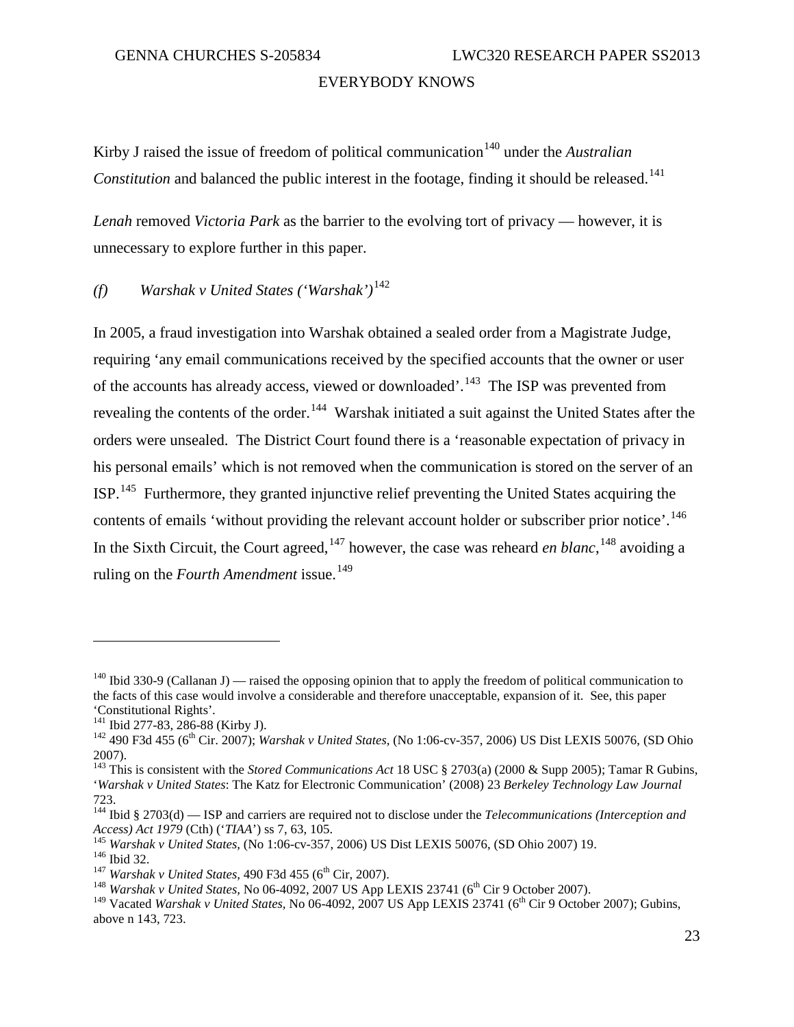Kirby J raised the issue of freedom of political communication[140] under the *Australian Constitution* and balanced the public interest in the footage, finding it should be released.[141]

*Lenah* removed *Victoria Park* as the barrier to the evolving tort of privacy — however, it is unnecessary to explore further in this paper.

### *(f) Warshak v United States ('Warshak')*[142]

In 2005, a fraud investigation into Warshak obtained a sealed order from a Magistrate Judge, requiring 'any email communications received by the specified accounts that the owner or user of the accounts has already access, viewed or downloaded'.[143] The ISP was prevented from revealing the contents of the order.[144] Warshak initiated a suit against the United States after the orders were unsealed. The District Court found there is a 'reasonable expectation of privacy in his personal emails' which is not removed when the communication is stored on the server of an ISP.[145] Furthermore, they granted injunctive relief preventing the United States acquiring the contents of emails 'without providing the relevant account holder or subscriber prior notice'.[146] In the Sixth Circuit, the Court agreed,[147] however, the case was reheard *en blanc*,[148] avoiding a ruling on the *Fourth Amendment* issue.[149]

---

[140] Ibid 330-9 (Callanan J) — raised the opposing opinion that to apply the freedom of political communication to the facts of this case would involve a considerable and therefore unacceptable, expansion of it. See, this paper 'Constitutional Rights'.

[141] Ibid 277-83, 286-88 (Kirby J).

[142] 490 F3d 455 (6th Cir. 2007); *Warshak v United States,* (No 1:06-cv-357, 2006) US Dist LEXIS 50076, (SD Ohio 2007).

[143] This is consistent with the *Stored Communications Act* 18 USC § 2703(a) (2000 & Supp 2005); Tamar R Gubins, '*Warshak v United States*: The Katz for Electronic Communication' (2008) 23 *Berkeley Technology Law Journal* 723.

[144] Ibid § 2703(d) — ISP and carriers are required not to disclose under the *Telecommunications (Interception and Access) Act 1979* (Cth) ('*TIAA*') ss 7, 63, 105.

[145] *Warshak v United States,* (No 1:06-cv-357, 2006) US Dist LEXIS 50076, (SD Ohio 2007) 19.

[146] Ibid 32.

[147] *Warshak v United States,* 490 F3d 455 (6th Cir, 2007).

[148] *Warshak v United States,* No 06-4092, 2007 US App LEXIS 23741 (6th Cir 9 October 2007).

[149] Vacated *Warshak v United States,* No 06-4092, 2007 US App LEXIS 23741 (6th Cir 9 October 2007); Gubins, above n 143, 723.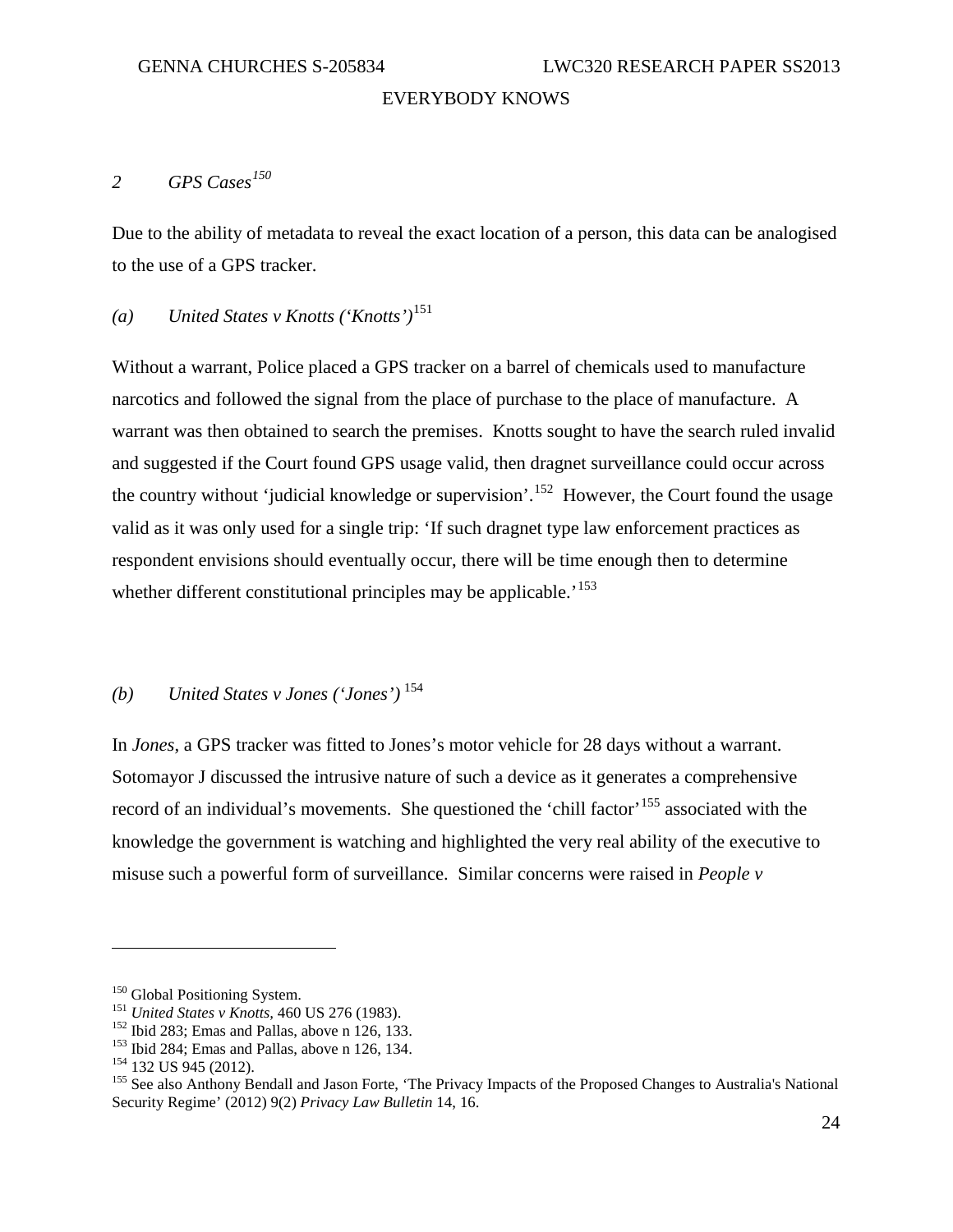### *2 GPS Cases*[150]

Due to the ability of metadata to reveal the exact location of a person, this data can be analogised to the use of a GPS tracker.

#### *(a) United States v Knotts ('Knotts')*[151]

Without a warrant, Police placed a GPS tracker on a barrel of chemicals used to manufacture narcotics and followed the signal from the place of purchase to the place of manufacture. A warrant was then obtained to search the premises. Knotts sought to have the search ruled invalid and suggested if the Court found GPS usage valid, then dragnet surveillance could occur across the country without 'judicial knowledge or supervision'.[152] However, the Court found the usage valid as it was only used for a single trip: 'If such dragnet type law enforcement practices as respondent envisions should eventually occur, there will be time enough then to determine whether different constitutional principles may be applicable.'[153]

#### *(b) United States v Jones ('Jones')*[154]

In *Jones*, a GPS tracker was fitted to Jones's motor vehicle for 28 days without a warrant. Sotomayor J discussed the intrusive nature of such a device as it generates a comprehensive record of an individual's movements. She questioned the 'chill factor'[155] associated with the knowledge the government is watching and highlighted the very real ability of the executive to misuse such a powerful form of surveillance. Similar concerns were raised in *People v*

---

[150] Global Positioning System.

[151] *United States v Knotts*, 460 US 276 (1983).

[152] Ibid 283; Emas and Pallas, above n 126, 133.

[153] Ibid 284; Emas and Pallas, above n 126, 134.

[154] 132 US 945 (2012).

[155] See also Anthony Bendall and Jason Forte, 'The Privacy Impacts of the Proposed Changes to Australia's National Security Regime' (2012) 9(2) *Privacy Law Bulletin* 14, 16.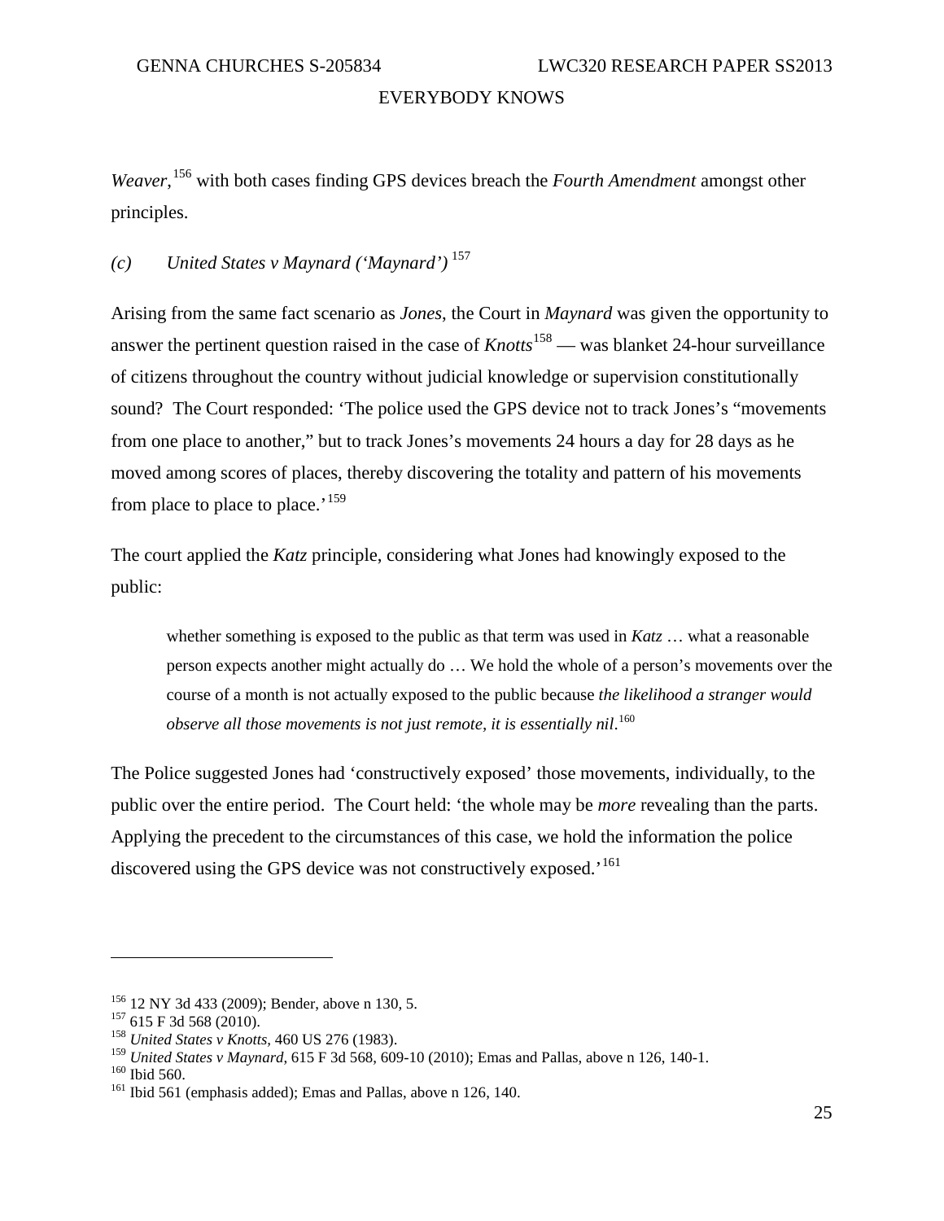*Weaver*,[156] with both cases finding GPS devices breach the *Fourth Amendment* amongst other principles.

### *(c) United States v Maynard ('Maynard')*[157]

Arising from the same fact scenario as *Jones*, the Court in *Maynard* was given the opportunity to answer the pertinent question raised in the case of *Knotts*[158] — was blanket 24-hour surveillance of citizens throughout the country without judicial knowledge or supervision constitutionally sound? The Court responded: 'The police used the GPS device not to track Jones's "movements from one place to another," but to track Jones's movements 24 hours a day for 28 days as he moved among scores of places, thereby discovering the totality and pattern of his movements from place to place to place.'[159]

The court applied the *Katz* principle, considering what Jones had knowingly exposed to the public:

> whether something is exposed to the public as that term was used in *Katz* … what a reasonable person expects another might actually do … We hold the whole of a person's movements over the course of a month is not actually exposed to the public because *the likelihood a stranger would observe all those movements is not just remote, it is essentially nil*.[160]

The Police suggested Jones had 'constructively exposed' those movements, individually, to the public over the entire period. The Court held: 'the whole may be *more* revealing than the parts. Applying the precedent to the circumstances of this case, we hold the information the police discovered using the GPS device was not constructively exposed.'[161]

---

[156] 12 NY 3d 433 (2009); Bender, above n 130, 5.
[157] 615 F 3d 568 (2010).
[158] *United States v Knotts*, 460 US 276 (1983).
[159] *United States v Maynard*, 615 F 3d 568, 609-10 (2010); Emas and Pallas, above n 126, 140-1.
[160] Ibid 560.
[161] Ibid 561 (emphasis added); Emas and Pallas, above n 126, 140.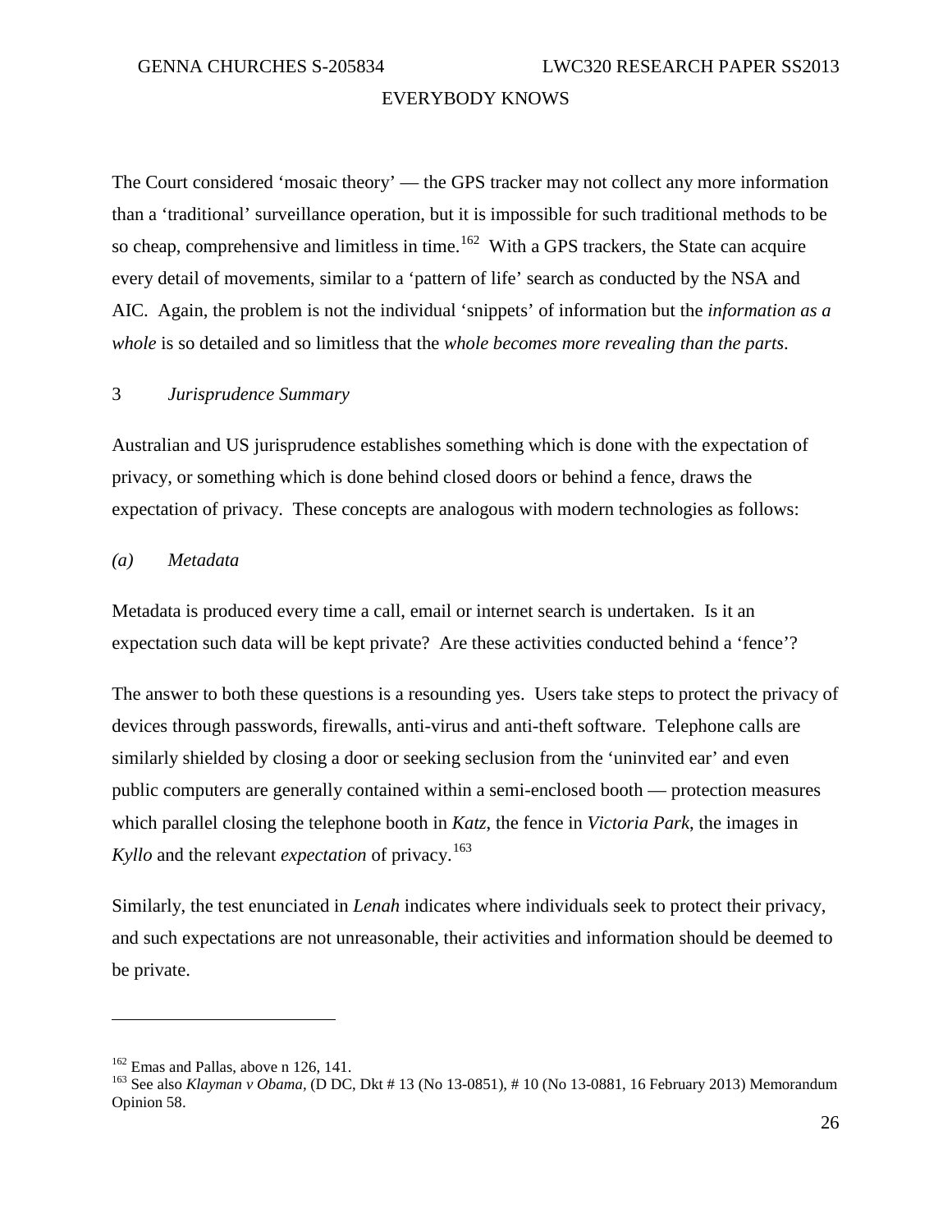The Court considered 'mosaic theory' — the GPS tracker may not collect any more information than a 'traditional' surveillance operation, but it is impossible for such traditional methods to be so cheap, comprehensive and limitless in time.[162] With a GPS trackers, the State can acquire every detail of movements, similar to a 'pattern of life' search as conducted by the NSA and AIC. Again, the problem is not the individual 'snippets' of information but the *information as a whole* is so detailed and so limitless that the *whole becomes more revealing than the parts*.

### 3 *Jurisprudence Summary*

Australian and US jurisprudence establishes something which is done with the expectation of privacy, or something which is done behind closed doors or behind a fence, draws the expectation of privacy. These concepts are analogous with modern technologies as follows:

#### *(a) Metadata*

Metadata is produced every time a call, email or internet search is undertaken. Is it an expectation such data will be kept private? Are these activities conducted behind a 'fence'?

The answer to both these questions is a resounding yes. Users take steps to protect the privacy of devices through passwords, firewalls, anti-virus and anti-theft software. Telephone calls are similarly shielded by closing a door or seeking seclusion from the 'uninvited ear' and even public computers are generally contained within a semi-enclosed booth — protection measures which parallel closing the telephone booth in *Katz*, the fence in *Victoria Park*, the images in *Kyllo* and the relevant *expectation* of privacy.[163]

Similarly, the test enunciated in *Lenah* indicates where individuals seek to protect their privacy, and such expectations are not unreasonable, their activities and information should be deemed to be private.

---

[162] Emas and Pallas, above n 126, 141.

[163] See also *Klayman v Obama*, (D DC, Dkt # 13 (No 13-0851), # 10 (No 13-0881, 16 February 2013) Memorandum Opinion 58.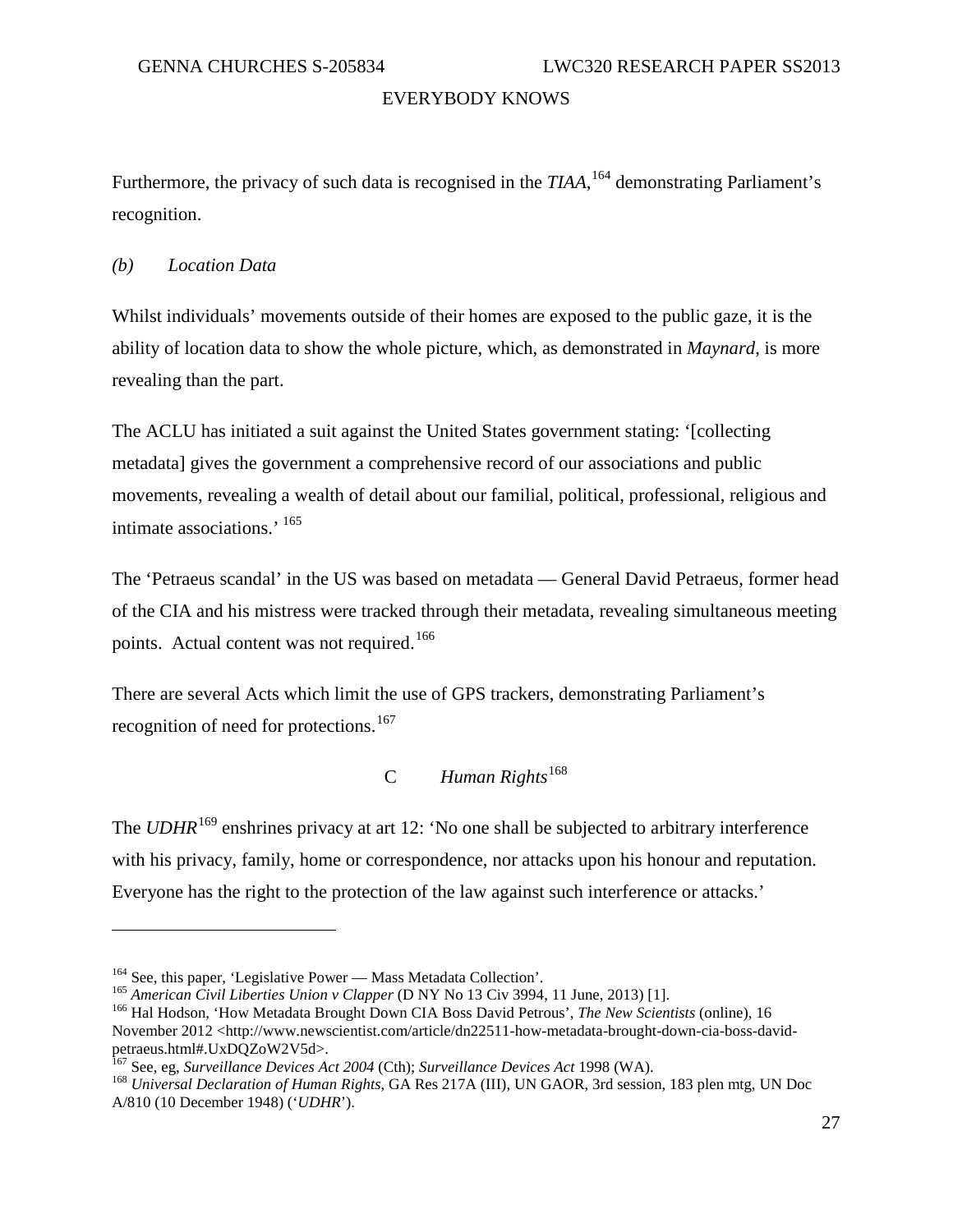Furthermore, the privacy of such data is recognised in the *TIAA*,[164] demonstrating Parliament's recognition.

### *(b) Location Data*

Whilst individuals' movements outside of their homes are exposed to the public gaze, it is the ability of location data to show the whole picture, which, as demonstrated in *Maynard*, is more revealing than the part.

The ACLU has initiated a suit against the United States government stating: '[collecting metadata] gives the government a comprehensive record of our associations and public movements, revealing a wealth of detail about our familial, political, professional, religious and intimate associations.' [165]

The 'Petraeus scandal' in the US was based on metadata — General David Petraeus, former head of the CIA and his mistress were tracked through their metadata, revealing simultaneous meeting points. Actual content was not required.[166]

There are several Acts which limit the use of GPS trackers, demonstrating Parliament's recognition of need for protections.[167]

## C *Human Rights*[168]

The *UDHR*[169] enshrines privacy at art 12: 'No one shall be subjected to arbitrary interference with his privacy, family, home or correspondence, nor attacks upon his honour and reputation. Everyone has the right to the protection of the law against such interference or attacks.'

---

[164] See, this paper, 'Legislative Power — Mass Metadata Collection'.

[165] *American Civil Liberties Union v Clapper* (D NY No 13 Civ 3994, 11 June, 2013) [1].

[166] Hal Hodson, 'How Metadata Brought Down CIA Boss David Petrous', *The New Scientists* (online), 16 November 2012 <http://www.newscientist.com/article/dn22511-how-metadata-brought-down-cia-boss-david-petraeus.html#.UxDQZoW2V5d>.

[167] See, eg, *Surveillance Devices Act 2004* (Cth); *Surveillance Devices Act* 1998 (WA).

[168] *Universal Declaration of Human Rights*, GA Res 217A (III), UN GAOR, 3rd session, 183 plen mtg, UN Doc A/810 (10 December 1948) ('*UDHR*').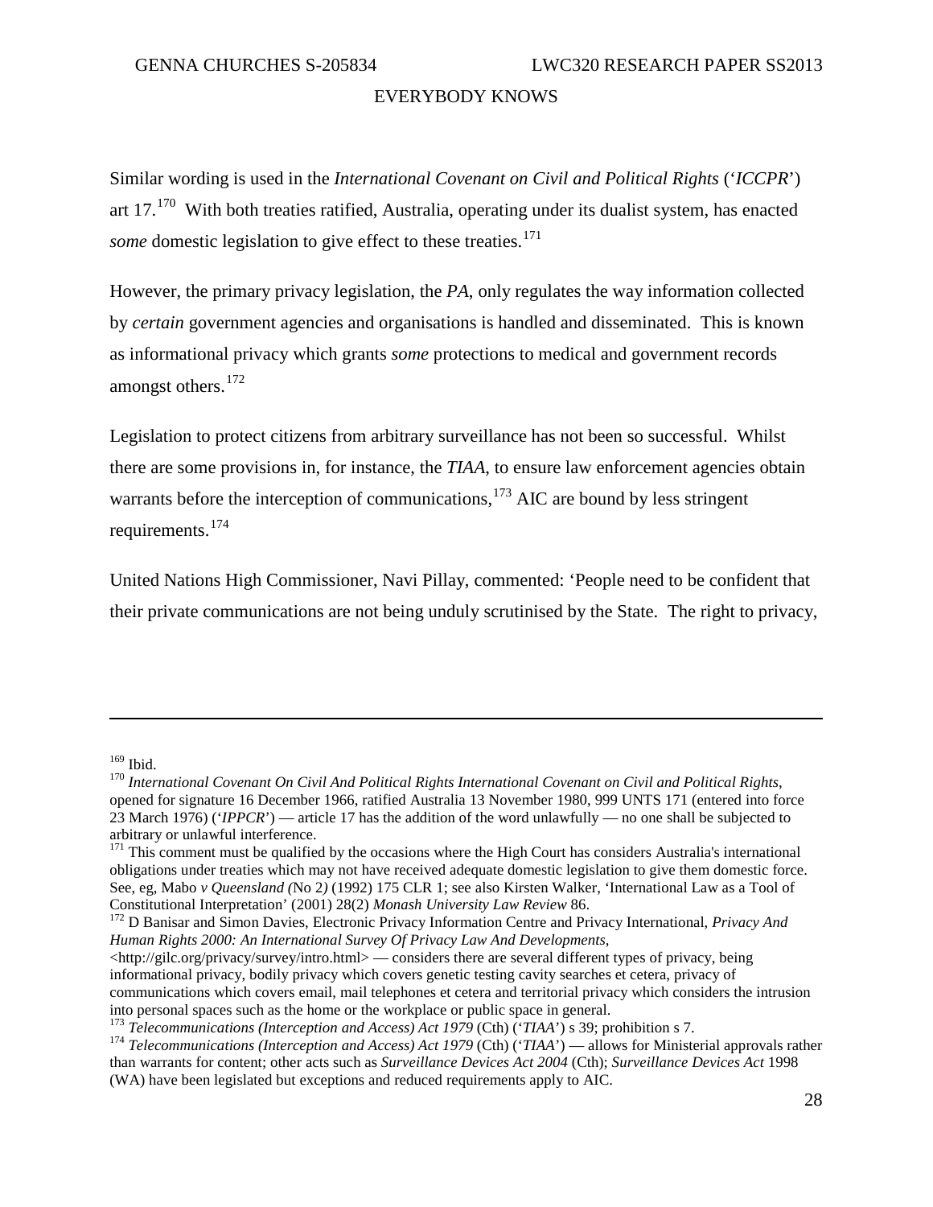Similar wording is used in the *International Covenant on Civil and Political Rights* ('*ICCPR*') art 17.[170] With both treaties ratified, Australia, operating under its dualist system, has enacted *some* domestic legislation to give effect to these treaties.[171]

However, the primary privacy legislation, the *PA*, only regulates the way information collected by *certain* government agencies and organisations is handled and disseminated. This is known as informational privacy which grants *some* protections to medical and government records amongst others.[172]

Legislation to protect citizens from arbitrary surveillance has not been so successful. Whilst there are some provisions in, for instance, the *TIAA*, to ensure law enforcement agencies obtain warrants before the interception of communications,[173] AIC are bound by less stringent requirements.[174]

United Nations High Commissioner, Navi Pillay, commented: 'People need to be confident that their private communications are not being unduly scrutinised by the State. The right to privacy,

---

[169] Ibid.

[170] *International Covenant On Civil And Political Rights International Covenant on Civil and Political Rights*, opened for signature 16 December 1966, ratified Australia 13 November 1980, 999 UNTS 171 (entered into force 23 March 1976) ('*IPPCR*') — article 17 has the addition of the word unlawfully — no one shall be subjected to arbitrary or unlawful interference.

[171] This comment must be qualified by the occasions where the High Court has considers Australia's international obligations under treaties which may not have received adequate domestic legislation to give them domestic force. See, eg, Mabo *v Queensland (*No 2*)* (1992) 175 CLR 1; see also Kirsten Walker, 'International Law as a Tool of Constitutional Interpretation' (2001) 28(2) *Monash University Law Review* 86.

[172] D Banisar and Simon Davies, Electronic Privacy Information Centre and Privacy International, *Privacy And Human Rights 2000: An International Survey Of Privacy Law And Developments*, <http://gilc.org/privacy/survey/intro.html> — considers there are several different types of privacy, being informational privacy, bodily privacy which covers genetic testing cavity searches et cetera, privacy of communications which covers email, mail telephones et cetera and territorial privacy which considers the intrusion into personal spaces such as the home or the workplace or public space in general.

[173] *Telecommunications (Interception and Access) Act 1979* (Cth) ('*TIAA*') s 39; prohibition s 7.

[174] *Telecommunications (Interception and Access) Act 1979* (Cth) ('*TIAA*') — allows for Ministerial approvals rather than warrants for content; other acts such as *Surveillance Devices Act 2004* (Cth); *Surveillance Devices Act* 1998 (WA) have been legislated but exceptions and reduced requirements apply to AIC.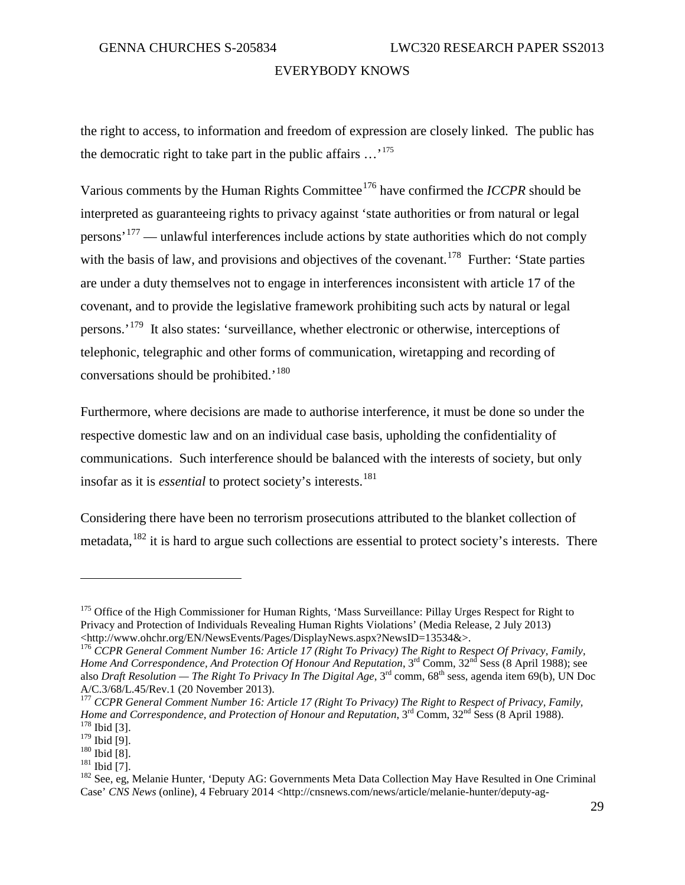the right to access, to information and freedom of expression are closely linked. The public has the democratic right to take part in the public affairs …'[175]

Various comments by the Human Rights Committee[176] have confirmed the *ICCPR* should be interpreted as guaranteeing rights to privacy against 'state authorities or from natural or legal persons'[177] — unlawful interferences include actions by state authorities which do not comply with the basis of law, and provisions and objectives of the covenant.[178] Further: 'State parties are under a duty themselves not to engage in interferences inconsistent with article 17 of the covenant, and to provide the legislative framework prohibiting such acts by natural or legal persons.'[179] It also states: 'surveillance, whether electronic or otherwise, interceptions of telephonic, telegraphic and other forms of communication, wiretapping and recording of conversations should be prohibited.'[180]

Furthermore, where decisions are made to authorise interference, it must be done so under the respective domestic law and on an individual case basis, upholding the confidentiality of communications. Such interference should be balanced with the interests of society, but only insofar as it is *essential* to protect society's interests.[181]

Considering there have been no terrorism prosecutions attributed to the blanket collection of metadata,[182] it is hard to argue such collections are essential to protect society's interests. There

---

[175] Office of the High Commissioner for Human Rights, 'Mass Surveillance: Pillay Urges Respect for Right to Privacy and Protection of Individuals Revealing Human Rights Violations' (Media Release, 2 July 2013) <http://www.ohchr.org/EN/NewsEvents/Pages/DisplayNews.aspx?NewsID=13534&>.

[176] *CCPR General Comment Number 16: Article 17 (Right To Privacy) The Right to Respect Of Privacy, Family, Home And Correspondence, And Protection Of Honour And Reputation*, 3rd Comm, 32nd Sess (8 April 1988); see also *Draft Resolution — The Right To Privacy In The Digital Age*, 3rd comm, 68th sess, agenda item 69(b), UN Doc A/C.3/68/L.45/Rev.1 (20 November 2013).

[177] *CCPR General Comment Number 16: Article 17 (Right To Privacy) The Right to Respect of Privacy, Family, Home and Correspondence, and Protection of Honour and Reputation*, 3rd Comm, 32nd Sess (8 April 1988).

[178] Ibid [3].

[179] Ibid [9].

[180] Ibid [8].

[181] Ibid [7].

[182] See, eg, Melanie Hunter, 'Deputy AG: Governments Meta Data Collection May Have Resulted in One Criminal Case' *CNS News* (online), 4 February 2014 <http://cnsnews.com/news/article/melanie-hunter/deputy-ag-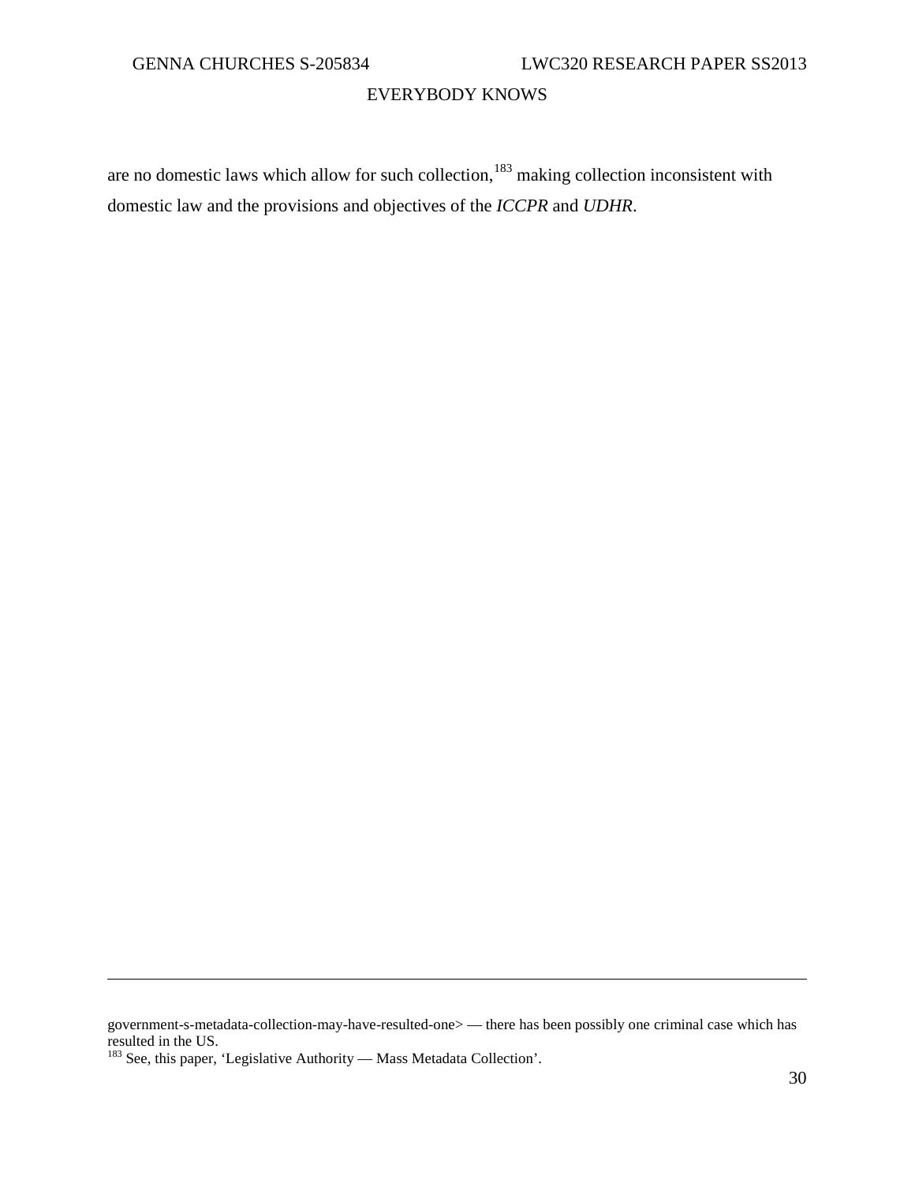are no domestic laws which allow for such collection,[183] making collection inconsistent with domestic law and the provisions and objectives of the *ICCPR* and *UDHR*.

---

government-s-metadata-collection-may-have-resulted-one> — there has been possibly one criminal case which has resulted in the US.

[183] See, this paper, 'Legislative Authority — Mass Metadata Collection'.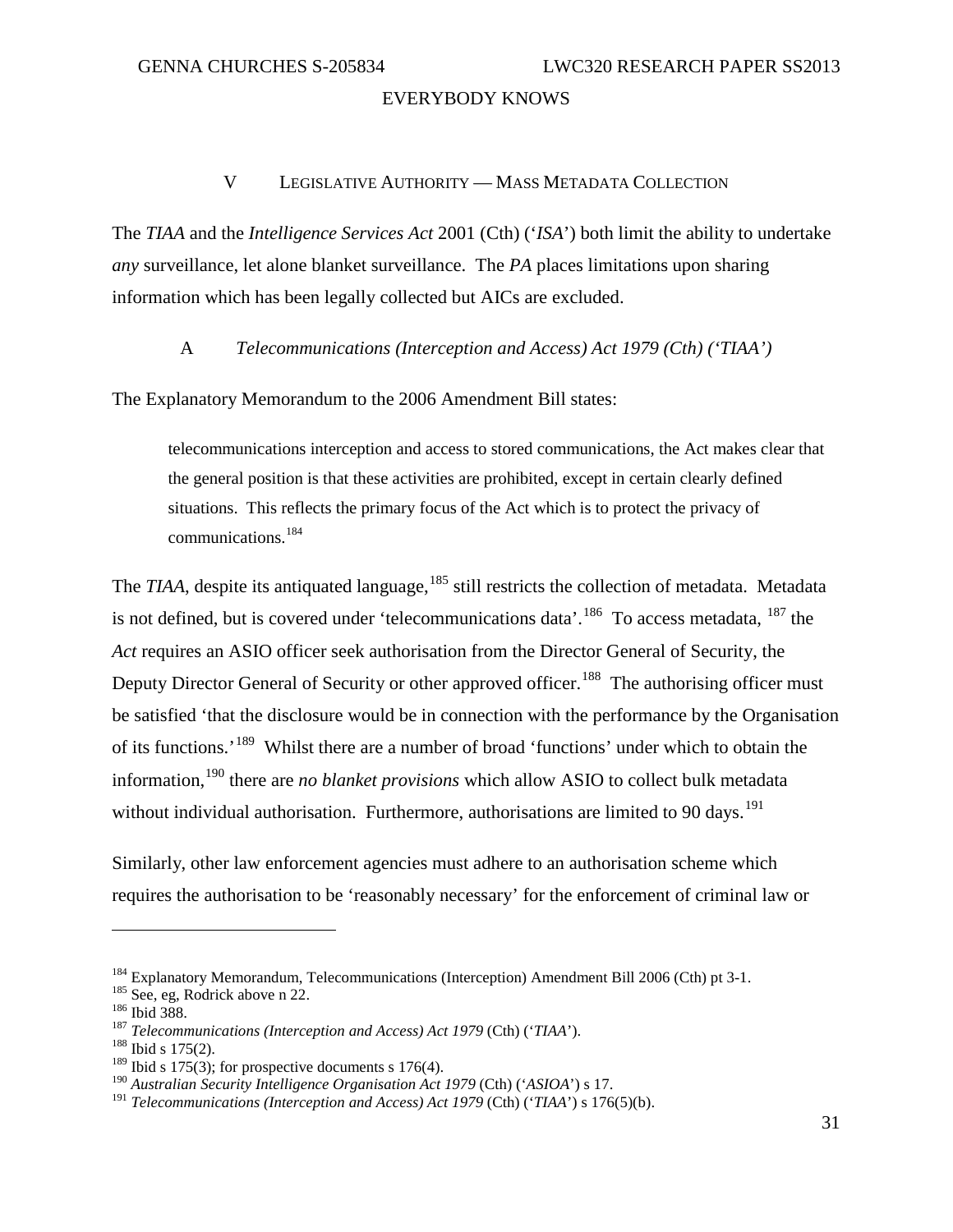## V LEGISLATIVE AUTHORITY — MASS METADATA COLLECTION

The *TIAA* and the *Intelligence Services Act* 2001 (Cth) ('*ISA*') both limit the ability to undertake *any* surveillance, let alone blanket surveillance. The *PA* places limitations upon sharing information which has been legally collected but AICs are excluded.

### A *Telecommunications (Interception and Access) Act 1979 (Cth) ('TIAA')*

The Explanatory Memorandum to the 2006 Amendment Bill states:

> telecommunications interception and access to stored communications, the Act makes clear that the general position is that these activities are prohibited, except in certain clearly defined situations. This reflects the primary focus of the Act which is to protect the privacy of communications.[184]

The *TIAA*, despite its antiquated language,[185] still restricts the collection of metadata. Metadata is not defined, but is covered under 'telecommunications data'.[186] To access metadata, [187] the *Act* requires an ASIO officer seek authorisation from the Director General of Security, the Deputy Director General of Security or other approved officer.[188] The authorising officer must be satisfied 'that the disclosure would be in connection with the performance by the Organisation of its functions.'[189] Whilst there are a number of broad 'functions' under which to obtain the information,[190] there are *no blanket provisions* which allow ASIO to collect bulk metadata without individual authorisation. Furthermore, authorisations are limited to 90 days.[191]

Similarly, other law enforcement agencies must adhere to an authorisation scheme which requires the authorisation to be 'reasonably necessary' for the enforcement of criminal law or

---

[184] Explanatory Memorandum, Telecommunications (Interception) Amendment Bill 2006 (Cth) pt 3-1.
[185] See, eg, Rodrick above n 22.
[186] Ibid 388.
[187] *Telecommunications (Interception and Access) Act 1979* (Cth) ('*TIAA*').
[188] Ibid s 175(2).
[189] Ibid s 175(3); for prospective documents s 176(4).
[190] *Australian Security Intelligence Organisation Act 1979* (Cth) ('*ASIOA*') s 17.
[191] *Telecommunications (Interception and Access) Act 1979* (Cth) ('*TIAA*') s 176(5)(b).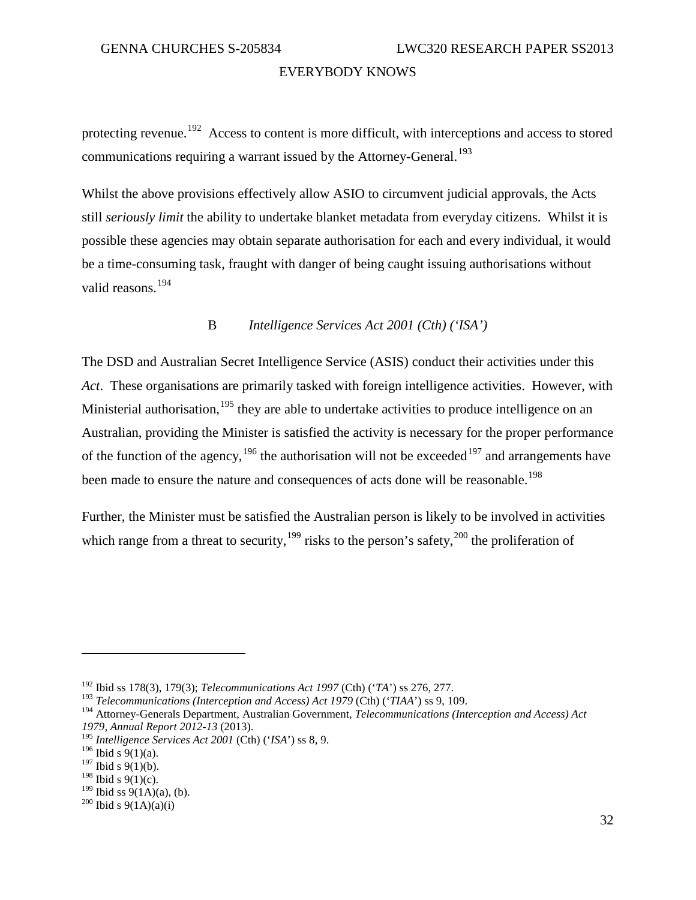protecting revenue.[192] Access to content is more difficult, with interceptions and access to stored communications requiring a warrant issued by the Attorney-General.[193]

Whilst the above provisions effectively allow ASIO to circumvent judicial approvals, the Acts still *seriously limit* the ability to undertake blanket metadata from everyday citizens. Whilst it is possible these agencies may obtain separate authorisation for each and every individual, it would be a time-consuming task, fraught with danger of being caught issuing authorisations without valid reasons.[194]

### B *Intelligence Services Act 2001 (Cth) ('ISA')*

The DSD and Australian Secret Intelligence Service (ASIS) conduct their activities under this *Act*. These organisations are primarily tasked with foreign intelligence activities. However, with Ministerial authorisation,[195] they are able to undertake activities to produce intelligence on an Australian, providing the Minister is satisfied the activity is necessary for the proper performance of the function of the agency,[196] the authorisation will not be exceeded[197] and arrangements have been made to ensure the nature and consequences of acts done will be reasonable.[198]

Further, the Minister must be satisfied the Australian person is likely to be involved in activities which range from a threat to security,[199] risks to the person's safety,[200] the proliferation of

---

[192] Ibid ss 178(3), 179(3); *Telecommunications Act 1997* (Cth) ('*TA*') ss 276, 277.

[193] *Telecommunications (Interception and Access) Act 1979* (Cth) ('*TIAA*') ss 9, 109.

[194] Attorney-Generals Department, Australian Government, *Telecommunications (Interception and Access) Act 1979, Annual Report 2012-13* (2013).

[195] *Intelligence Services Act 2001* (Cth) ('*ISA*') ss 8, 9.

[196] Ibid s 9(1)(a).

[197] Ibid s 9(1)(b).

[198] Ibid s 9(1)(c).

[199] Ibid ss 9(1A)(a), (b).

[200] Ibid s 9(1A)(a)(i)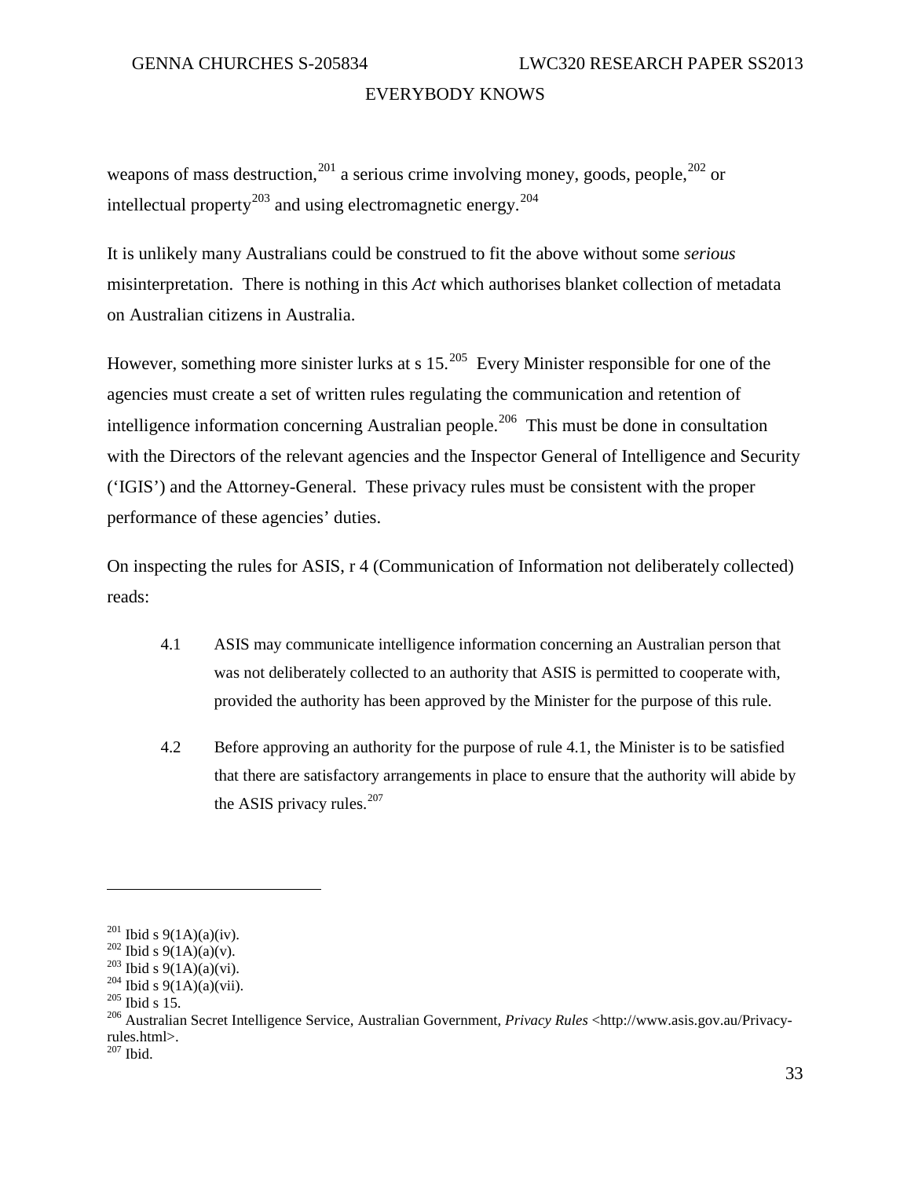weapons of mass destruction,[201] a serious crime involving money, goods, people,[202] or intellectual property[203] and using electromagnetic energy.[204]

It is unlikely many Australians could be construed to fit the above without some *serious* misinterpretation. There is nothing in this *Act* which authorises blanket collection of metadata on Australian citizens in Australia.

However, something more sinister lurks at s 15.[205] Every Minister responsible for one of the agencies must create a set of written rules regulating the communication and retention of intelligence information concerning Australian people.[206] This must be done in consultation with the Directors of the relevant agencies and the Inspector General of Intelligence and Security ('IGIS') and the Attorney-General. These privacy rules must be consistent with the proper performance of these agencies' duties.

On inspecting the rules for ASIS, r 4 (Communication of Information not deliberately collected) reads:

> 4.1 ASIS may communicate intelligence information concerning an Australian person that was not deliberately collected to an authority that ASIS is permitted to cooperate with, provided the authority has been approved by the Minister for the purpose of this rule.
>
> 4.2 Before approving an authority for the purpose of rule 4.1, the Minister is to be satisfied that there are satisfactory arrangements in place to ensure that the authority will abide by the ASIS privacy rules.[207]

---

[201] Ibid s 9(1A)(a)(iv).
[202] Ibid s 9(1A)(a)(v).
[203] Ibid s 9(1A)(a)(vi).
[204] Ibid s 9(1A)(a)(vii).
[205] Ibid s 15.
[206] Australian Secret Intelligence Service, Australian Government, *Privacy Rules* <http://www.asis.gov.au/Privacy-rules.html>.
[207] Ibid.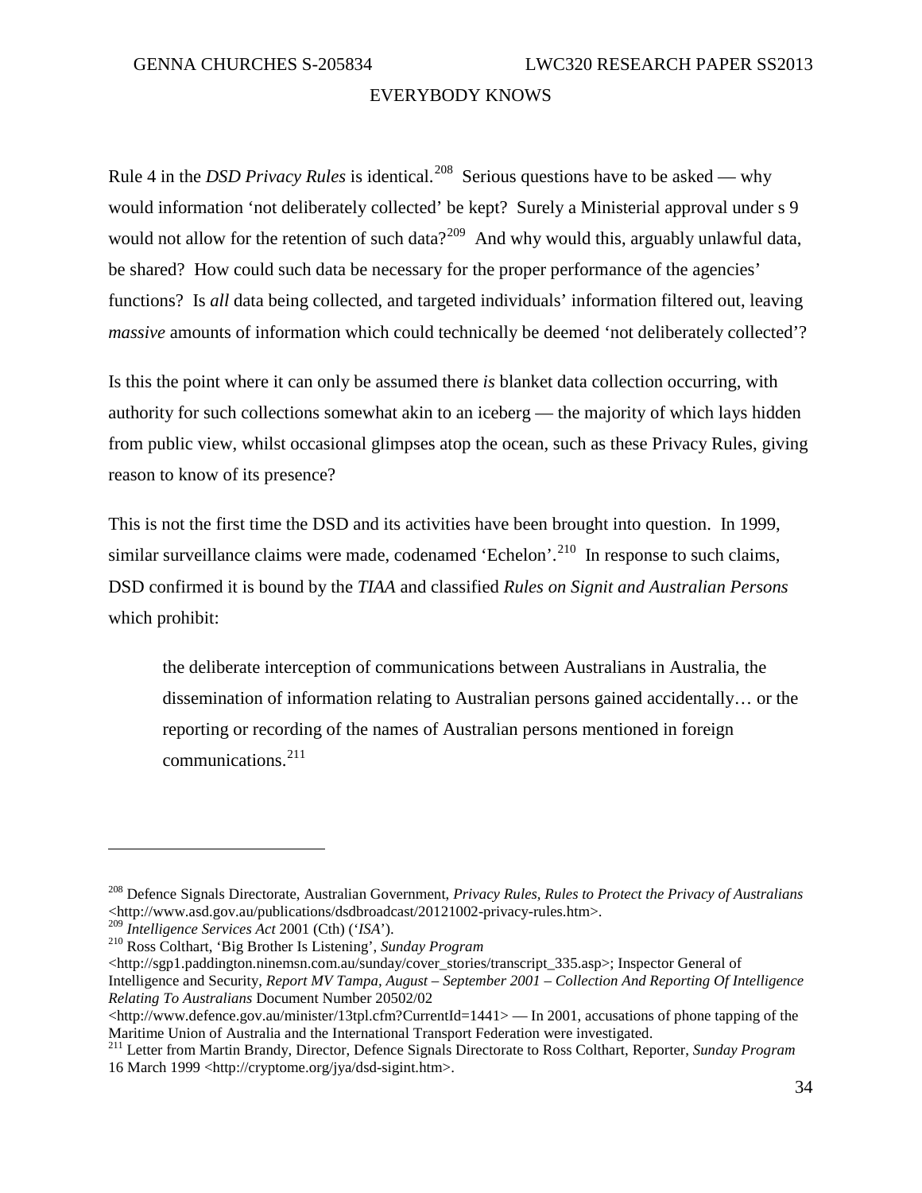Rule 4 in the *DSD Privacy Rules* is identical.[208] Serious questions have to be asked — why would information 'not deliberately collected' be kept? Surely a Ministerial approval under s 9 would not allow for the retention of such data?[209] And why would this, arguably unlawful data, be shared? How could such data be necessary for the proper performance of the agencies' functions? Is *all* data being collected, and targeted individuals' information filtered out, leaving *massive* amounts of information which could technically be deemed 'not deliberately collected'?

Is this the point where it can only be assumed there *is* blanket data collection occurring, with authority for such collections somewhat akin to an iceberg — the majority of which lays hidden from public view, whilst occasional glimpses atop the ocean, such as these Privacy Rules, giving reason to know of its presence?

This is not the first time the DSD and its activities have been brought into question. In 1999, similar surveillance claims were made, codenamed 'Echelon'.[210] In response to such claims, DSD confirmed it is bound by the *TIAA* and classified *Rules on Signit and Australian Persons* which prohibit:

> the deliberate interception of communications between Australians in Australia, the dissemination of information relating to Australian persons gained accidentally… or the reporting or recording of the names of Australian persons mentioned in foreign communications.[211]

---

[208] Defence Signals Directorate, Australian Government, *Privacy Rules, Rules to Protect the Privacy of Australians* <http://www.asd.gov.au/publications/dsdbroadcast/20121002-privacy-rules.htm>.

[209] *Intelligence Services Act* 2001 (Cth) ('*ISA*').

[210] Ross Colthart, 'Big Brother Is Listening', *Sunday Program* <http://sgp1.paddington.ninemsn.com.au/sunday/cover_stories/transcript_335.asp>; Inspector General of Intelligence and Security, *Report MV Tampa, August – September 2001 – Collection And Reporting Of Intelligence Relating To Australians* Document Number 20502/02 <http://www.defence.gov.au/minister/13tpl.cfm?CurrentId=1441> — In 2001, accusations of phone tapping of the Maritime Union of Australia and the International Transport Federation were investigated.

[211] Letter from Martin Brandy, Director, Defence Signals Directorate to Ross Colthart, Reporter, *Sunday Program* 16 March 1999 <http://cryptome.org/jya/dsd-sigint.htm>.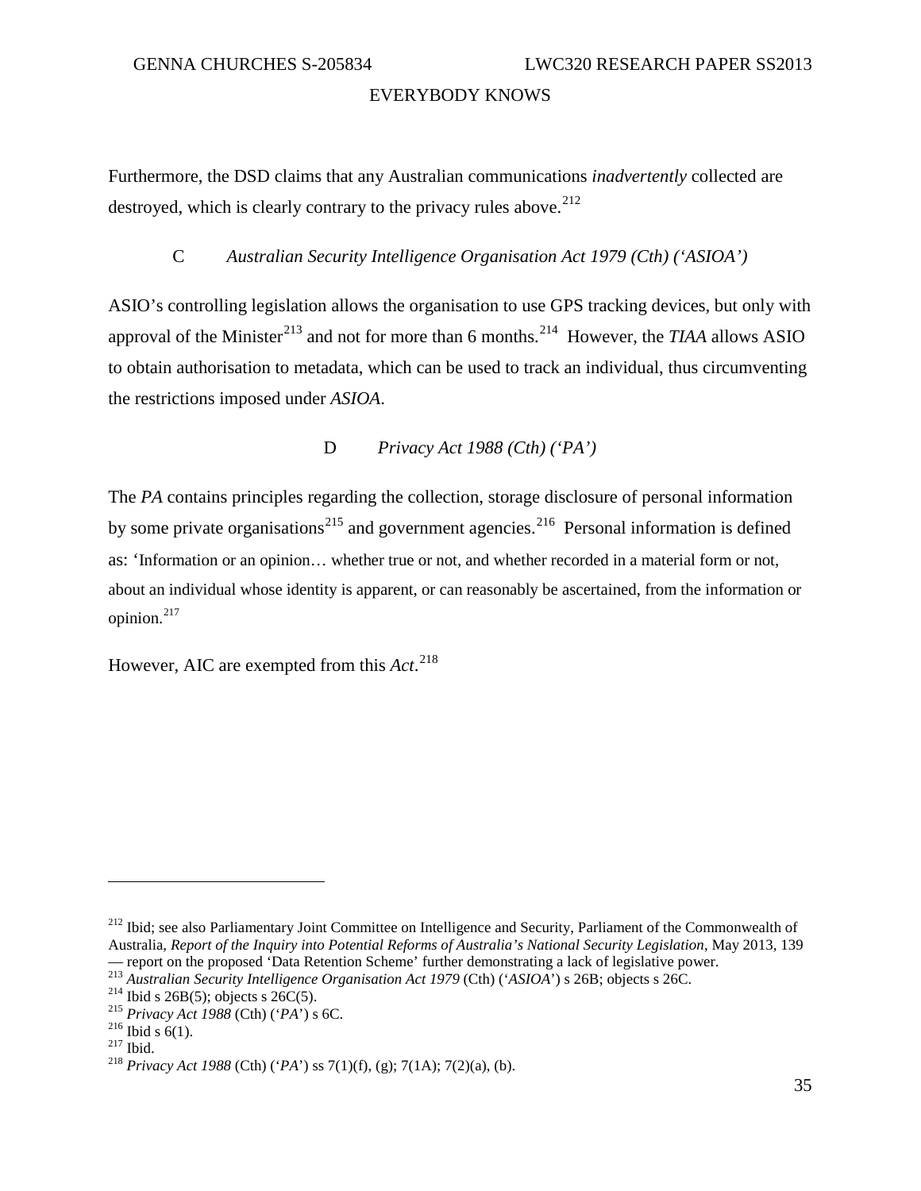Furthermore, the DSD claims that any Australian communications *inadvertently* collected are destroyed, which is clearly contrary to the privacy rules above.[212]

### C *Australian Security Intelligence Organisation Act 1979 (Cth) ('ASIOA')*

ASIO's controlling legislation allows the organisation to use GPS tracking devices, but only with approval of the Minister[213] and not for more than 6 months.[214] However, the *TIAA* allows ASIO to obtain authorisation to metadata, which can be used to track an individual, thus circumventing the restrictions imposed under *ASIOA*.

### D *Privacy Act 1988 (Cth) ('PA')*

The *PA* contains principles regarding the collection, storage disclosure of personal information by some private organisations[215] and government agencies.[216] Personal information is defined as: 'Information or an opinion… whether true or not, and whether recorded in a material form or not, about an individual whose identity is apparent, or can reasonably be ascertained, from the information or opinion.[217]

However, AIC are exempted from this *Act*.[218]

---

[212] Ibid; see also Parliamentary Joint Committee on Intelligence and Security, Parliament of the Commonwealth of Australia, *Report of the Inquiry into Potential Reforms of Australia's National Security Legislation*, May 2013, 139 — report on the proposed 'Data Retention Scheme' further demonstrating a lack of legislative power.
[213] *Australian Security Intelligence Organisation Act 1979* (Cth) ('*ASIOA*') s 26B; objects s 26C.
[214] Ibid s 26B(5); objects s 26C(5).
[215] *Privacy Act 1988* (Cth) ('*PA*') s 6C.
[216] Ibid s 6(1).
[217] Ibid.
[218] *Privacy Act 1988* (Cth) ('*PA*') ss 7(1)(f), (g); 7(1A); 7(2)(a), (b).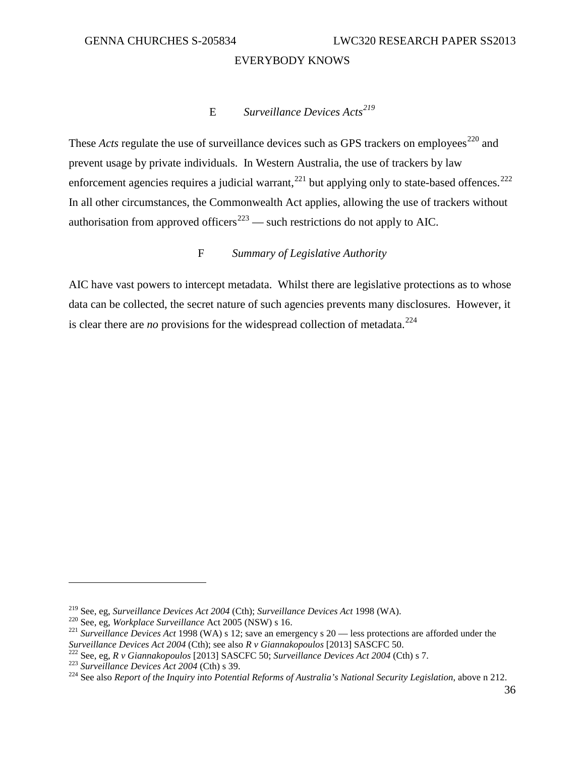### E Surveillance Devices Acts[219]

These *Acts* regulate the use of surveillance devices such as GPS trackers on employees[220] and prevent usage by private individuals. In Western Australia, the use of trackers by law enforcement agencies requires a judicial warrant,[221] but applying only to state-based offences.[222] In all other circumstances, the Commonwealth Act applies, allowing the use of trackers without authorisation from approved officers[223] — such restrictions do not apply to AIC.

### F Summary of Legislative Authority

AIC have vast powers to intercept metadata. Whilst there are legislative protections as to whose data can be collected, the secret nature of such agencies prevents many disclosures. However, it is clear there are *no* provisions for the widespread collection of metadata.[224]

---

[219] See, eg, *Surveillance Devices Act 2004* (Cth); *Surveillance Devices Act* 1998 (WA).

[220] See, eg, *Workplace Surveillance* Act 2005 (NSW) s 16.

[221] *Surveillance Devices Act* 1998 (WA) s 12; save an emergency s 20 — less protections are afforded under the *Surveillance Devices Act 2004* (Cth); see also *R v Giannakopoulos* [2013] SASCFC 50.

[222] See, eg, *R v Giannakopoulos* [2013] SASCFC 50; *Surveillance Devices Act 2004* (Cth) s 7.

[223] *Surveillance Devices Act 2004* (Cth) s 39.

[224] See also *Report of the Inquiry into Potential Reforms of Australia's National Security Legislation*, above n 212.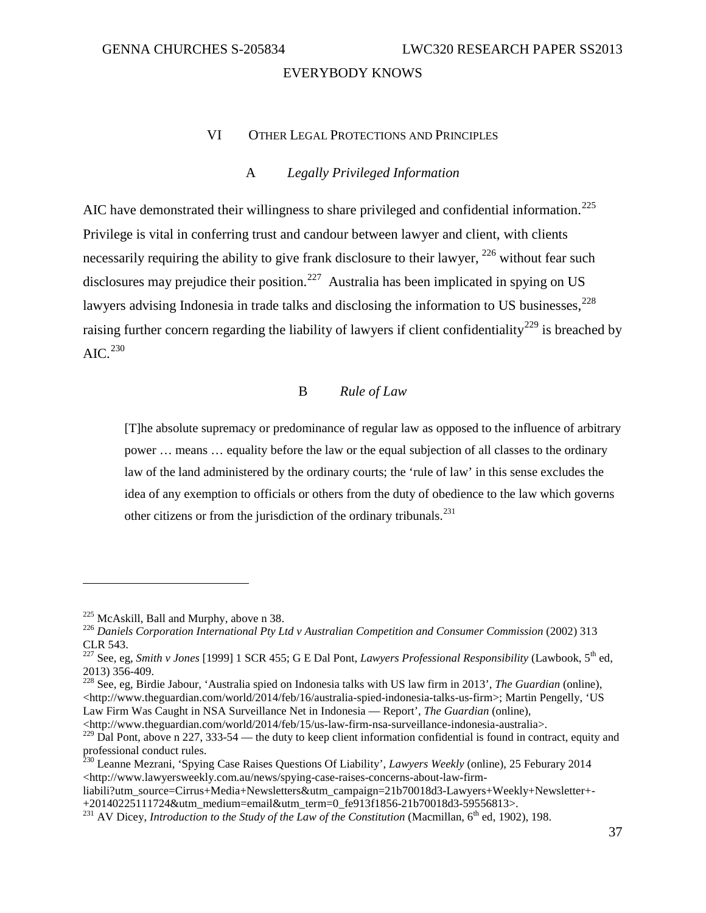## VI Other Legal Protections and Principles

### A *Legally Privileged Information*

AIC have demonstrated their willingness to share privileged and confidential information.[225] Privilege is vital in conferring trust and candour between lawyer and client, with clients necessarily requiring the ability to give frank disclosure to their lawyer, [226] without fear such disclosures may prejudice their position.[227] Australia has been implicated in spying on US lawyers advising Indonesia in trade talks and disclosing the information to US businesses,[228] raising further concern regarding the liability of lawyers if client confidentiality[229] is breached by AIC.[230]

### B *Rule of Law*

> [T]he absolute supremacy or predominance of regular law as opposed to the influence of arbitrary power … means … equality before the law or the equal subjection of all classes to the ordinary law of the land administered by the ordinary courts; the 'rule of law' in this sense excludes the idea of any exemption to officials or others from the duty of obedience to the law which governs other citizens or from the jurisdiction of the ordinary tribunals.[231]

---

[225] McAskill, Ball and Murphy, above n 38.

[226] *Daniels Corporation International Pty Ltd v Australian Competition and Consumer Commission* (2002) 313 CLR 543.

[227] See, eg, *Smith v Jones* [1999] 1 SCR 455; G E Dal Pont, *Lawyers Professional Responsibility* (Lawbook, 5th ed, 2013) 356-409.

[228] See, eg, Birdie Jabour, 'Australia spied on Indonesia talks with US law firm in 2013', *The Guardian* (online), <http://www.theguardian.com/world/2014/feb/16/australia-spied-indonesia-talks-us-firm>; Martin Pengelly, 'US Law Firm Was Caught in NSA Surveillance Net in Indonesia — Report', *The Guardian* (online), <http://www.theguardian.com/world/2014/feb/15/us-law-firm-nsa-surveillance-indonesia-australia>.

[229] Dal Pont, above n 227, 333-54 — the duty to keep client information confidential is found in contract, equity and professional conduct rules.

[230] Leanne Mezrani, 'Spying Case Raises Questions Of Liability', *Lawyers Weekly* (online), 25 Feburary 2014 <http://www.lawyersweekly.com.au/news/spying-case-raises-concerns-about-law-firm-liabili?utm_source=Cirrus+Media+Newsletters&utm_campaign=21b70018d3-Lawyers+Weekly+Newsletter+-+20140225111724&utm_medium=email&utm_term=0_fe913f1856-21b70018d3-59556813>.

[231] AV Dicey, *Introduction to the Study of the Law of the Constitution* (Macmillan, 6th ed, 1902), 198.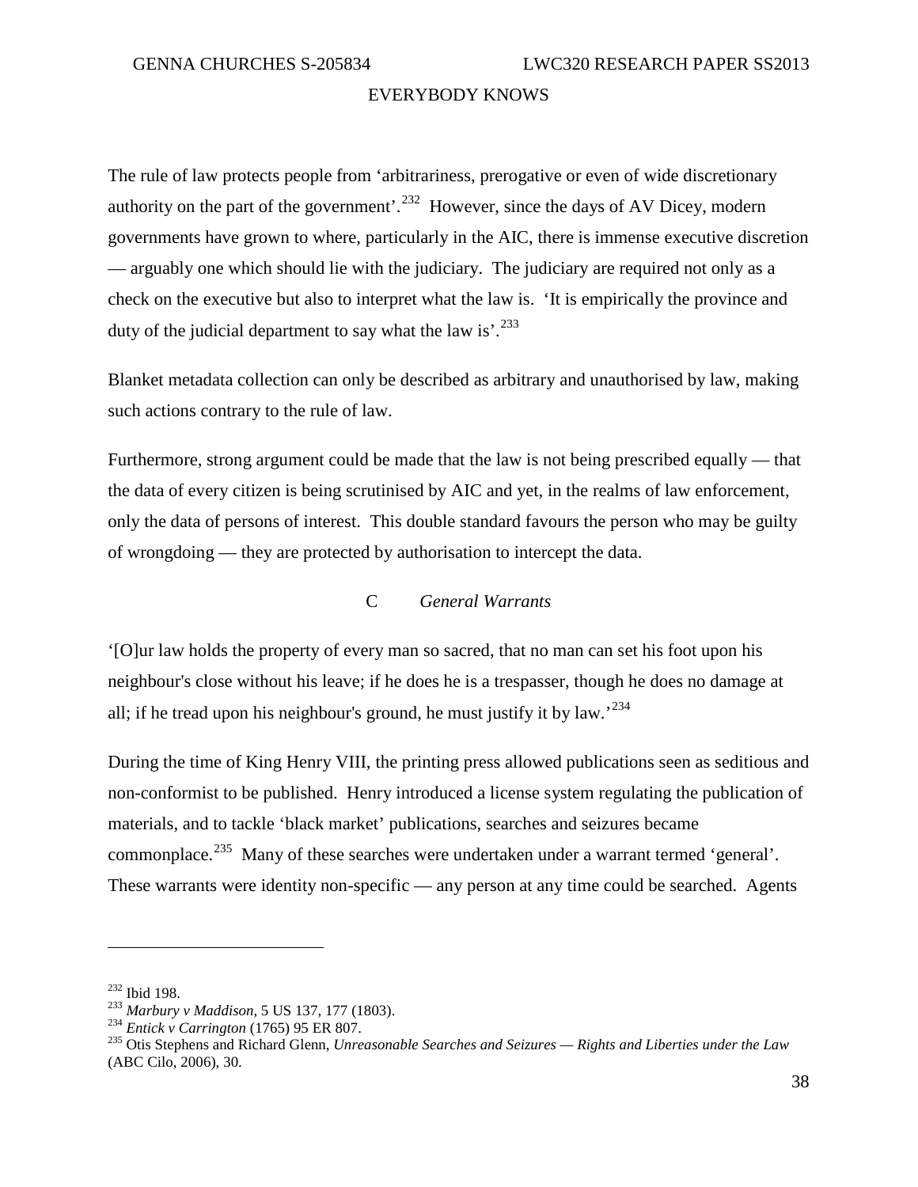The rule of law protects people from 'arbitrariness, prerogative or even of wide discretionary authority on the part of the government'.[232] However, since the days of AV Dicey, modern governments have grown to where, particularly in the AIC, there is immense executive discretion — arguably one which should lie with the judiciary. The judiciary are required not only as a check on the executive but also to interpret what the law is. 'It is empirically the province and duty of the judicial department to say what the law is'.[233]

Blanket metadata collection can only be described as arbitrary and unauthorised by law, making such actions contrary to the rule of law.

Furthermore, strong argument could be made that the law is not being prescribed equally — that the data of every citizen is being scrutinised by AIC and yet, in the realms of law enforcement, only the data of persons of interest. This double standard favours the person who may be guilty of wrongdoing — they are protected by authorisation to intercept the data.

### C *General Warrants*

'[O]ur law holds the property of every man so sacred, that no man can set his foot upon his neighbour's close without his leave; if he does he is a trespasser, though he does no damage at all; if he tread upon his neighbour's ground, he must justify it by law.'[234]

During the time of King Henry VIII, the printing press allowed publications seen as seditious and non-conformist to be published. Henry introduced a license system regulating the publication of materials, and to tackle 'black market' publications, searches and seizures became commonplace.[235] Many of these searches were undertaken under a warrant termed 'general'. These warrants were identity non-specific — any person at any time could be searched. Agents

---

[232] Ibid 198.

[233] *Marbury v Maddison*, 5 US 137, 177 (1803).

[234] *Entick v Carrington* (1765) 95 ER 807.

[235] Otis Stephens and Richard Glenn, *Unreasonable Searches and Seizures — Rights and Liberties under the Law* (ABC Cilo, 2006), 30.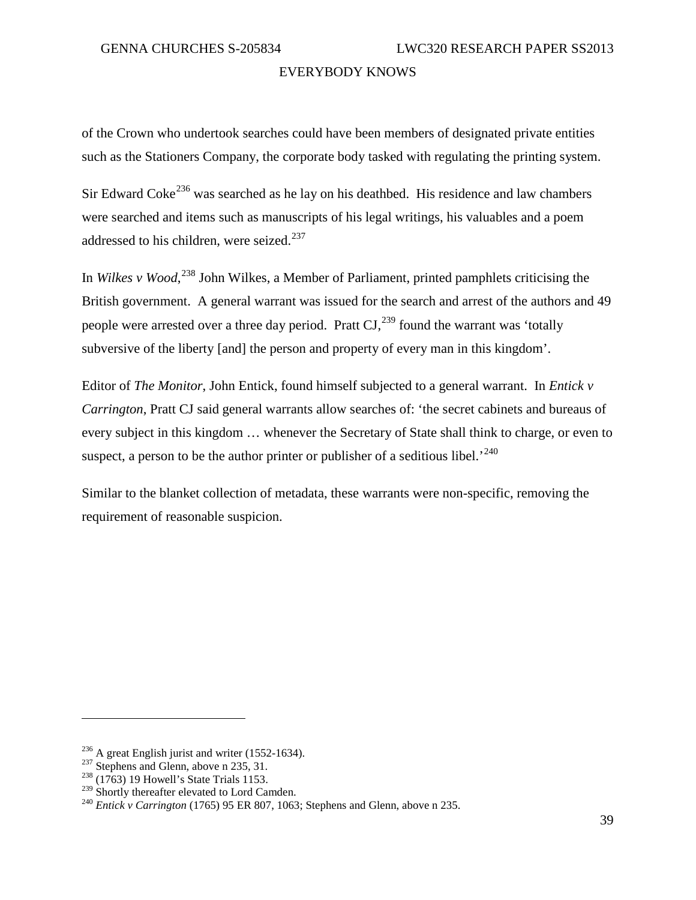of the Crown who undertook searches could have been members of designated private entities such as the Stationers Company, the corporate body tasked with regulating the printing system.

Sir Edward Coke[236] was searched as he lay on his deathbed. His residence and law chambers were searched and items such as manuscripts of his legal writings, his valuables and a poem addressed to his children, were seized.[237]

In *Wilkes v Wood*,[238] John Wilkes, a Member of Parliament, printed pamphlets criticising the British government. A general warrant was issued for the search and arrest of the authors and 49 people were arrested over a three day period. Pratt CJ,[239] found the warrant was 'totally subversive of the liberty [and] the person and property of every man in this kingdom'.

Editor of *The Monitor*, John Entick, found himself subjected to a general warrant. In *Entick v Carrington*, Pratt CJ said general warrants allow searches of: 'the secret cabinets and bureaus of every subject in this kingdom … whenever the Secretary of State shall think to charge, or even to suspect, a person to be the author printer or publisher of a seditious libel.'[240]

Similar to the blanket collection of metadata, these warrants were non-specific, removing the requirement of reasonable suspicion.

---

[236] A great English jurist and writer (1552-1634).
[237] Stephens and Glenn, above n 235, 31.
[238] (1763) 19 Howell's State Trials 1153.
[239] Shortly thereafter elevated to Lord Camden.
[240] *Entick v Carrington* (1765) 95 ER 807, 1063; Stephens and Glenn, above n 235.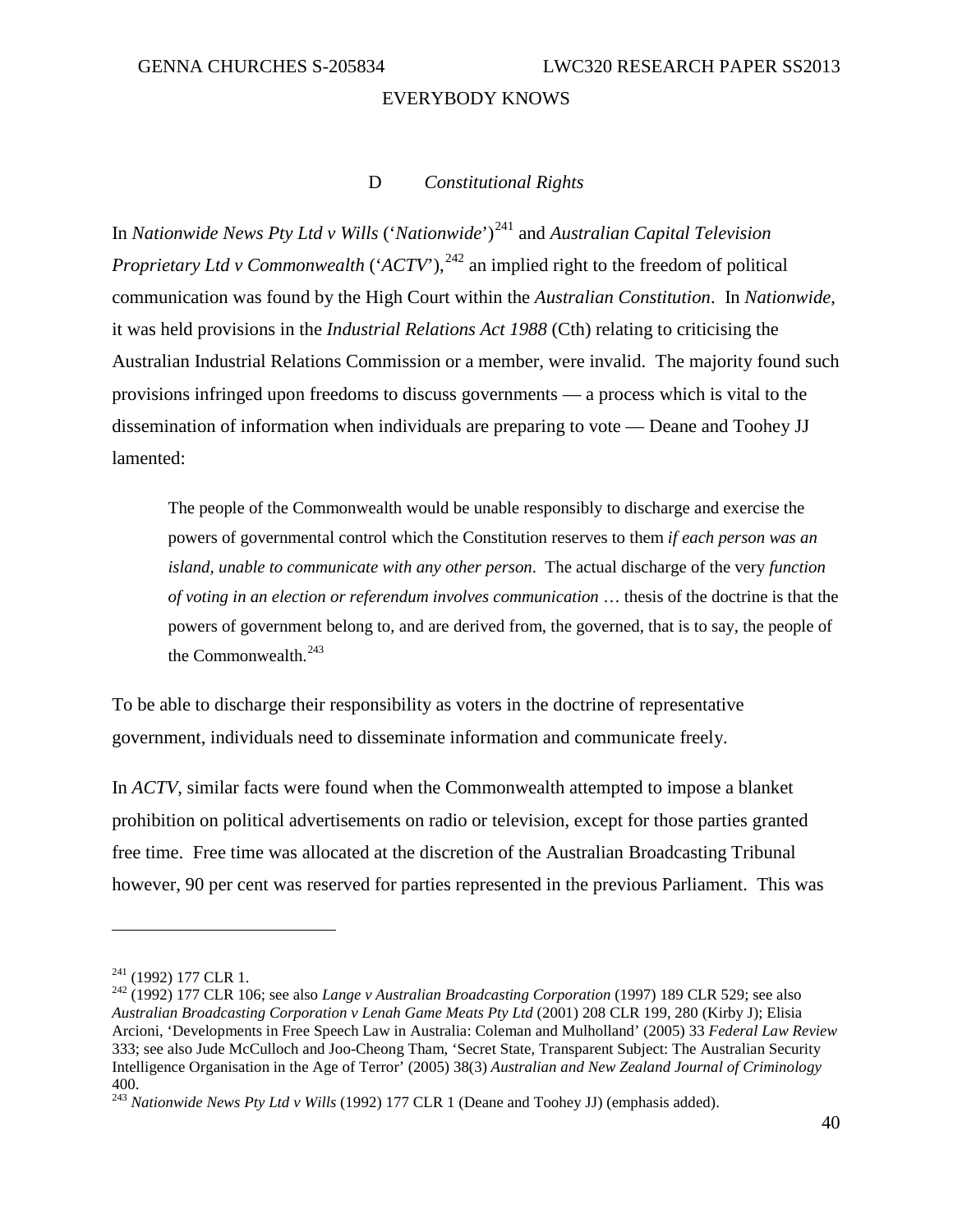### D *Constitutional Rights*

In *Nationwide News Pty Ltd v Wills* ('*Nationwide*')[241] and *Australian Capital Television Proprietary Ltd v Commonwealth* ('*ACTV*'),[242] an implied right to the freedom of political communication was found by the High Court within the *Australian Constitution*. In *Nationwide*, it was held provisions in the *Industrial Relations Act 1988* (Cth) relating to criticising the Australian Industrial Relations Commission or a member, were invalid. The majority found such provisions infringed upon freedoms to discuss governments — a process which is vital to the dissemination of information when individuals are preparing to vote — Deane and Toohey JJ lamented:

> The people of the Commonwealth would be unable responsibly to discharge and exercise the powers of governmental control which the Constitution reserves to them *if each person was an island, unable to communicate with any other person*. The actual discharge of the very *function of voting in an election or referendum involves communication* … thesis of the doctrine is that the powers of government belong to, and are derived from, the governed, that is to say, the people of the Commonwealth.[243]

To be able to discharge their responsibility as voters in the doctrine of representative government, individuals need to disseminate information and communicate freely.

In *ACTV*, similar facts were found when the Commonwealth attempted to impose a blanket prohibition on political advertisements on radio or television, except for those parties granted free time. Free time was allocated at the discretion of the Australian Broadcasting Tribunal however, 90 per cent was reserved for parties represented in the previous Parliament. This was

---

[241] (1992) 177 CLR 1.

[242] (1992) 177 CLR 106; see also *Lange v Australian Broadcasting Corporation* (1997) 189 CLR 529; see also *Australian Broadcasting Corporation v Lenah Game Meats Pty Ltd* (2001) 208 CLR 199, 280 (Kirby J); Elisia Arcioni, 'Developments in Free Speech Law in Australia: Coleman and Mulholland' (2005) 33 *Federal Law Review* 333; see also Jude McCulloch and Joo-Cheong Tham, 'Secret State, Transparent Subject: The Australian Security Intelligence Organisation in the Age of Terror' (2005) 38(3) *Australian and New Zealand Journal of Criminology* 400.

[243] *Nationwide News Pty Ltd v Wills* (1992) 177 CLR 1 (Deane and Toohey JJ) (emphasis added).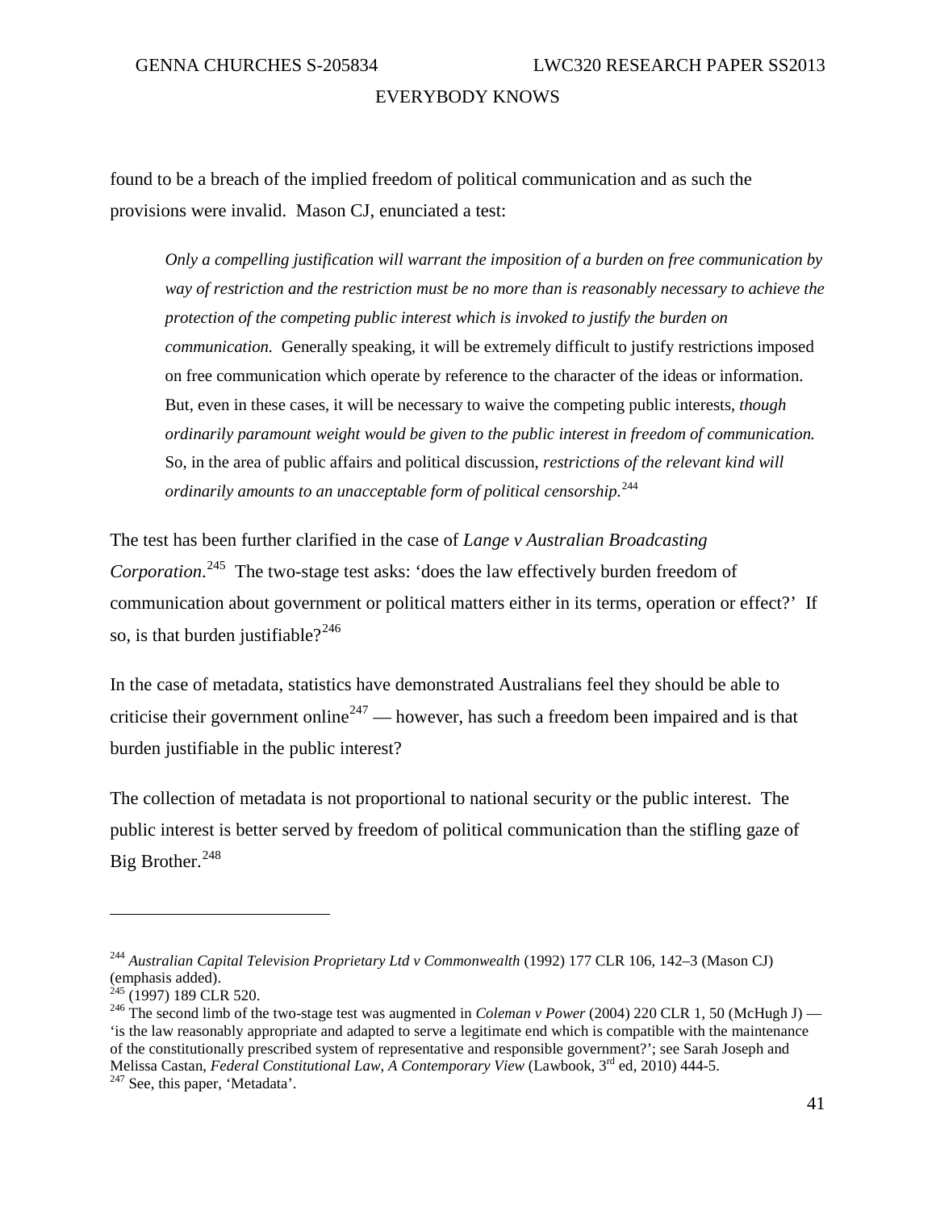found to be a breach of the implied freedom of political communication and as such the provisions were invalid. Mason CJ, enunciated a test:

> *Only a compelling justification will warrant the imposition of a burden on free communication by way of restriction and the restriction must be no more than is reasonably necessary to achieve the protection of the competing public interest which is invoked to justify the burden on communication.* Generally speaking, it will be extremely difficult to justify restrictions imposed on free communication which operate by reference to the character of the ideas or information. But, even in these cases, it will be necessary to waive the competing public interests, *though ordinarily paramount weight would be given to the public interest in freedom of communication.* So, in the area of public affairs and political discussion, *restrictions of the relevant kind will ordinarily amounts to an unacceptable form of political censorship.*[244]

The test has been further clarified in the case of *Lange v Australian Broadcasting Corporation*.[245] The two-stage test asks: 'does the law effectively burden freedom of communication about government or political matters either in its terms, operation or effect?' If so, is that burden justifiable?[246]

In the case of metadata, statistics have demonstrated Australians feel they should be able to criticise their government online[247] — however, has such a freedom been impaired and is that burden justifiable in the public interest?

The collection of metadata is not proportional to national security or the public interest. The public interest is better served by freedom of political communication than the stifling gaze of Big Brother.[248]

---

[244] *Australian Capital Television Proprietary Ltd v Commonwealth* (1992) 177 CLR 106, 142–3 (Mason CJ) (emphasis added).

[245] (1997) 189 CLR 520.

[246] The second limb of the two-stage test was augmented in *Coleman v Power* (2004) 220 CLR 1, 50 (McHugh J) — 'is the law reasonably appropriate and adapted to serve a legitimate end which is compatible with the maintenance of the constitutionally prescribed system of representative and responsible government?'; see Sarah Joseph and Melissa Castan, *Federal Constitutional Law, A Contemporary View* (Lawbook, 3rd ed, 2010) 444-5.

[247] See, this paper, 'Metadata'.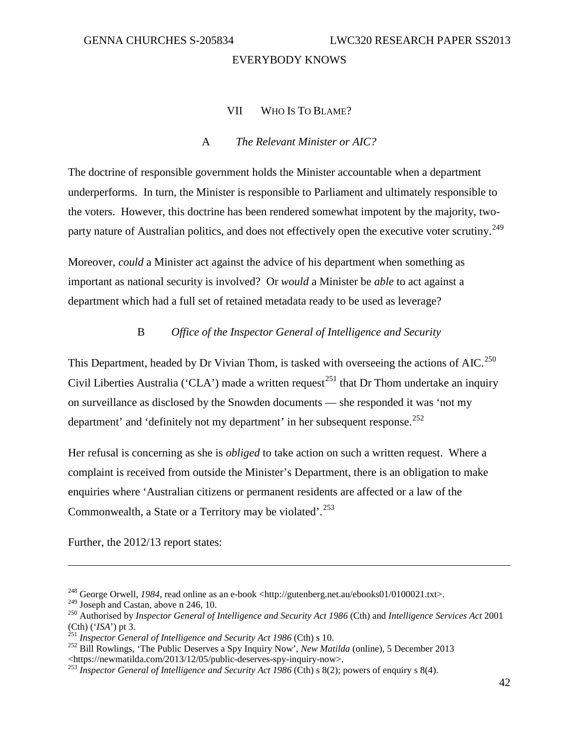## VII WHO IS TO BLAME?

### A *The Relevant Minister or AIC?*

The doctrine of responsible government holds the Minister accountable when a department underperforms. In turn, the Minister is responsible to Parliament and ultimately responsible to the voters. However, this doctrine has been rendered somewhat impotent by the majority, two-party nature of Australian politics, and does not effectively open the executive voter scrutiny.[249]

Moreover, *could* a Minister act against the advice of his department when something as important as national security is involved? Or *would* a Minister be *able* to act against a department which had a full set of retained metadata ready to be used as leverage?

### B *Office of the Inspector General of Intelligence and Security*

This Department, headed by Dr Vivian Thom, is tasked with overseeing the actions of AIC.[250] Civil Liberties Australia ('CLA') made a written request[251] that Dr Thom undertake an inquiry on surveillance as disclosed by the Snowden documents — she responded it was 'not my department' and 'definitely not my department' in her subsequent response.[252]

Her refusal is concerning as she is *obliged* to take action on such a written request. Where a complaint is received from outside the Minister's Department, there is an obligation to make enquiries where 'Australian citizens or permanent residents are affected or a law of the Commonwealth, a State or a Territory may be violated'.[253]

Further, the 2012/13 report states:

---

[248] George Orwell, *1984*, read online as an e-book <http://gutenberg.net.au/ebooks01/0100021.txt>.

[249] Joseph and Castan, above n 246, 10.

[250] Authorised by *Inspector General of Intelligence and Security Act 1986* (Cth) and *Intelligence Services Act* 2001 (Cth) ('*ISA*') pt 3.

[251] *Inspector General of Intelligence and Security Act 1986* (Cth) s 10.

[252] Bill Rowlings, 'The Public Deserves a Spy Inquiry Now', *New Matilda* (online), 5 December 2013 <https://newmatilda.com/2013/12/05/public-deserves-spy-inquiry-now>.

[253] *Inspector General of Intelligence and Security Act 1986* (Cth) s 8(2); powers of enquiry s 8(4).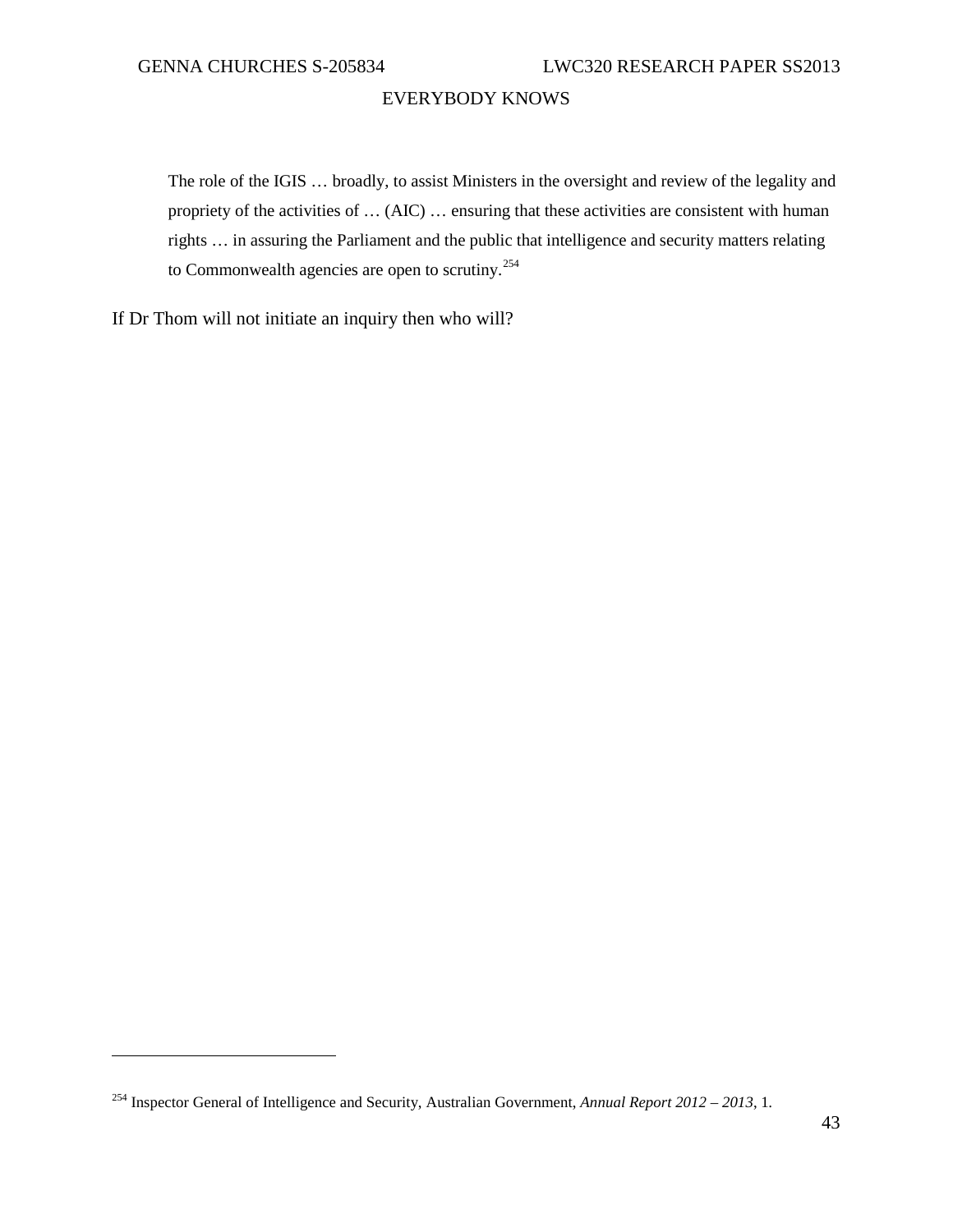> The role of the IGIS … broadly, to assist Ministers in the oversight and review of the legality and propriety of the activities of … (AIC) … ensuring that these activities are consistent with human rights … in assuring the Parliament and the public that intelligence and security matters relating to Commonwealth agencies are open to scrutiny.[254]

If Dr Thom will not initiate an inquiry then who will?

---

[254] Inspector General of Intelligence and Security, Australian Government, *Annual Report 2012 – 2013*, 1.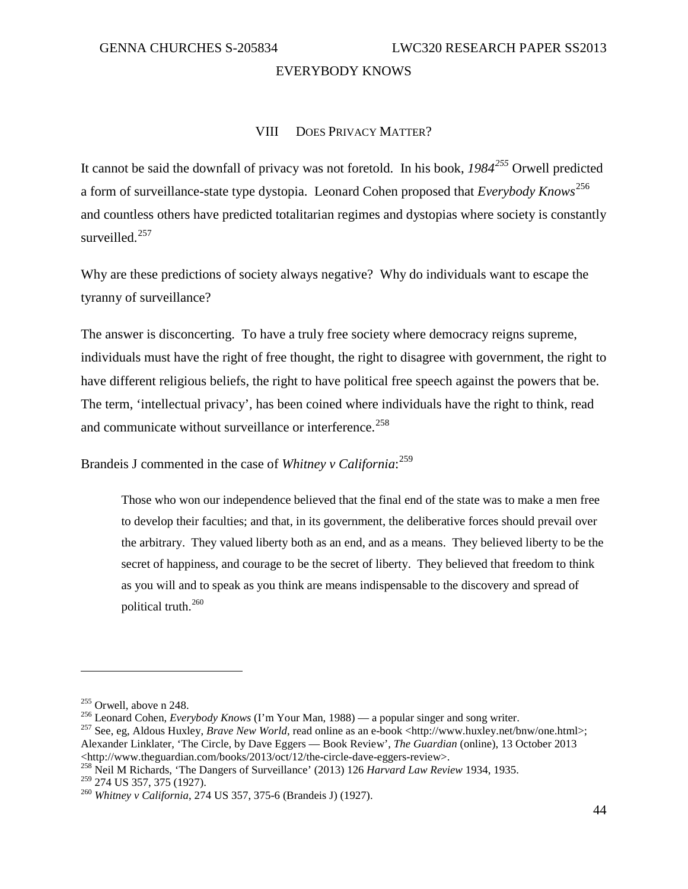## VIII Does Privacy Matter?

It cannot be said the downfall of privacy was not foretold. In his book, *1984*[255] Orwell predicted a form of surveillance-state type dystopia. Leonard Cohen proposed that *Everybody Knows*[256] and countless others have predicted totalitarian regimes and dystopias where society is constantly surveilled.[257]

Why are these predictions of society always negative? Why do individuals want to escape the tyranny of surveillance?

The answer is disconcerting. To have a truly free society where democracy reigns supreme, individuals must have the right of free thought, the right to disagree with government, the right to have different religious beliefs, the right to have political free speech against the powers that be. The term, 'intellectual privacy', has been coined where individuals have the right to think, read and communicate without surveillance or interference.[258]

Brandeis J commented in the case of *Whitney v California*:[259]

> Those who won our independence believed that the final end of the state was to make a men free to develop their faculties; and that, in its government, the deliberative forces should prevail over the arbitrary. They valued liberty both as an end, and as a means. They believed liberty to be the secret of happiness, and courage to be the secret of liberty. They believed that freedom to think as you will and to speak as you think are means indispensable to the discovery and spread of political truth.[260]

---

[255] Orwell, above n 248.
[256] Leonard Cohen, *Everybody Knows* (I'm Your Man, 1988) — a popular singer and song writer.
[257] See, eg, Aldous Huxley, *Brave New World*, read online as an e-book <http://www.huxley.net/bnw/one.html>; Alexander Linklater, 'The Circle, by Dave Eggers — Book Review', *The Guardian* (online), 13 October 2013 <http://www.theguardian.com/books/2013/oct/12/the-circle-dave-eggers-review>.
[258] Neil M Richards, 'The Dangers of Surveillance' (2013) 126 *Harvard Law Review* 1934, 1935.
[259] 274 US 357, 375 (1927).
[260] *Whitney v California*, 274 US 357, 375-6 (Brandeis J) (1927).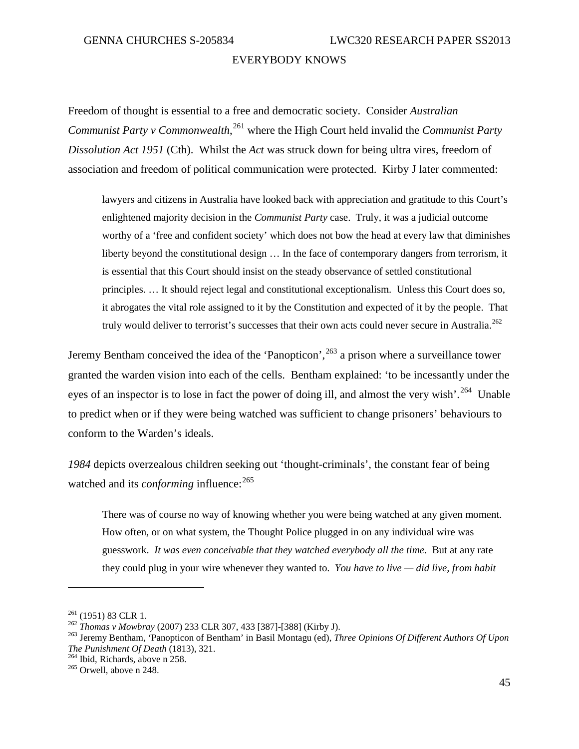Freedom of thought is essential to a free and democratic society. Consider *Australian Communist Party v Commonwealth*,[261] where the High Court held invalid the *Communist Party Dissolution Act 1951* (Cth). Whilst the *Act* was struck down for being ultra vires, freedom of association and freedom of political communication were protected. Kirby J later commented:

> lawyers and citizens in Australia have looked back with appreciation and gratitude to this Court's enlightened majority decision in the *Communist Party* case. Truly, it was a judicial outcome worthy of a 'free and confident society' which does not bow the head at every law that diminishes liberty beyond the constitutional design … In the face of contemporary dangers from terrorism, it is essential that this Court should insist on the steady observance of settled constitutional principles. … It should reject legal and constitutional exceptionalism. Unless this Court does so, it abrogates the vital role assigned to it by the Constitution and expected of it by the people. That truly would deliver to terrorist's successes that their own acts could never secure in Australia.[262]

Jeremy Bentham conceived the idea of the 'Panopticon',[263] a prison where a surveillance tower granted the warden vision into each of the cells. Bentham explained: 'to be incessantly under the eyes of an inspector is to lose in fact the power of doing ill, and almost the very wish'.[264] Unable to predict when or if they were being watched was sufficient to change prisoners' behaviours to conform to the Warden's ideals.

*1984* depicts overzealous children seeking out 'thought-criminals', the constant fear of being watched and its *conforming* influence:[265]

> There was of course no way of knowing whether you were being watched at any given moment. How often, or on what system, the Thought Police plugged in on any individual wire was guesswork. *It was even conceivable that they watched everybody all the time*. But at any rate they could plug in your wire whenever they wanted to. *You have to live — did live, from habit*

---

[261] (1951) 83 CLR 1.

[262] *Thomas v Mowbray* (2007) 233 CLR 307, 433 [387]-[388] (Kirby J).

[263] Jeremy Bentham, 'Panopticon of Bentham' in Basil Montagu (ed), *Three Opinions Of Different Authors Of Upon The Punishment Of Death* (1813), 321.

[264] Ibid, Richards, above n 258.

[265] Orwell, above n 248.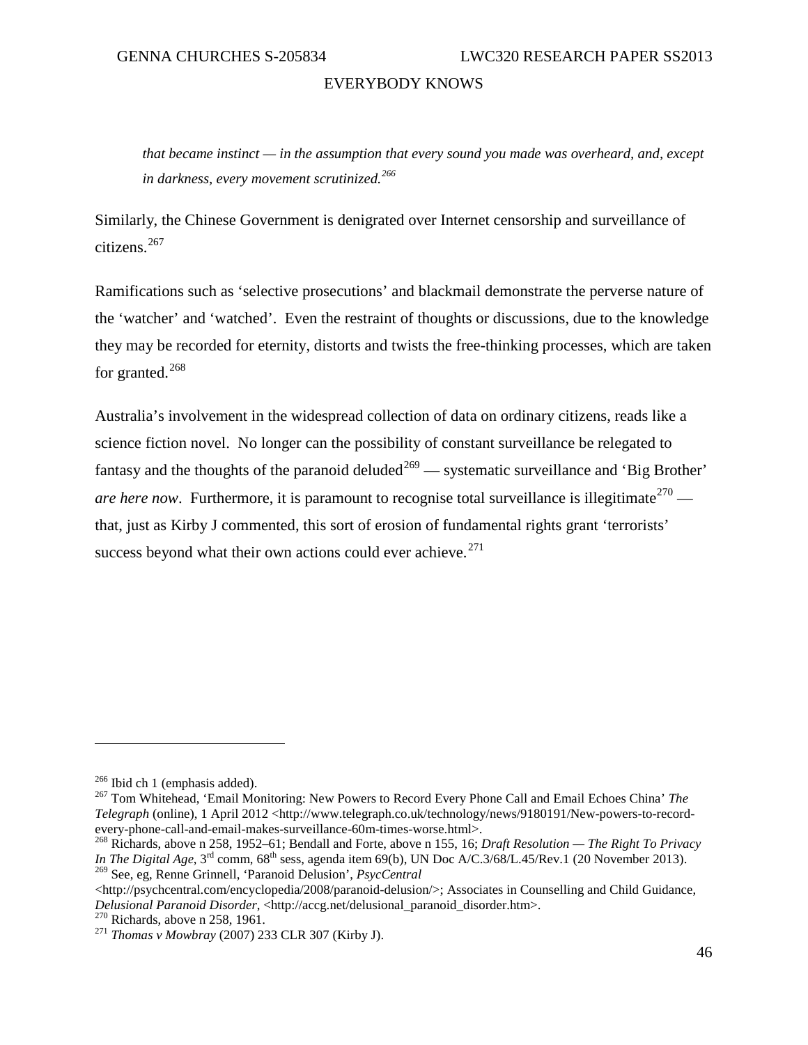*that became instinct — in the assumption that every sound you made was overheard, and, except in darkness, every movement scrutinized.*[266]

Similarly, the Chinese Government is denigrated over Internet censorship and surveillance of citizens.[267]

Ramifications such as 'selective prosecutions' and blackmail demonstrate the perverse nature of the 'watcher' and 'watched'. Even the restraint of thoughts or discussions, due to the knowledge they may be recorded for eternity, distorts and twists the free-thinking processes, which are taken for granted.[268]

Australia's involvement in the widespread collection of data on ordinary citizens, reads like a science fiction novel. No longer can the possibility of constant surveillance be relegated to fantasy and the thoughts of the paranoid deluded[269] — systematic surveillance and 'Big Brother' *are here now*. Furthermore, it is paramount to recognise total surveillance is illegitimate[270] — that, just as Kirby J commented, this sort of erosion of fundamental rights grant 'terrorists' success beyond what their own actions could ever achieve.[271]

---

[266] Ibid ch 1 (emphasis added).

[267] Tom Whitehead, 'Email Monitoring: New Powers to Record Every Phone Call and Email Echoes China' *The Telegraph* (online), 1 April 2012 <http://www.telegraph.co.uk/technology/news/9180191/New-powers-to-record-every-phone-call-and-email-makes-surveillance-60m-times-worse.html>.

[268] Richards, above n 258, 1952–61; Bendall and Forte, above n 155, 16; *Draft Resolution — The Right To Privacy In The Digital Age*, 3rd comm, 68th sess, agenda item 69(b), UN Doc A/C.3/68/L.45/Rev.1 (20 November 2013).

[269] See, eg, Renne Grinnell, 'Paranoid Delusion', *PsycCentral* <http://psychcentral.com/encyclopedia/2008/paranoid-delusion/>; Associates in Counselling and Child Guidance, *Delusional Paranoid Disorder*, <http://accg.net/delusional_paranoid_disorder.htm>.

[270] Richards, above n 258, 1961.

[271] *Thomas v Mowbray* (2007) 233 CLR 307 (Kirby J).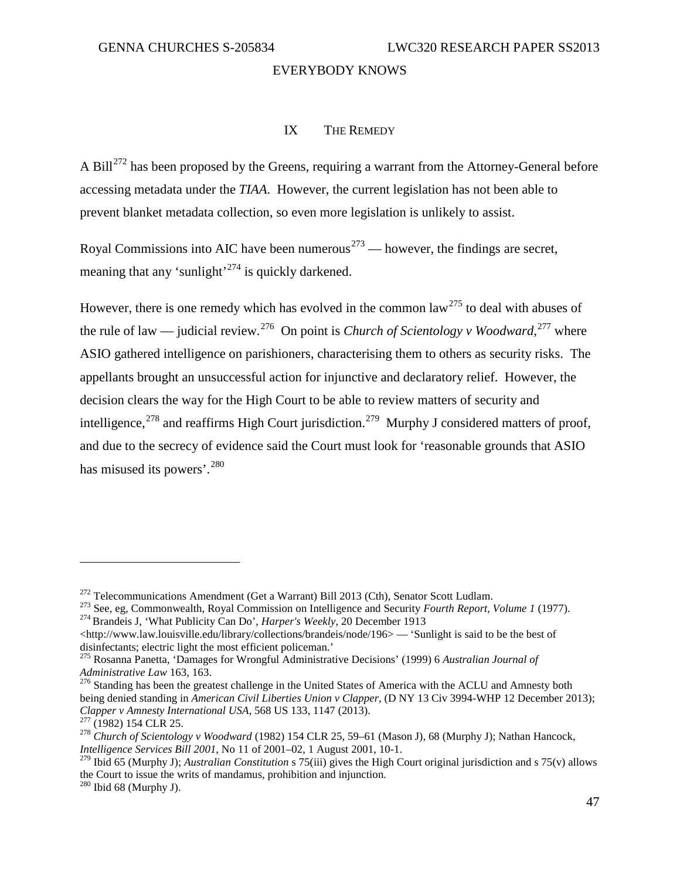## IX The Remedy

A Bill[272] has been proposed by the Greens, requiring a warrant from the Attorney-General before accessing metadata under the *TIAA*. However, the current legislation has not been able to prevent blanket metadata collection, so even more legislation is unlikely to assist.

Royal Commissions into AIC have been numerous[273] — however, the findings are secret, meaning that any 'sunlight'[274] is quickly darkened.

However, there is one remedy which has evolved in the common law[275] to deal with abuses of the rule of law — judicial review.[276] On point is *Church of Scientology v Woodward*,[277] where ASIO gathered intelligence on parishioners, characterising them to others as security risks. The appellants brought an unsuccessful action for injunctive and declaratory relief. However, the decision clears the way for the High Court to be able to review matters of security and intelligence,[278] and reaffirms High Court jurisdiction.[279] Murphy J considered matters of proof, and due to the secrecy of evidence said the Court must look for 'reasonable grounds that ASIO has misused its powers'.[280]

---

[272] Telecommunications Amendment (Get a Warrant) Bill 2013 (Cth), Senator Scott Ludlam.

[273] See, eg, Commonwealth, Royal Commission on Intelligence and Security *Fourth Report, Volume 1* (1977).

[274] Brandeis J, 'What Publicity Can Do', *Harper's Weekly*, 20 December 1913 <http://www.law.louisville.edu/library/collections/brandeis/node/196> — 'Sunlight is said to be the best of disinfectants; electric light the most efficient policeman.'

[275] Rosanna Panetta, 'Damages for Wrongful Administrative Decisions' (1999) 6 *Australian Journal of Administrative Law* 163, 163.

[276] Standing has been the greatest challenge in the United States of America with the ACLU and Amnesty both being denied standing in *American Civil Liberties Union v Clapper*, (D NY 13 Civ 3994-WHP 12 December 2013); *Clapper v Amnesty International USA*, 568 US 133, 1147 (2013).

[277] (1982) 154 CLR 25.

[278] *Church of Scientology v Woodward* (1982) 154 CLR 25, 59–61 (Mason J), 68 (Murphy J); Nathan Hancock, *Intelligence Services Bill 2001*, No 11 of 2001–02, 1 August 2001, 10-1.

[279] Ibid 65 (Murphy J); *Australian Constitution* s 75(iii) gives the High Court original jurisdiction and s 75(v) allows the Court to issue the writs of mandamus, prohibition and injunction.

[280] Ibid 68 (Murphy J).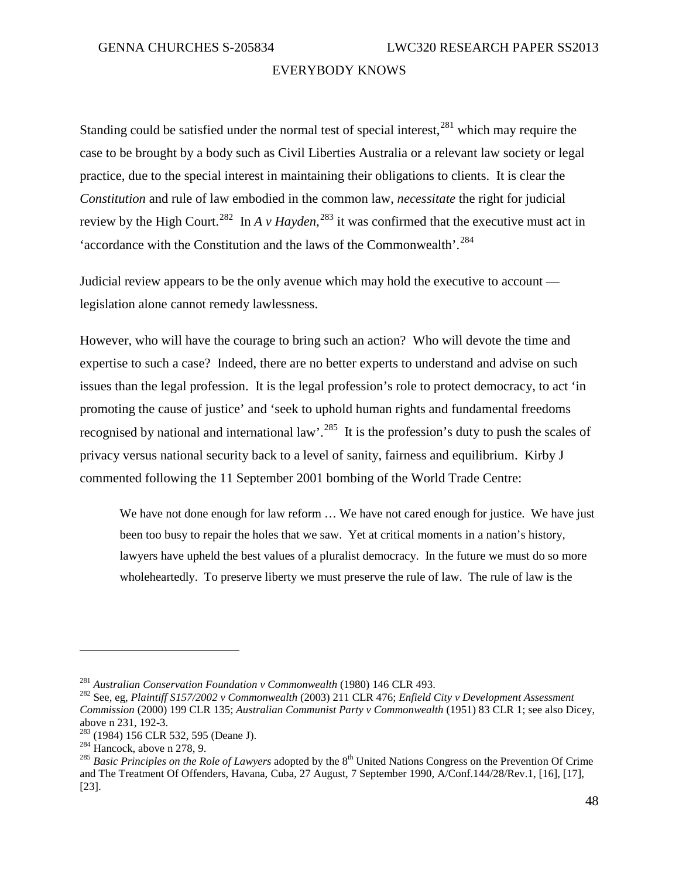Standing could be satisfied under the normal test of special interest,[281] which may require the case to be brought by a body such as Civil Liberties Australia or a relevant law society or legal practice, due to the special interest in maintaining their obligations to clients. It is clear the *Constitution* and rule of law embodied in the common law, *necessitate* the right for judicial review by the High Court.[282] In *A v Hayden*,[283] it was confirmed that the executive must act in 'accordance with the Constitution and the laws of the Commonwealth'.[284]

Judicial review appears to be the only avenue which may hold the executive to account — legislation alone cannot remedy lawlessness.

However, who will have the courage to bring such an action? Who will devote the time and expertise to such a case? Indeed, there are no better experts to understand and advise on such issues than the legal profession. It is the legal profession's role to protect democracy, to act 'in promoting the cause of justice' and 'seek to uphold human rights and fundamental freedoms recognised by national and international law'.[285] It is the profession's duty to push the scales of privacy versus national security back to a level of sanity, fairness and equilibrium. Kirby J commented following the 11 September 2001 bombing of the World Trade Centre:

> We have not done enough for law reform … We have not cared enough for justice. We have just been too busy to repair the holes that we saw. Yet at critical moments in a nation's history, lawyers have upheld the best values of a pluralist democracy. In the future we must do so more wholeheartedly. To preserve liberty we must preserve the rule of law. The rule of law is the

---

[281] *Australian Conservation Foundation v Commonwealth* (1980) 146 CLR 493.

[282] See, eg, *Plaintiff S157/2002 v Commonwealth* (2003) 211 CLR 476; *Enfield City v Development Assessment Commission* (2000) 199 CLR 135; *Australian Communist Party v Commonwealth* (1951) 83 CLR 1; see also Dicey, above n 231, 192-3.

[283] (1984) 156 CLR 532, 595 (Deane J).

[284] Hancock, above n 278, 9.

[285] *Basic Principles on the Role of Lawyers* adopted by the 8th United Nations Congress on the Prevention Of Crime and The Treatment Of Offenders, Havana, Cuba, 27 August, 7 September 1990, A/Conf.144/28/Rev.1, [16], [17], [23].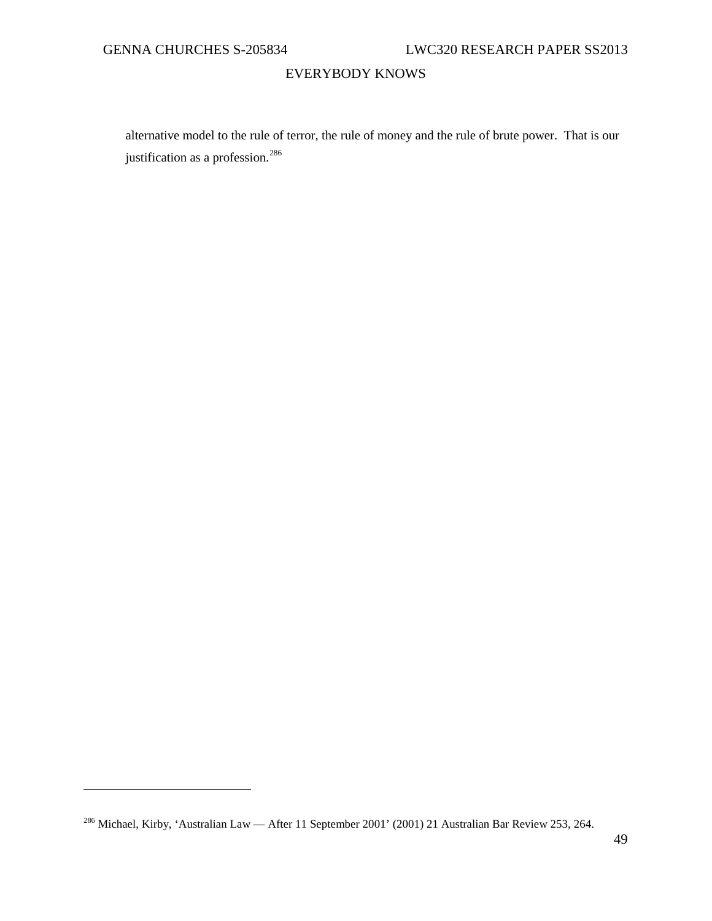> alternative model to the rule of terror, the rule of money and the rule of brute power. That is our justification as a profession.[286]

---

[286] Michael, Kirby, 'Australian Law — After 11 September 2001' (2001) 21 Australian Bar Review 253, 264.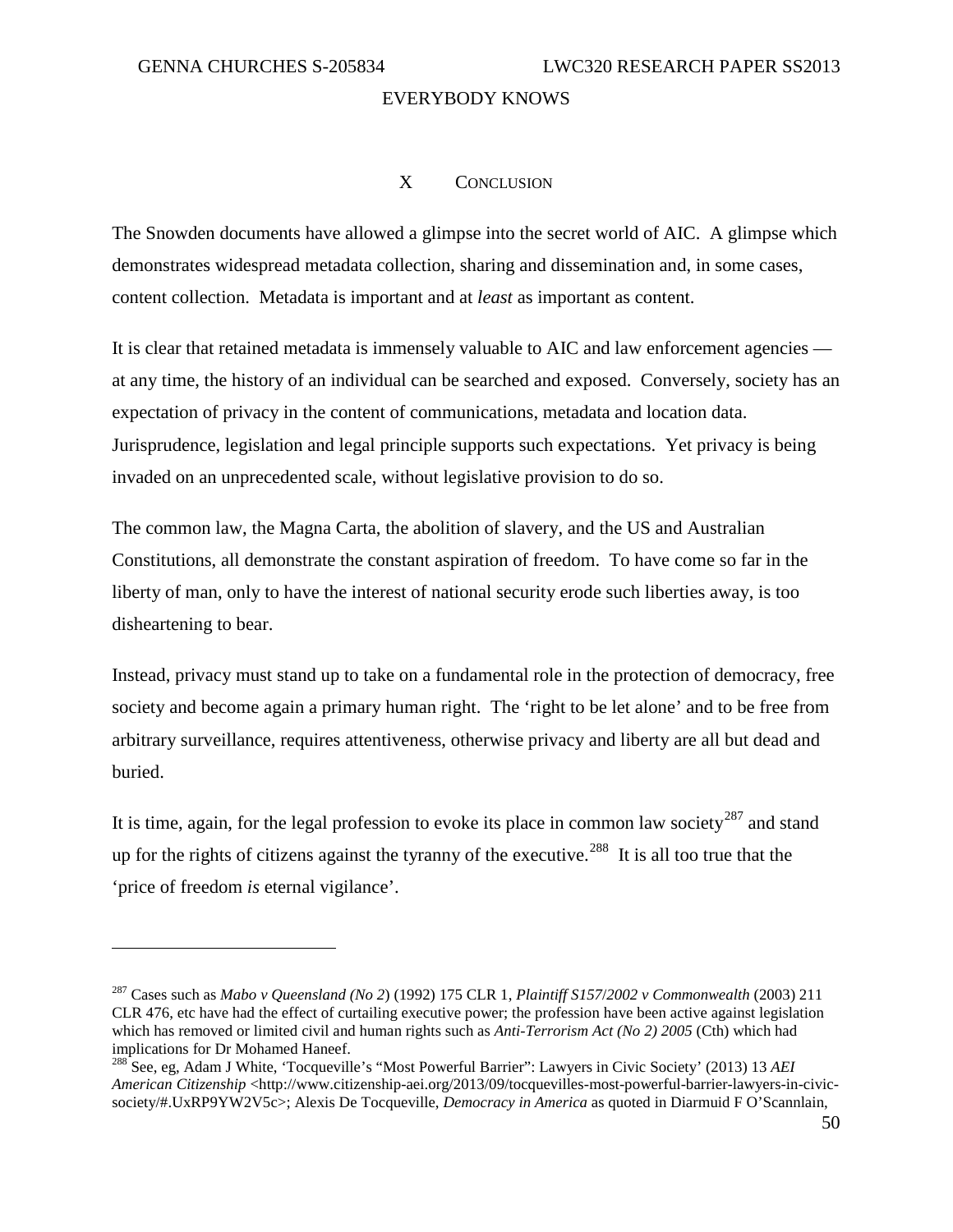## X Conclusion

The Snowden documents have allowed a glimpse into the secret world of AIC. A glimpse which demonstrates widespread metadata collection, sharing and dissemination and, in some cases, content collection. Metadata is important and at *least* as important as content.

It is clear that retained metadata is immensely valuable to AIC and law enforcement agencies — at any time, the history of an individual can be searched and exposed. Conversely, society has an expectation of privacy in the content of communications, metadata and location data. Jurisprudence, legislation and legal principle supports such expectations. Yet privacy is being invaded on an unprecedented scale, without legislative provision to do so.

The common law, the Magna Carta, the abolition of slavery, and the US and Australian Constitutions, all demonstrate the constant aspiration of freedom. To have come so far in the liberty of man, only to have the interest of national security erode such liberties away, is too disheartening to bear.

Instead, privacy must stand up to take on a fundamental role in the protection of democracy, free society and become again a primary human right. The 'right to be let alone' and to be free from arbitrary surveillance, requires attentiveness, otherwise privacy and liberty are all but dead and buried.

It is time, again, for the legal profession to evoke its place in common law society[287] and stand up for the rights of citizens against the tyranny of the executive.[288] It is all too true that the 'price of freedom *is* eternal vigilance'.

---

[287] Cases such as *Mabo v Queensland (No 2*) (1992) 175 CLR 1, *Plaintiff S157/2002 v Commonwealth* (2003) 211 CLR 476, etc have had the effect of curtailing executive power; the profession have been active against legislation which has removed or limited civil and human rights such as *Anti-Terrorism Act (No 2) 2005* (Cth) which had implications for Dr Mohamed Haneef.

[288] See, eg, Adam J White, 'Tocqueville's "Most Powerful Barrier": Lawyers in Civic Society' (2013) 13 *AEI American Citizenship* <http://www.citizenship-aei.org/2013/09/tocquevilles-most-powerful-barrier-lawyers-in-civic-society/#.UxRP9YW2V5c>; Alexis De Tocqueville, *Democracy in America* as quoted in Diarmuid F O'Scannlain,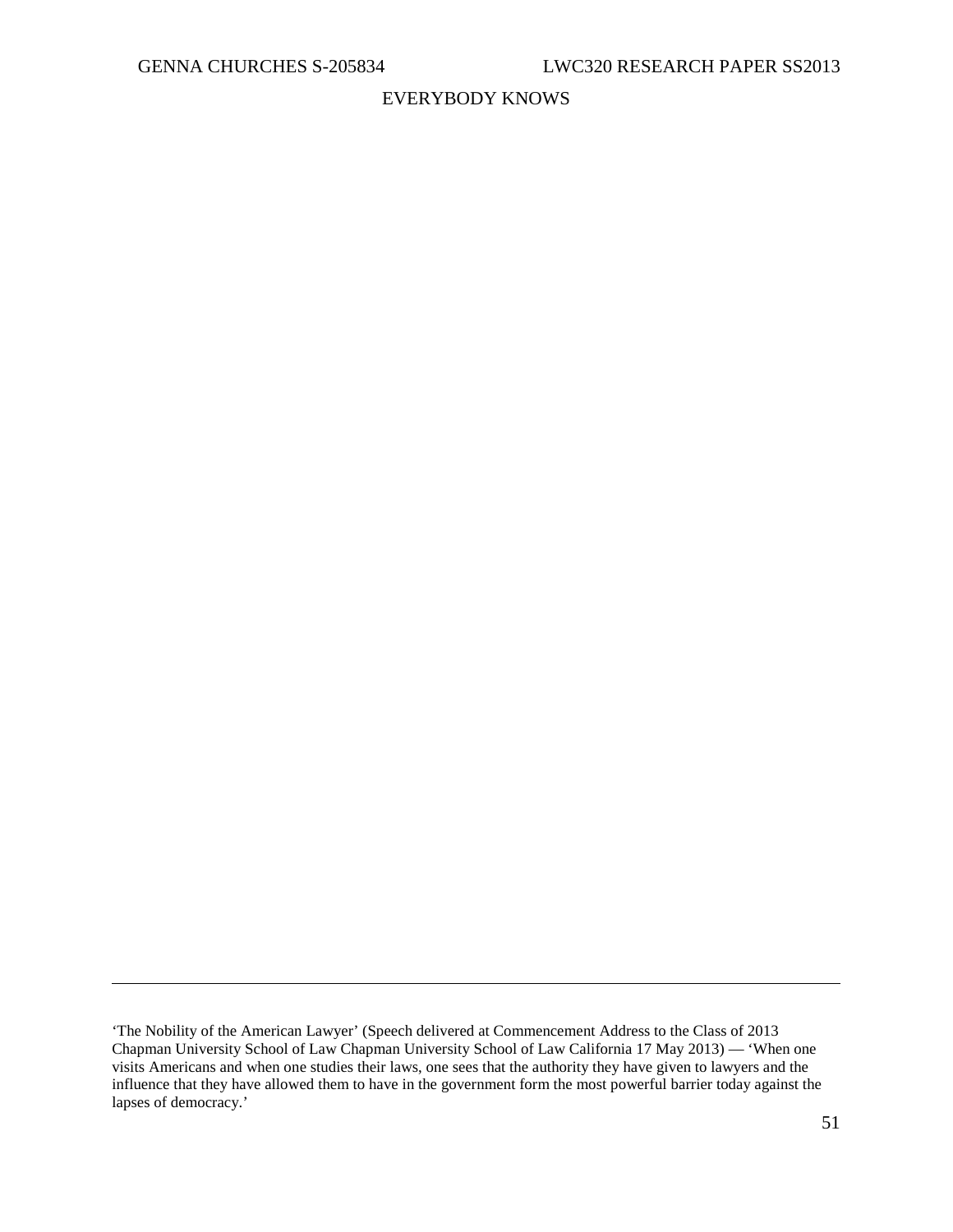'The Nobility of the American Lawyer' (Speech delivered at Commencement Address to the Class of 2013 Chapman University School of Law Chapman University School of Law California 17 May 2013) — 'When one visits Americans and when one studies their laws, one sees that the authority they have given to lawyers and the influence that they have allowed them to have in the government form the most powerful barrier today against the lapses of democracy.'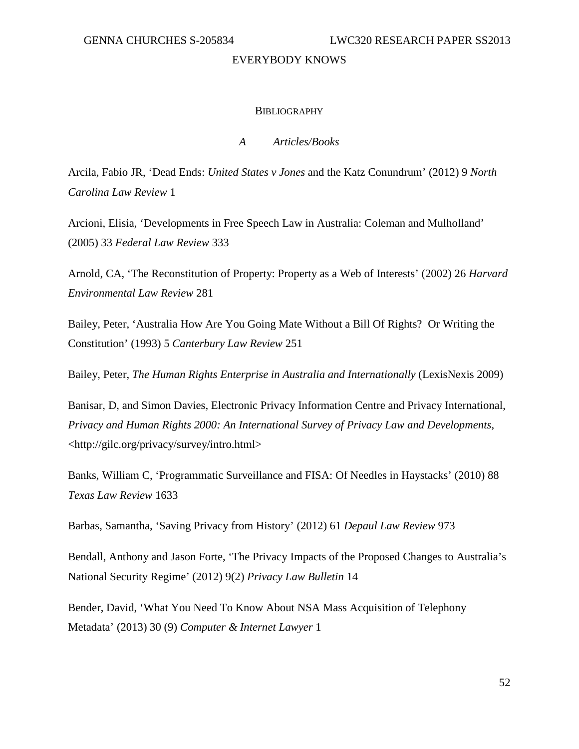## Bibliography

### *A Articles/Books*

Arcila, Fabio JR, 'Dead Ends: *United States v Jones* and the Katz Conundrum' (2012) 9 *North Carolina Law Review* 1

Arcioni, Elisia, 'Developments in Free Speech Law in Australia: Coleman and Mulholland' (2005) 33 *Federal Law Review* 333

Arnold, CA, 'The Reconstitution of Property: Property as a Web of Interests' (2002) 26 *Harvard Environmental Law Review* 281

Bailey, Peter, 'Australia How Are You Going Mate Without a Bill Of Rights? Or Writing the Constitution' (1993) 5 *Canterbury Law Review* 251

Bailey, Peter, *The Human Rights Enterprise in Australia and Internationally* (LexisNexis 2009)

Banisar, D, and Simon Davies, Electronic Privacy Information Centre and Privacy International, *Privacy and Human Rights 2000: An International Survey of Privacy Law and Developments*, <http://gilc.org/privacy/survey/intro.html>

Banks, William C, 'Programmatic Surveillance and FISA: Of Needles in Haystacks' (2010) 88 *Texas Law Review* 1633

Barbas, Samantha, 'Saving Privacy from History' (2012) 61 *Depaul Law Review* 973

Bendall, Anthony and Jason Forte, 'The Privacy Impacts of the Proposed Changes to Australia's National Security Regime' (2012) 9(2) *Privacy Law Bulletin* 14

Bender, David, 'What You Need To Know About NSA Mass Acquisition of Telephony Metadata' (2013) 30 (9) *Computer & Internet Lawyer* 1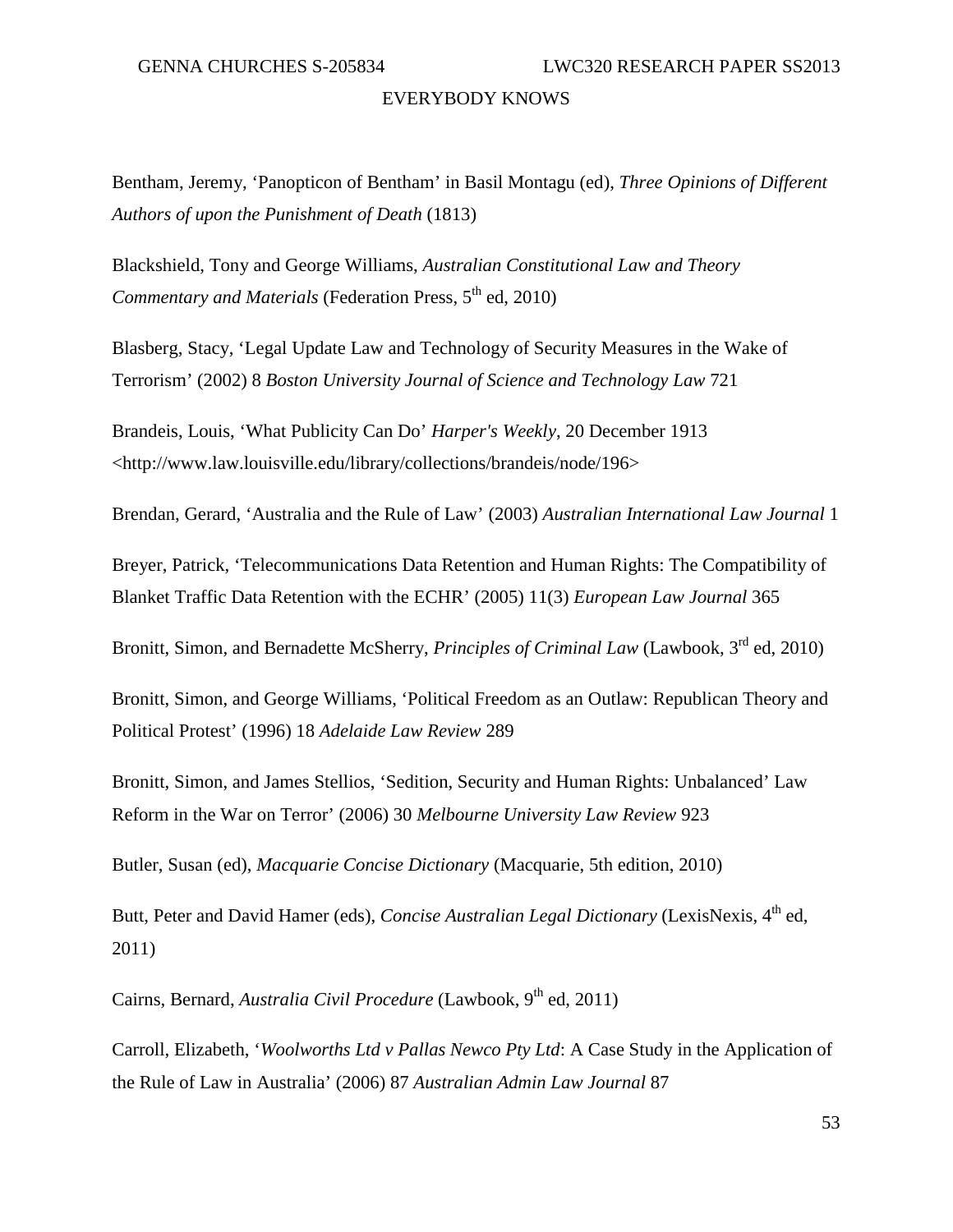Bentham, Jeremy, 'Panopticon of Bentham' in Basil Montagu (ed), *Three Opinions of Different Authors of upon the Punishment of Death* (1813)

Blackshield, Tony and George Williams, *Australian Constitutional Law and Theory Commentary and Materials* (Federation Press, 5th ed, 2010)

Blasberg, Stacy, 'Legal Update Law and Technology of Security Measures in the Wake of Terrorism' (2002) 8 *Boston University Journal of Science and Technology Law* 721

Brandeis, Louis, 'What Publicity Can Do' *Harper's Weekly*, 20 December 1913 <http://www.law.louisville.edu/library/collections/brandeis/node/196>

Brendan, Gerard, 'Australia and the Rule of Law' (2003) *Australian International Law Journal* 1

Breyer, Patrick, 'Telecommunications Data Retention and Human Rights: The Compatibility of Blanket Traffic Data Retention with the ECHR' (2005) 11(3) *European Law Journal* 365

Bronitt, Simon, and Bernadette McSherry, *Principles of Criminal Law* (Lawbook, 3rd ed, 2010)

Bronitt, Simon, and George Williams, 'Political Freedom as an Outlaw: Republican Theory and Political Protest' (1996) 18 *Adelaide Law Review* 289

Bronitt, Simon, and James Stellios, 'Sedition, Security and Human Rights: Unbalanced' Law Reform in the War on Terror' (2006) 30 *Melbourne University Law Review* 923

Butler, Susan (ed), *Macquarie Concise Dictionary* (Macquarie, 5th edition, 2010)

Butt, Peter and David Hamer (eds), *Concise Australian Legal Dictionary* (LexisNexis, 4th ed, 2011)

Cairns, Bernard, *Australia Civil Procedure* (Lawbook, 9th ed, 2011)

Carroll, Elizabeth, '*Woolworths Ltd v Pallas Newco Pty Ltd*: A Case Study in the Application of the Rule of Law in Australia' (2006) 87 *Australian Admin Law Journal* 87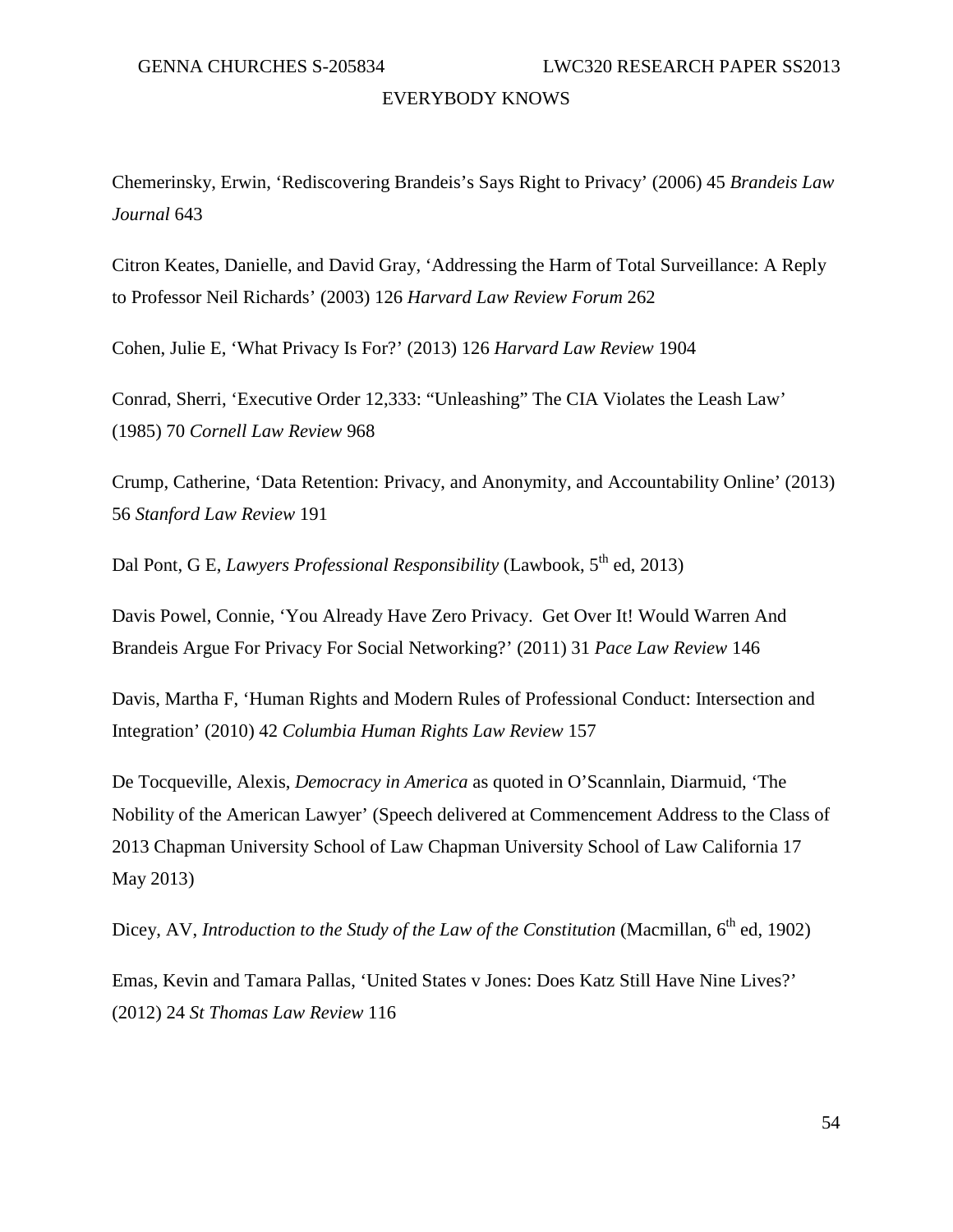Chemerinsky, Erwin, 'Rediscovering Brandeis's Says Right to Privacy' (2006) 45 *Brandeis Law Journal* 643

Citron Keates, Danielle, and David Gray, 'Addressing the Harm of Total Surveillance: A Reply to Professor Neil Richards' (2003) 126 *Harvard Law Review Forum* 262

Cohen, Julie E, 'What Privacy Is For?' (2013) 126 *Harvard Law Review* 1904

Conrad, Sherri, 'Executive Order 12,333: "Unleashing" The CIA Violates the Leash Law' (1985) 70 *Cornell Law Review* 968

Crump, Catherine, 'Data Retention: Privacy, and Anonymity, and Accountability Online' (2013) 56 *Stanford Law Review* 191

Dal Pont, G E, *Lawyers Professional Responsibility* (Lawbook, 5th ed, 2013)

Davis Powel, Connie, 'You Already Have Zero Privacy. Get Over It! Would Warren And Brandeis Argue For Privacy For Social Networking?' (2011) 31 *Pace Law Review* 146

Davis, Martha F, 'Human Rights and Modern Rules of Professional Conduct: Intersection and Integration' (2010) 42 *Columbia Human Rights Law Review* 157

De Tocqueville, Alexis, *Democracy in America* as quoted in O'Scannlain, Diarmuid, 'The Nobility of the American Lawyer' (Speech delivered at Commencement Address to the Class of 2013 Chapman University School of Law Chapman University School of Law California 17 May 2013)

Dicey, AV, *Introduction to the Study of the Law of the Constitution* (Macmillan, 6th ed, 1902)

Emas, Kevin and Tamara Pallas, 'United States v Jones: Does Katz Still Have Nine Lives?' (2012) 24 *St Thomas Law Review* 116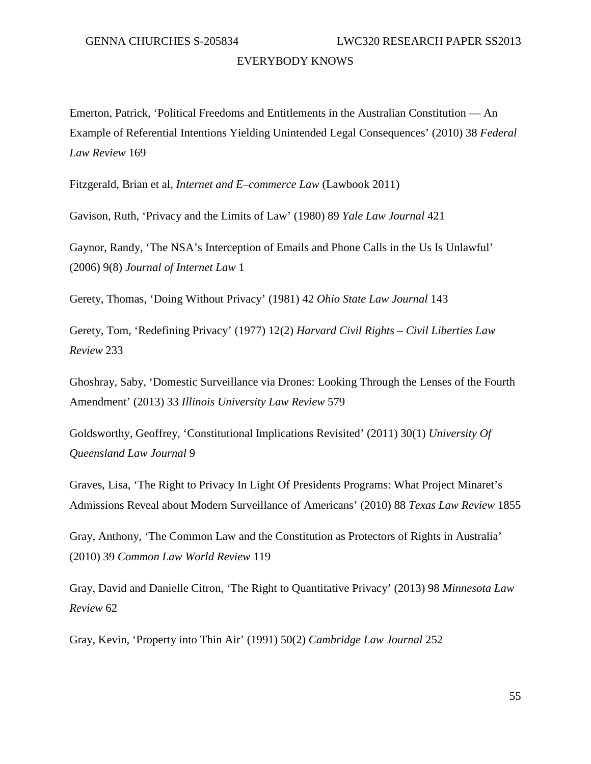Emerton, Patrick, 'Political Freedoms and Entitlements in the Australian Constitution — An Example of Referential Intentions Yielding Unintended Legal Consequences' (2010) 38 *Federal Law Review* 169

Fitzgerald, Brian et al, *Internet and E–commerce Law* (Lawbook 2011)

Gavison, Ruth, 'Privacy and the Limits of Law' (1980) 89 *Yale Law Journal* 421

Gaynor, Randy, 'The NSA's Interception of Emails and Phone Calls in the Us Is Unlawful' (2006) 9(8) *Journal of Internet Law* 1

Gerety, Thomas, 'Doing Without Privacy' (1981) 42 *Ohio State Law Journal* 143

Gerety, Tom, 'Redefining Privacy' (1977) 12(2) *Harvard Civil Rights – Civil Liberties Law Review* 233

Ghoshray, Saby, 'Domestic Surveillance via Drones: Looking Through the Lenses of the Fourth Amendment' (2013) 33 *Illinois University Law Review* 579

Goldsworthy, Geoffrey, 'Constitutional Implications Revisited' (2011) 30(1) *University Of Queensland Law Journal* 9

Graves, Lisa, 'The Right to Privacy In Light Of Presidents Programs: What Project Minaret's Admissions Reveal about Modern Surveillance of Americans' (2010) 88 *Texas Law Review* 1855

Gray, Anthony, 'The Common Law and the Constitution as Protectors of Rights in Australia' (2010) 39 *Common Law World Review* 119

Gray, David and Danielle Citron, 'The Right to Quantitative Privacy' (2013) 98 *Minnesota Law Review* 62

Gray, Kevin, 'Property into Thin Air' (1991) 50(2) *Cambridge Law Journal* 252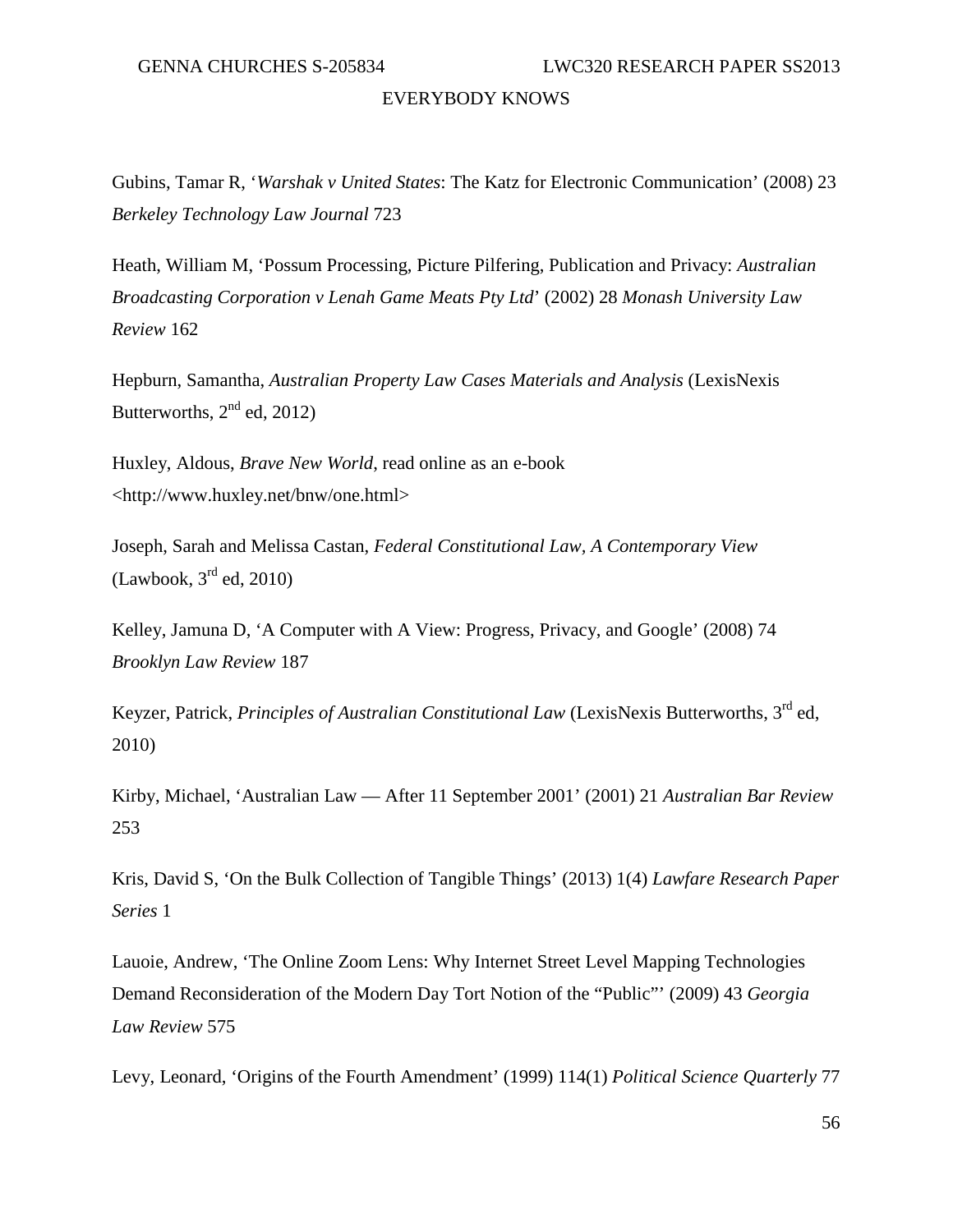Gubins, Tamar R, '*Warshak v United States*: The Katz for Electronic Communication' (2008) 23 *Berkeley Technology Law Journal* 723

Heath, William M, 'Possum Processing, Picture Pilfering, Publication and Privacy: *Australian Broadcasting Corporation v Lenah Game Meats Pty Ltd*' (2002) 28 *Monash University Law Review* 162

Hepburn, Samantha, *Australian Property Law Cases Materials and Analysis* (LexisNexis Butterworths, 2nd ed, 2012)

Huxley, Aldous, *Brave New World*, read online as an e-book <http://www.huxley.net/bnw/one.html>

Joseph, Sarah and Melissa Castan, *Federal Constitutional Law, A Contemporary View* (Lawbook, 3rd ed, 2010)

Kelley, Jamuna D, 'A Computer with A View: Progress, Privacy, and Google' (2008) 74 *Brooklyn Law Review* 187

Keyzer, Patrick, *Principles of Australian Constitutional Law* (LexisNexis Butterworths, 3rd ed, 2010)

Kirby, Michael, 'Australian Law — After 11 September 2001' (2001) 21 *Australian Bar Review* 253

Kris, David S, 'On the Bulk Collection of Tangible Things' (2013) 1(4) *Lawfare Research Paper Series* 1

Lauoie, Andrew, 'The Online Zoom Lens: Why Internet Street Level Mapping Technologies Demand Reconsideration of the Modern Day Tort Notion of the "Public"' (2009) 43 *Georgia Law Review* 575

Levy, Leonard, 'Origins of the Fourth Amendment' (1999) 114(1) *Political Science Quarterly* 77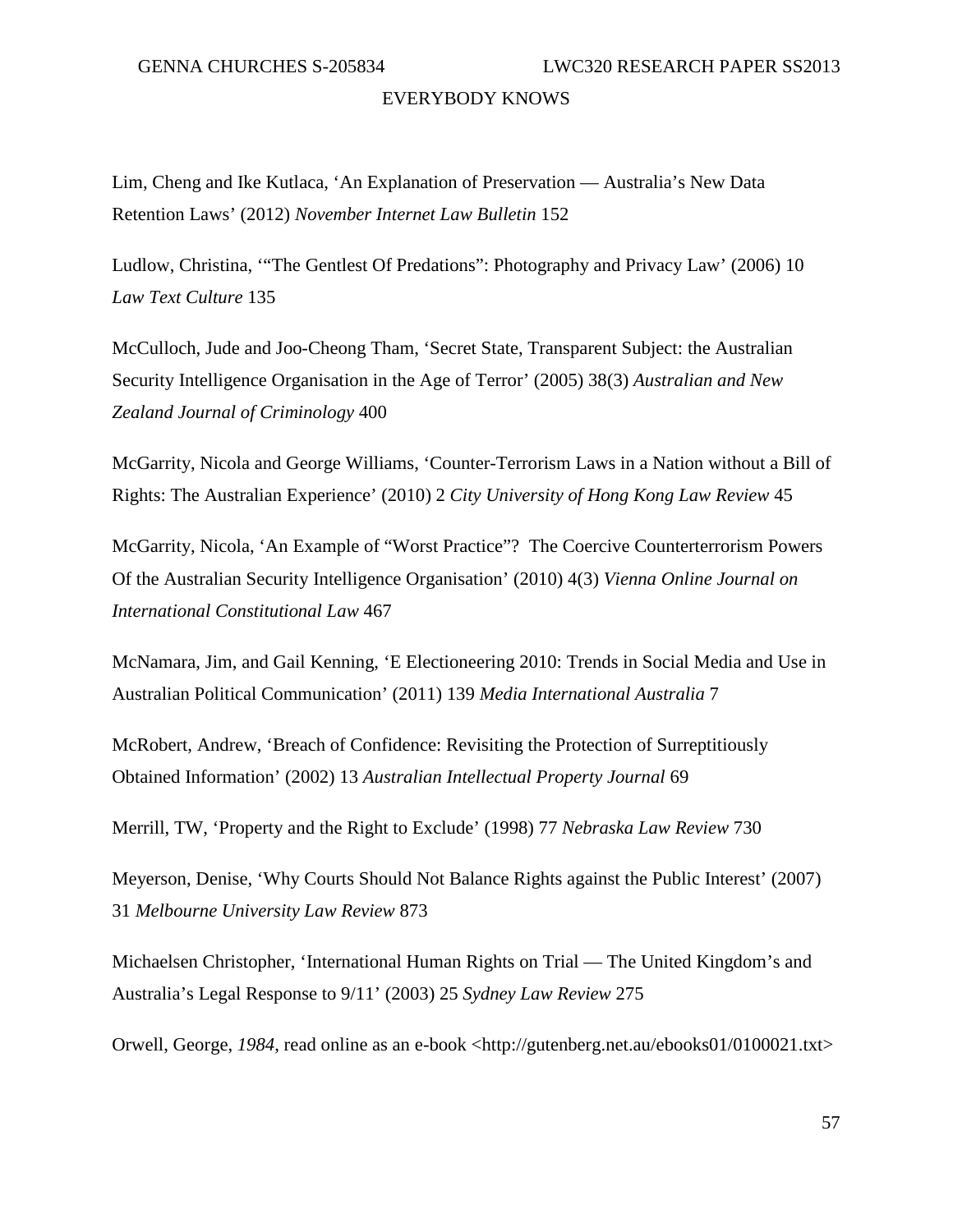Lim, Cheng and Ike Kutlaca, 'An Explanation of Preservation — Australia's New Data Retention Laws' (2012) *November Internet Law Bulletin* 152

Ludlow, Christina, '"The Gentlest Of Predations": Photography and Privacy Law' (2006) 10 *Law Text Culture* 135

McCulloch, Jude and Joo-Cheong Tham, 'Secret State, Transparent Subject: the Australian Security Intelligence Organisation in the Age of Terror' (2005) 38(3) *Australian and New Zealand Journal of Criminology* 400

McGarrity, Nicola and George Williams, 'Counter-Terrorism Laws in a Nation without a Bill of Rights: The Australian Experience' (2010) 2 *City University of Hong Kong Law Review* 45

McGarrity, Nicola, 'An Example of "Worst Practice"? The Coercive Counterterrorism Powers Of the Australian Security Intelligence Organisation' (2010) 4(3) *Vienna Online Journal on International Constitutional Law* 467

McNamara, Jim, and Gail Kenning, 'E Electioneering 2010: Trends in Social Media and Use in Australian Political Communication' (2011) 139 *Media International Australia* 7

McRobert, Andrew, 'Breach of Confidence: Revisiting the Protection of Surreptitiously Obtained Information' (2002) 13 *Australian Intellectual Property Journal* 69

Merrill, TW, 'Property and the Right to Exclude' (1998) 77 *Nebraska Law Review* 730

Meyerson, Denise, 'Why Courts Should Not Balance Rights against the Public Interest' (2007) 31 *Melbourne University Law Review* 873

Michaelsen Christopher, 'International Human Rights on Trial — The United Kingdom's and Australia's Legal Response to 9/11' (2003) 25 *Sydney Law Review* 275

Orwell, George, *1984*, read online as an e-book <http://gutenberg.net.au/ebooks01/0100021.txt>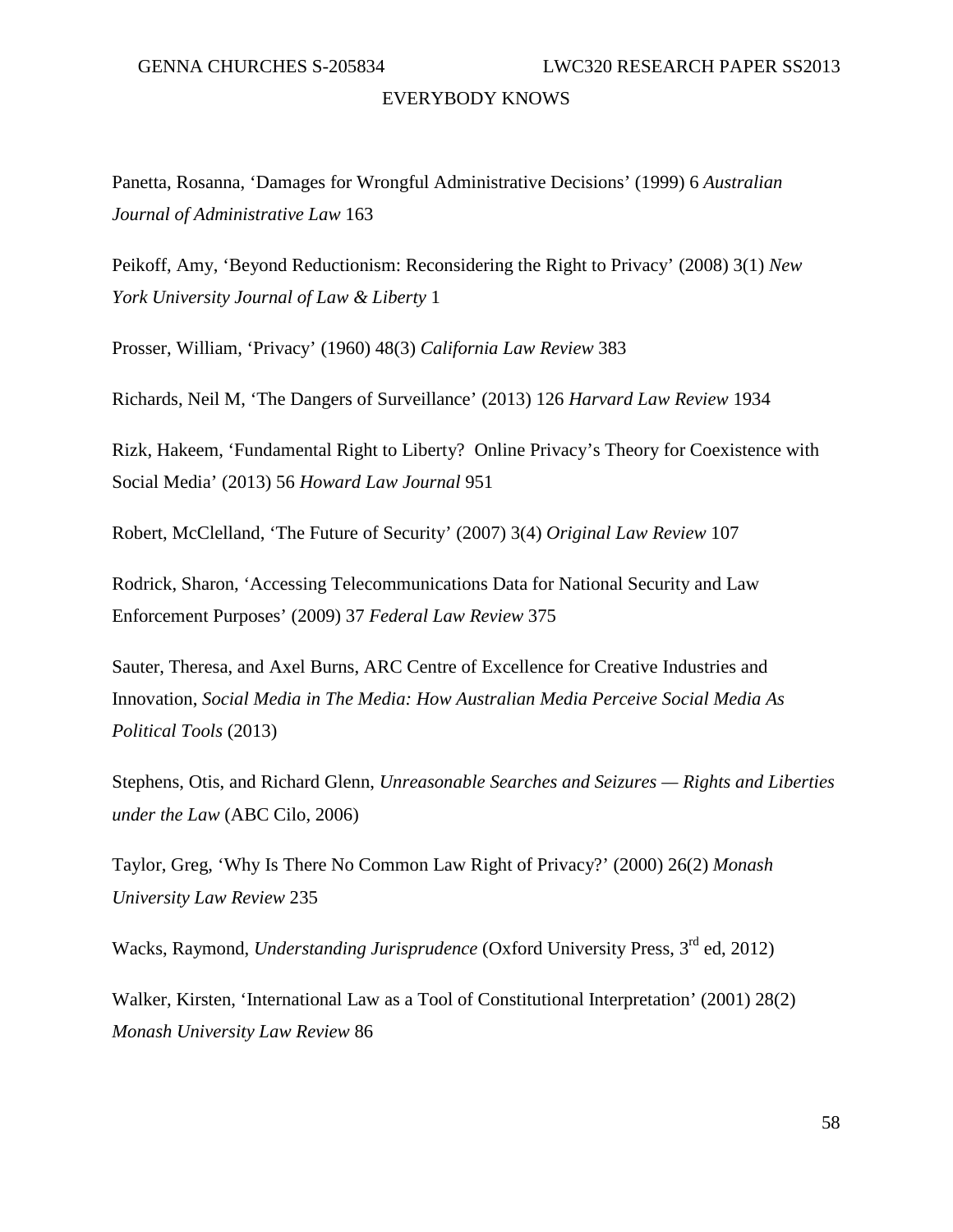Panetta, Rosanna, 'Damages for Wrongful Administrative Decisions' (1999) 6 *Australian Journal of Administrative Law* 163

Peikoff, Amy, 'Beyond Reductionism: Reconsidering the Right to Privacy' (2008) 3(1) *New York University Journal of Law & Liberty* 1

Prosser, William, 'Privacy' (1960) 48(3) *California Law Review* 383

Richards, Neil M, 'The Dangers of Surveillance' (2013) 126 *Harvard Law Review* 1934

Rizk, Hakeem, 'Fundamental Right to Liberty? Online Privacy's Theory for Coexistence with Social Media' (2013) 56 *Howard Law Journal* 951

Robert, McClelland, 'The Future of Security' (2007) 3(4) *Original Law Review* 107

Rodrick, Sharon, 'Accessing Telecommunications Data for National Security and Law Enforcement Purposes' (2009) 37 *Federal Law Review* 375

Sauter, Theresa, and Axel Burns, ARC Centre of Excellence for Creative Industries and Innovation, *Social Media in The Media: How Australian Media Perceive Social Media As Political Tools* (2013)

Stephens, Otis, and Richard Glenn, *Unreasonable Searches and Seizures — Rights and Liberties under the Law* (ABC Cilo, 2006)

Taylor, Greg, 'Why Is There No Common Law Right of Privacy?' (2000) 26(2) *Monash University Law Review* 235

Wacks, Raymond, *Understanding Jurisprudence* (Oxford University Press, 3rd ed, 2012)

Walker, Kirsten, 'International Law as a Tool of Constitutional Interpretation' (2001) 28(2) *Monash University Law Review* 86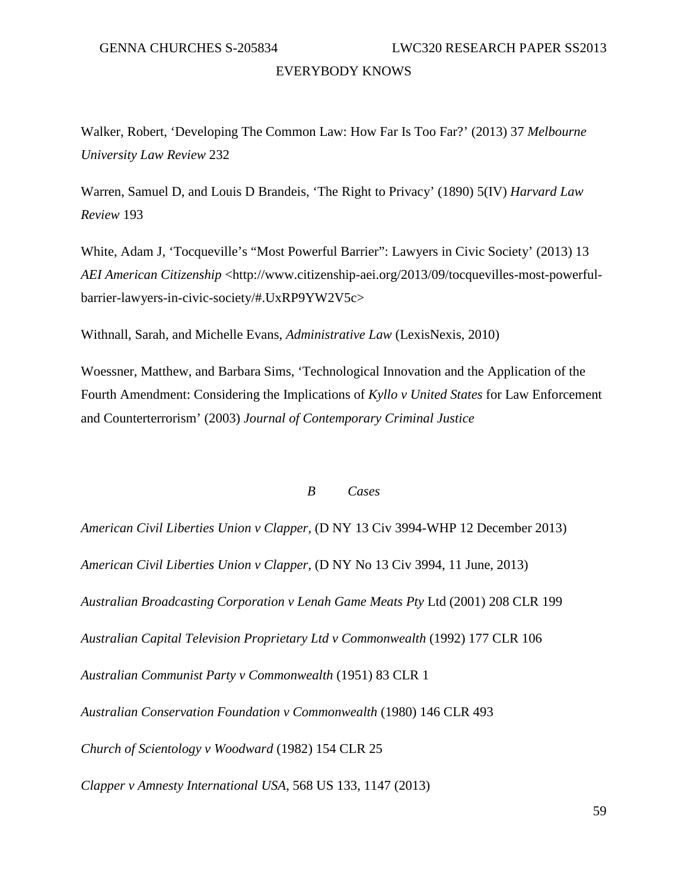Walker, Robert, 'Developing The Common Law: How Far Is Too Far?' (2013) 37 *Melbourne University Law Review* 232

Warren, Samuel D, and Louis D Brandeis, 'The Right to Privacy' (1890) 5(IV) *Harvard Law Review* 193

White, Adam J, 'Tocqueville's "Most Powerful Barrier": Lawyers in Civic Society' (2013) 13 *AEI American Citizenship* <http://www.citizenship-aei.org/2013/09/tocquevilles-most-powerful-barrier-lawyers-in-civic-society/#.UxRP9YW2V5c>

Withnall, Sarah, and Michelle Evans, *Administrative Law* (LexisNexis, 2010)

Woessner, Matthew, and Barbara Sims, 'Technological Innovation and the Application of the Fourth Amendment: Considering the Implications of *Kyllo v United States* for Law Enforcement and Counterterrorism' (2003) *Journal of Contemporary Criminal Justice*

### *B Cases*

*American Civil Liberties Union v Clapper*, (D NY 13 Civ 3994-WHP 12 December 2013)

*American Civil Liberties Union v Clapper*, (D NY No 13 Civ 3994, 11 June, 2013)

*Australian Broadcasting Corporation v Lenah Game Meats Pty* Ltd (2001) 208 CLR 199

*Australian Capital Television Proprietary Ltd v Commonwealth* (1992) 177 CLR 106

*Australian Communist Party v Commonwealth* (1951) 83 CLR 1

*Australian Conservation Foundation v Commonwealth* (1980) 146 CLR 493

*Church of Scientology v Woodward* (1982) 154 CLR 25

*Clapper v Amnesty International USA*, 568 US 133, 1147 (2013)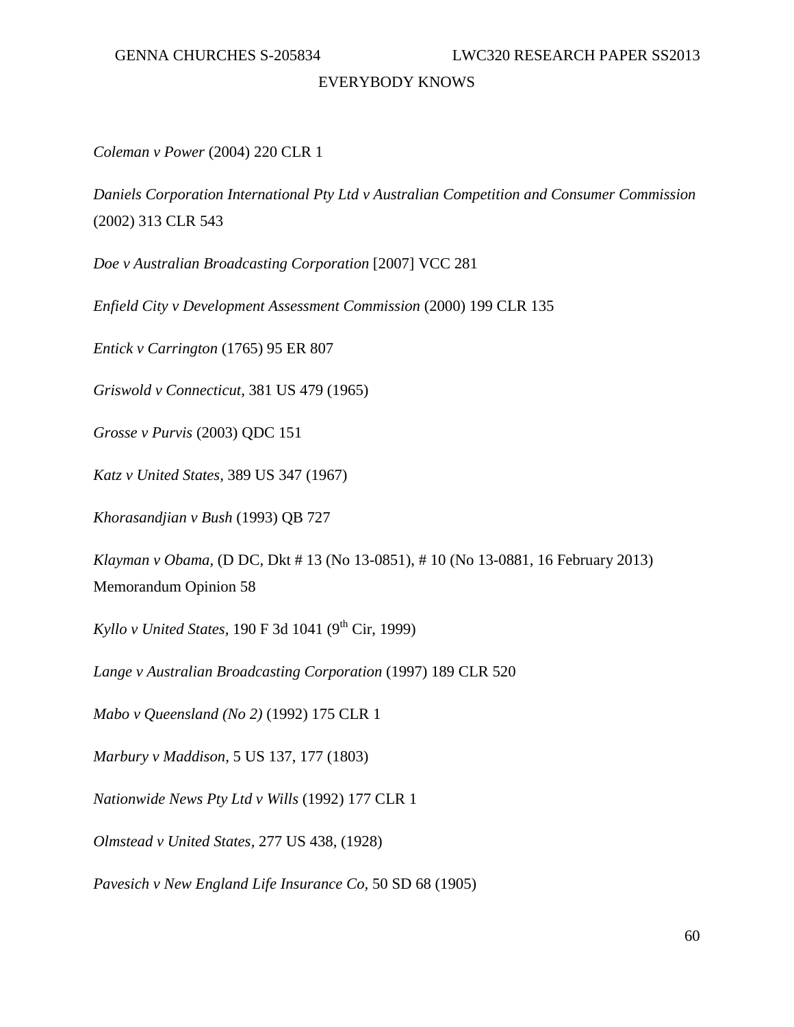*Coleman v Power* (2004) 220 CLR 1

*Daniels Corporation International Pty Ltd v Australian Competition and Consumer Commission* (2002) 313 CLR 543

*Doe v Australian Broadcasting Corporation* [2007] VCC 281

*Enfield City v Development Assessment Commission* (2000) 199 CLR 135

*Entick v Carrington* (1765) 95 ER 807

*Griswold v Connecticut*, 381 US 479 (1965)

*Grosse v Purvis* (2003) QDC 151

*Katz v United States*, 389 US 347 (1967)

*Khorasandjian v Bush* (1993) QB 727

*Klayman v Obama*, (D DC, Dkt # 13 (No 13-0851), # 10 (No 13-0881, 16 February 2013) Memorandum Opinion 58

*Kyllo v United States*, 190 F 3d 1041 (9th Cir, 1999)

*Lange v Australian Broadcasting Corporation* (1997) 189 CLR 520

*Mabo v Queensland (No 2)* (1992) 175 CLR 1

*Marbury v Maddison*, 5 US 137, 177 (1803)

*Nationwide News Pty Ltd v Wills* (1992) 177 CLR 1

*Olmstead v United States*, 277 US 438, (1928)

*Pavesich v New England Life Insurance Co*, 50 SD 68 (1905)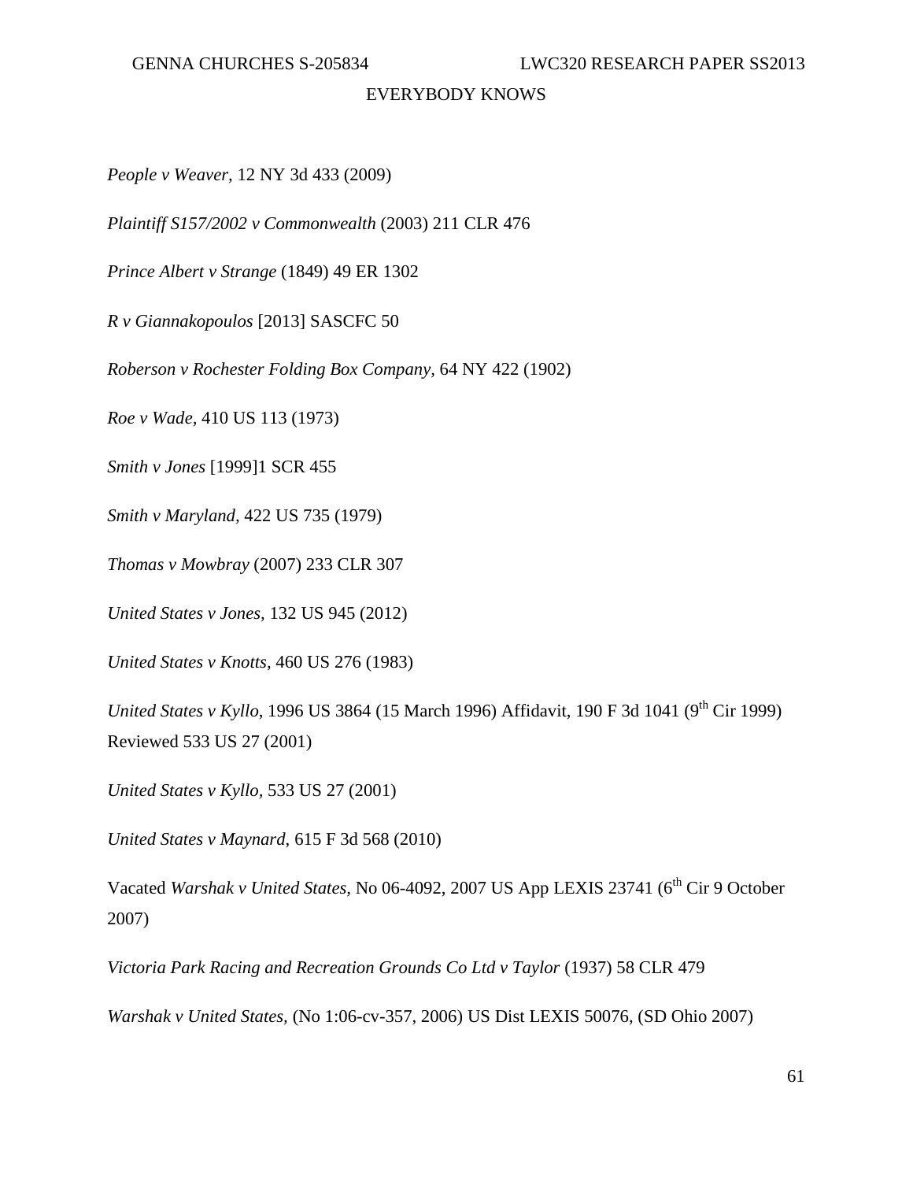*People v Weaver*, 12 NY 3d 433 (2009)

*Plaintiff S157/2002 v Commonwealth* (2003) 211 CLR 476

*Prince Albert v Strange* (1849) 49 ER 1302

*R v Giannakopoulos* [2013] SASCFC 50

*Roberson v Rochester Folding Box Company*, 64 NY 422 (1902)

*Roe v Wade*, 410 US 113 (1973)

*Smith v Jones* [1999]1 SCR 455

*Smith v Maryland*, 422 US 735 (1979)

*Thomas v Mowbray* (2007) 233 CLR 307

*United States v Jones*, 132 US 945 (2012)

*United States v Knotts*, 460 US 276 (1983)

*United States v Kyllo*, 1996 US 3864 (15 March 1996) Affidavit, 190 F 3d 1041 (9th Cir 1999) Reviewed 533 US 27 (2001)

*United States v Kyllo*, 533 US 27 (2001)

*United States v Maynard*, 615 F 3d 568 (2010)

Vacated *Warshak v United States*, No 06-4092, 2007 US App LEXIS 23741 (6th Cir 9 October 2007)

*Victoria Park Racing and Recreation Grounds Co Ltd v Taylor* (1937) 58 CLR 479

*Warshak v United States*, (No 1:06-cv-357, 2006) US Dist LEXIS 50076, (SD Ohio 2007)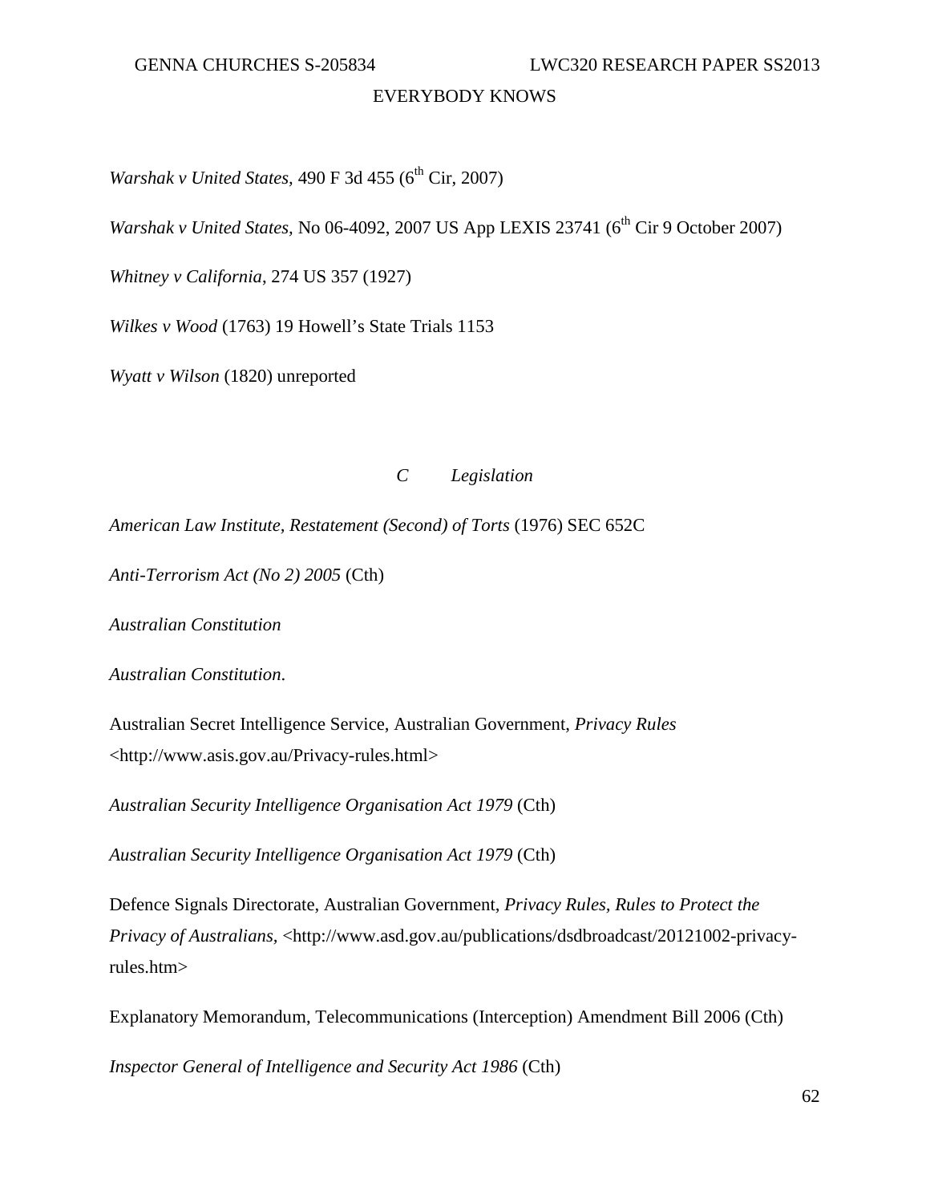*Warshak v United States*, 490 F 3d 455 (6th Cir, 2007)

*Warshak v United States*, No 06-4092, 2007 US App LEXIS 23741 (6th Cir 9 October 2007)

*Whitney v California*, 274 US 357 (1927)

*Wilkes v Wood* (1763) 19 Howell's State Trials 1153

*Wyatt v Wilson* (1820) unreported

### *C Legislation*

*American Law Institute, Restatement (Second) of Torts* (1976) SEC 652C

*Anti-Terrorism Act (No 2) 2005* (Cth)

*Australian Constitution*

*Australian Constitution*.

Australian Secret Intelligence Service, Australian Government, *Privacy Rules* <http://www.asis.gov.au/Privacy-rules.html>

*Australian Security Intelligence Organisation Act 1979* (Cth)

*Australian Security Intelligence Organisation Act 1979* (Cth)

Defence Signals Directorate, Australian Government, *Privacy Rules, Rules to Protect the Privacy of Australians*, <http://www.asd.gov.au/publications/dsdbroadcast/20121002-privacy-rules.htm>

Explanatory Memorandum, Telecommunications (Interception) Amendment Bill 2006 (Cth)

*Inspector General of Intelligence and Security Act 1986* (Cth)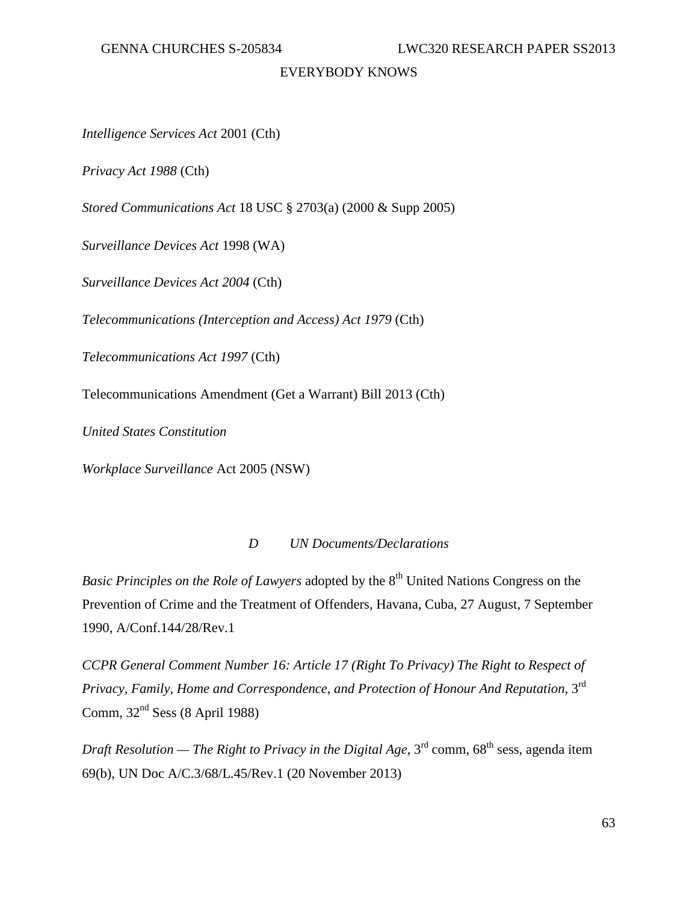*Intelligence Services Act* 2001 (Cth)

*Privacy Act 1988* (Cth)

*Stored Communications Act* 18 USC § 2703(a) (2000 & Supp 2005)

*Surveillance Devices Act* 1998 (WA)

*Surveillance Devices Act 2004* (Cth)

*Telecommunications (Interception and Access) Act 1979* (Cth)

*Telecommunications Act 1997* (Cth)

Telecommunications Amendment (Get a Warrant) Bill 2013 (Cth)

*United States Constitution*

*Workplace Surveillance* Act 2005 (NSW)

### *D UN Documents/Declarations*

*Basic Principles on the Role of Lawyers* adopted by the 8th United Nations Congress on the Prevention of Crime and the Treatment of Offenders, Havana, Cuba, 27 August, 7 September 1990, A/Conf.144/28/Rev.1

*CCPR General Comment Number 16: Article 17 (Right To Privacy) The Right to Respect of Privacy, Family, Home and Correspondence, and Protection of Honour And Reputation*, 3rd Comm, 32nd Sess (8 April 1988)

*Draft Resolution — The Right to Privacy in the Digital Age*, 3rd comm, 68th sess, agenda item 69(b), UN Doc A/C.3/68/L.45/Rev.1 (20 November 2013)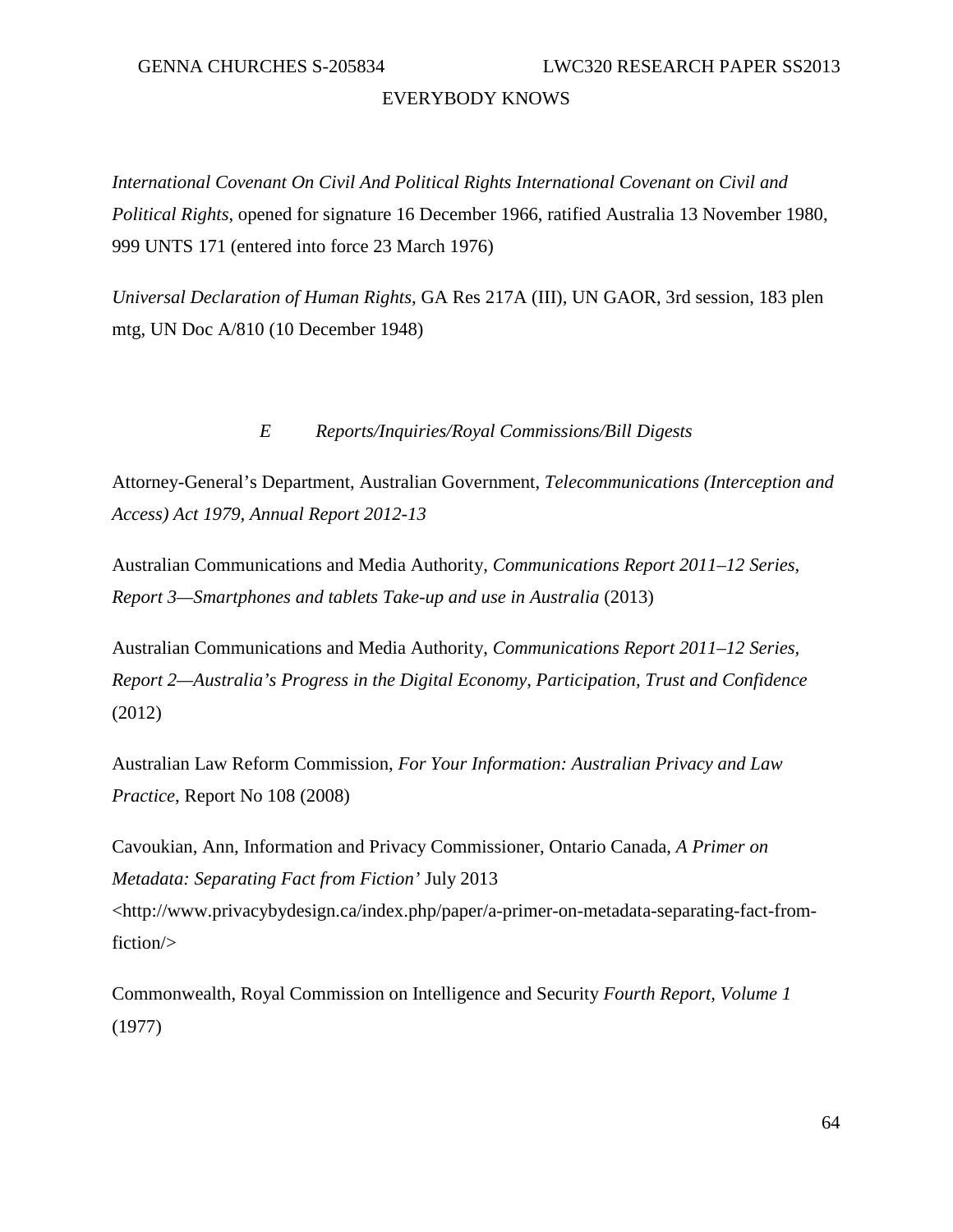*International Covenant On Civil And Political Rights International Covenant on Civil and Political Rights*, opened for signature 16 December 1966, ratified Australia 13 November 1980, 999 UNTS 171 (entered into force 23 March 1976)

*Universal Declaration of Human Rights*, GA Res 217A (III), UN GAOR, 3rd session, 183 plen mtg, UN Doc A/810 (10 December 1948)

### *E Reports/Inquiries/Royal Commissions/Bill Digests*

Attorney-General's Department, Australian Government, *Telecommunications (Interception and Access) Act 1979, Annual Report 2012-13*

Australian Communications and Media Authority, *Communications Report 2011–12 Series, Report 3—Smartphones and tablets Take-up and use in Australia* (2013)

Australian Communications and Media Authority, *Communications Report 2011–12 Series, Report 2—Australia's Progress in the Digital Economy, Participation, Trust and Confidence* (2012)

Australian Law Reform Commission, *For Your Information: Australian Privacy and Law Practice*, Report No 108 (2008)

Cavoukian, Ann, Information and Privacy Commissioner, Ontario Canada, *A Primer on Metadata: Separating Fact from Fiction'* July 2013 <http://www.privacybydesign.ca/index.php/paper/a-primer-on-metadata-separating-fact-from-fiction/>

Commonwealth, Royal Commission on Intelligence and Security *Fourth Report, Volume 1* (1977)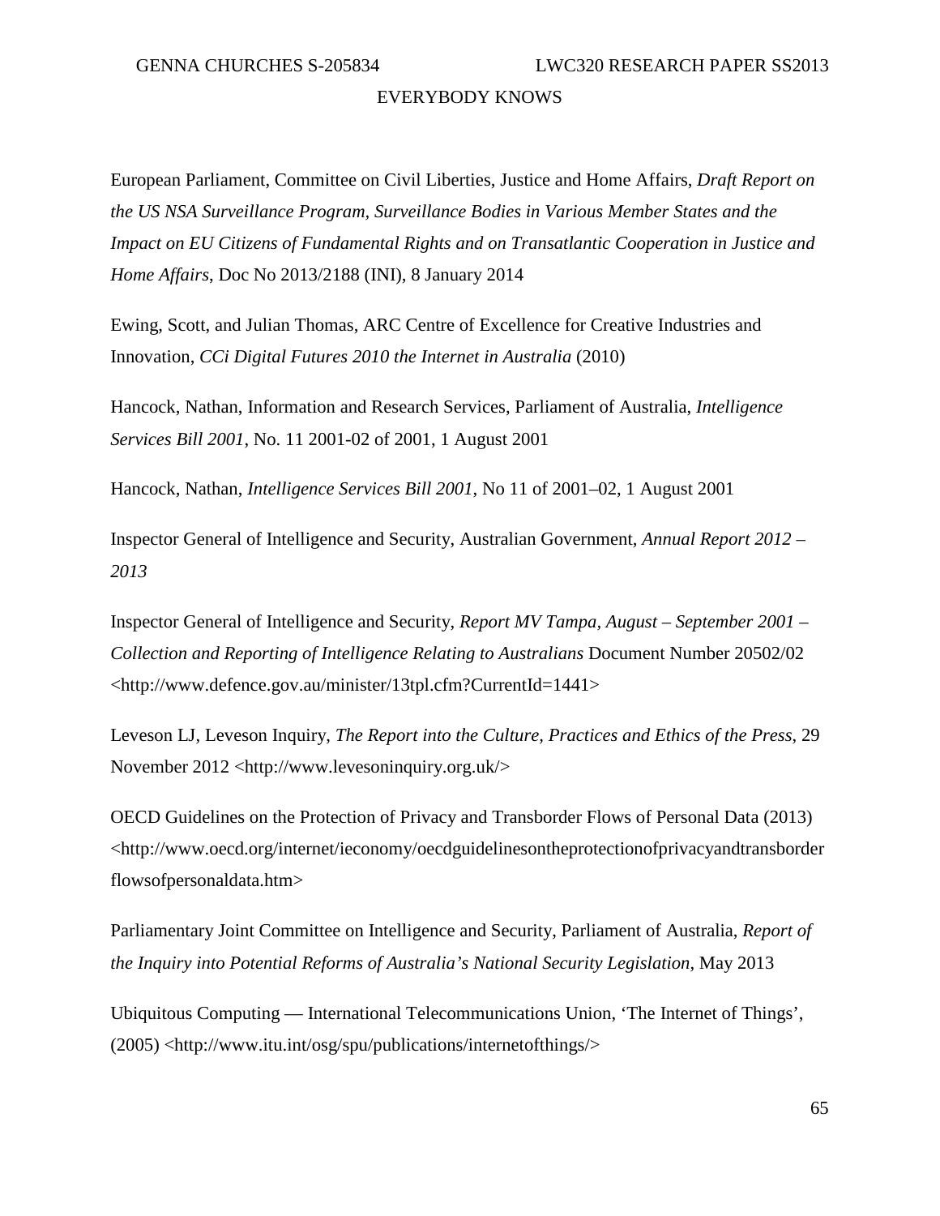European Parliament, Committee on Civil Liberties, Justice and Home Affairs, *Draft Report on the US NSA Surveillance Program, Surveillance Bodies in Various Member States and the Impact on EU Citizens of Fundamental Rights and on Transatlantic Cooperation in Justice and Home Affairs*, Doc No 2013/2188 (INI), 8 January 2014

Ewing, Scott, and Julian Thomas, ARC Centre of Excellence for Creative Industries and Innovation, *CCi Digital Futures 2010 the Internet in Australia* (2010)

Hancock, Nathan, Information and Research Services, Parliament of Australia, *Intelligence Services Bill 2001*, No. 11 2001-02 of 2001, 1 August 2001

Hancock, Nathan, *Intelligence Services Bill 2001*, No 11 of 2001–02, 1 August 2001

Inspector General of Intelligence and Security, Australian Government, *Annual Report 2012 – 2013*

Inspector General of Intelligence and Security, *Report MV Tampa, August – September 2001 – Collection and Reporting of Intelligence Relating to Australians* Document Number 20502/02 <http://www.defence.gov.au/minister/13tpl.cfm?CurrentId=1441>

Leveson LJ, Leveson Inquiry, *The Report into the Culture, Practices and Ethics of the Press*, 29 November 2012 <http://www.levesoninquiry.org.uk/>

OECD Guidelines on the Protection of Privacy and Transborder Flows of Personal Data (2013) <http://www.oecd.org/internet/ieconomy/oecdguidelinesontheprotectionofprivacyandtransborderflowsofpersonaldata.htm>

Parliamentary Joint Committee on Intelligence and Security, Parliament of Australia, *Report of the Inquiry into Potential Reforms of Australia's National Security Legislation*, May 2013

Ubiquitous Computing — International Telecommunications Union, 'The Internet of Things', (2005) <http://www.itu.int/osg/spu/publications/internetofthings/>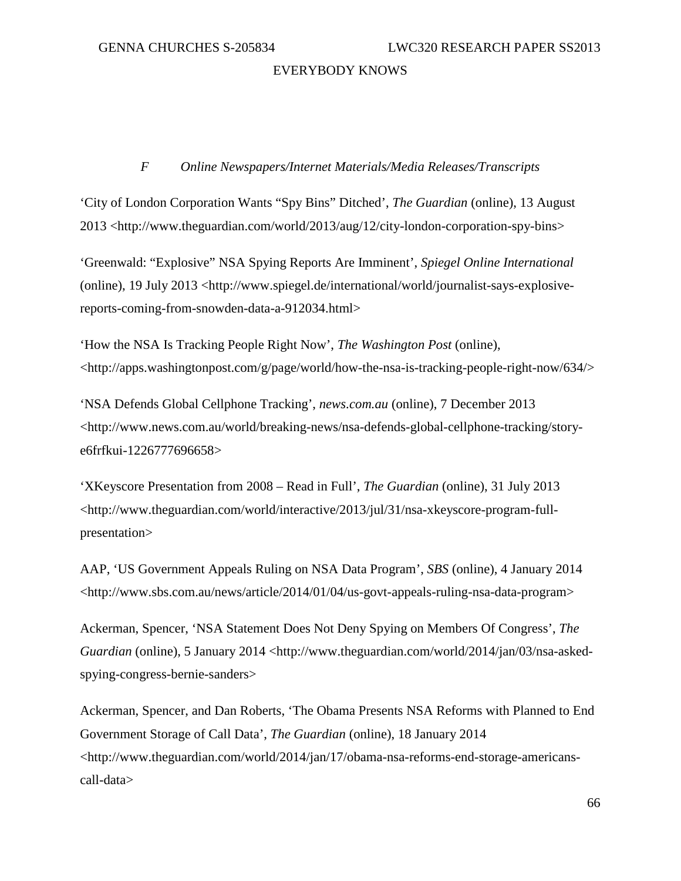### *F Online Newspapers/Internet Materials/Media Releases/Transcripts*

'City of London Corporation Wants "Spy Bins" Ditched', *The Guardian* (online), 13 August 2013 <http://www.theguardian.com/world/2013/aug/12/city-london-corporation-spy-bins>

'Greenwald: "Explosive" NSA Spying Reports Are Imminent', *Spiegel Online International* (online), 19 July 2013 <http://www.spiegel.de/international/world/journalist-says-explosive-reports-coming-from-snowden-data-a-912034.html>

'How the NSA Is Tracking People Right Now', *The Washington Post* (online), <http://apps.washingtonpost.com/g/page/world/how-the-nsa-is-tracking-people-right-now/634/>

'NSA Defends Global Cellphone Tracking', *news.com.au* (online), 7 December 2013 <http://www.news.com.au/world/breaking-news/nsa-defends-global-cellphone-tracking/story-e6frfkui-1226777696658>

'XKeyscore Presentation from 2008 – Read in Full', *The Guardian* (online), 31 July 2013 <http://www.theguardian.com/world/interactive/2013/jul/31/nsa-xkeyscore-program-full-presentation>

AAP, 'US Government Appeals Ruling on NSA Data Program', *SBS* (online), 4 January 2014 <http://www.sbs.com.au/news/article/2014/01/04/us-govt-appeals-ruling-nsa-data-program>

Ackerman, Spencer, 'NSA Statement Does Not Deny Spying on Members Of Congress', *The Guardian* (online), 5 January 2014 <http://www.theguardian.com/world/2014/jan/03/nsa-asked-spying-congress-bernie-sanders>

Ackerman, Spencer, and Dan Roberts, 'The Obama Presents NSA Reforms with Planned to End Government Storage of Call Data', *The Guardian* (online), 18 January 2014 <http://www.theguardian.com/world/2014/jan/17/obama-nsa-reforms-end-storage-americans-call-data>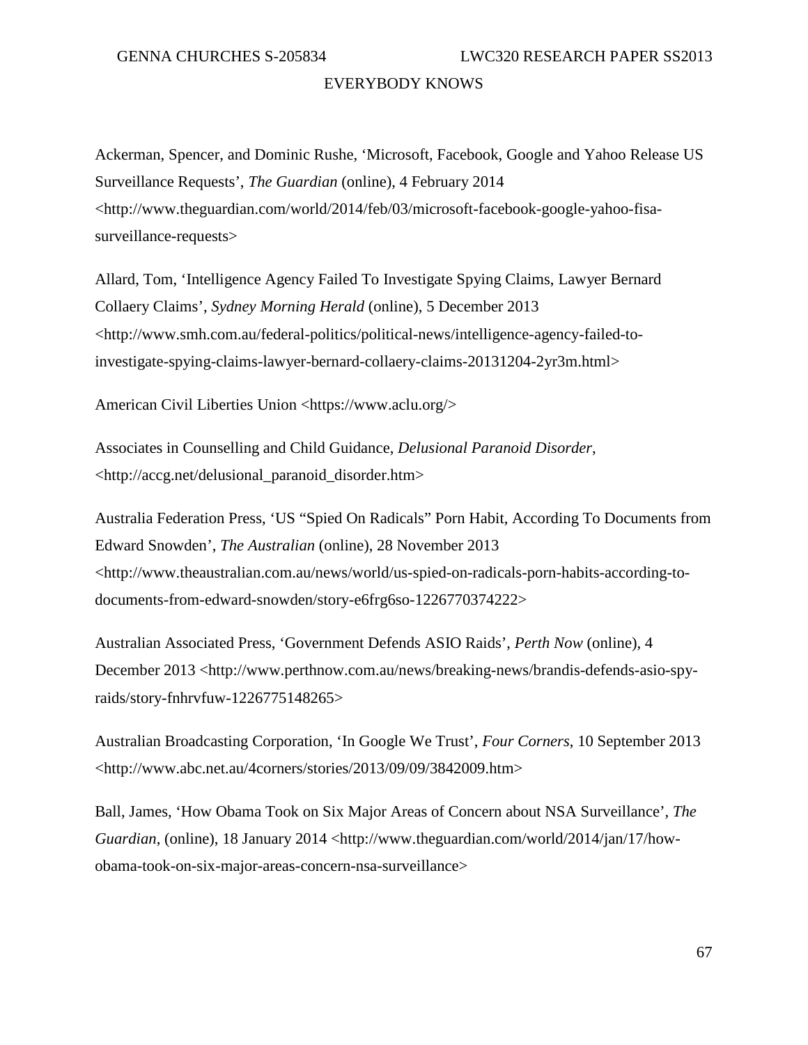Ackerman, Spencer, and Dominic Rushe, 'Microsoft, Facebook, Google and Yahoo Release US Surveillance Requests', *The Guardian* (online), 4 February 2014 <http://www.theguardian.com/world/2014/feb/03/microsoft-facebook-google-yahoo-fisa-surveillance-requests>

Allard, Tom, 'Intelligence Agency Failed To Investigate Spying Claims, Lawyer Bernard Collaery Claims', *Sydney Morning Herald* (online), 5 December 2013 <http://www.smh.com.au/federal-politics/political-news/intelligence-agency-failed-to-investigate-spying-claims-lawyer-bernard-collaery-claims-20131204-2yr3m.html>

American Civil Liberties Union <https://www.aclu.org/>

Associates in Counselling and Child Guidance, *Delusional Paranoid Disorder*, <http://accg.net/delusional_paranoid_disorder.htm>

Australia Federation Press, 'US "Spied On Radicals" Porn Habit, According To Documents from Edward Snowden', *The Australian* (online), 28 November 2013 <http://www.theaustralian.com.au/news/world/us-spied-on-radicals-porn-habits-according-to-documents-from-edward-snowden/story-e6frg6so-1226770374222>

Australian Associated Press, 'Government Defends ASIO Raids', *Perth Now* (online), 4 December 2013 <http://www.perthnow.com.au/news/breaking-news/brandis-defends-asio-spy-raids/story-fnhrvfuw-1226775148265>

Australian Broadcasting Corporation, 'In Google We Trust', *Four Corners*, 10 September 2013 <http://www.abc.net.au/4corners/stories/2013/09/09/3842009.htm>

Ball, James, 'How Obama Took on Six Major Areas of Concern about NSA Surveillance', *The Guardian*, (online), 18 January 2014 <http://www.theguardian.com/world/2014/jan/17/how-obama-took-on-six-major-areas-concern-nsa-surveillance>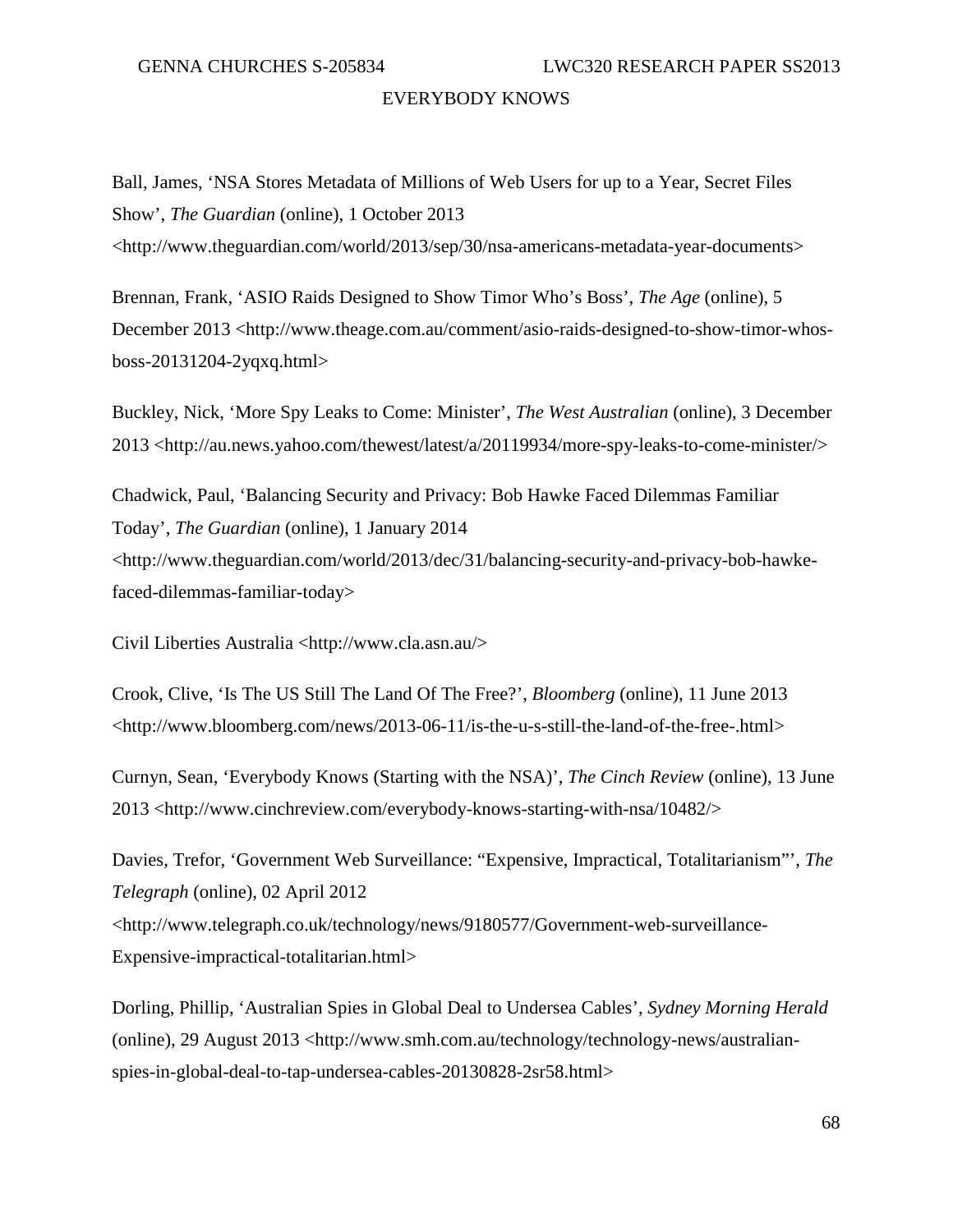Ball, James, 'NSA Stores Metadata of Millions of Web Users for up to a Year, Secret Files Show', *The Guardian* (online), 1 October 2013 <http://www.theguardian.com/world/2013/sep/30/nsa-americans-metadata-year-documents>

Brennan, Frank, 'ASIO Raids Designed to Show Timor Who's Boss', *The Age* (online), 5 December 2013 <http://www.theage.com.au/comment/asio-raids-designed-to-show-timor-whos-boss-20131204-2yqxq.html>

Buckley, Nick, 'More Spy Leaks to Come: Minister', *The West Australian* (online), 3 December 2013 <http://au.news.yahoo.com/thewest/latest/a/20119934/more-spy-leaks-to-come-minister/>

Chadwick, Paul, 'Balancing Security and Privacy: Bob Hawke Faced Dilemmas Familiar Today', *The Guardian* (online), 1 January 2014 <http://www.theguardian.com/world/2013/dec/31/balancing-security-and-privacy-bob-hawke-faced-dilemmas-familiar-today>

Civil Liberties Australia <http://www.cla.asn.au/>

Crook, Clive, 'Is The US Still The Land Of The Free?', *Bloomberg* (online), 11 June 2013 <http://www.bloomberg.com/news/2013-06-11/is-the-u-s-still-the-land-of-the-free-.html>

Curnyn, Sean, 'Everybody Knows (Starting with the NSA)', *The Cinch Review* (online), 13 June 2013 <http://www.cinchreview.com/everybody-knows-starting-with-nsa/10482/>

Davies, Trefor, 'Government Web Surveillance: "Expensive, Impractical, Totalitarianism"', *The Telegraph* (online), 02 April 2012 <http://www.telegraph.co.uk/technology/news/9180577/Government-web-surveillance-Expensive-impractical-totalitarian.html>

Dorling, Phillip, 'Australian Spies in Global Deal to Undersea Cables', *Sydney Morning Herald* (online), 29 August 2013 <http://www.smh.com.au/technology/technology-news/australian-spies-in-global-deal-to-tap-undersea-cables-20130828-2sr58.html>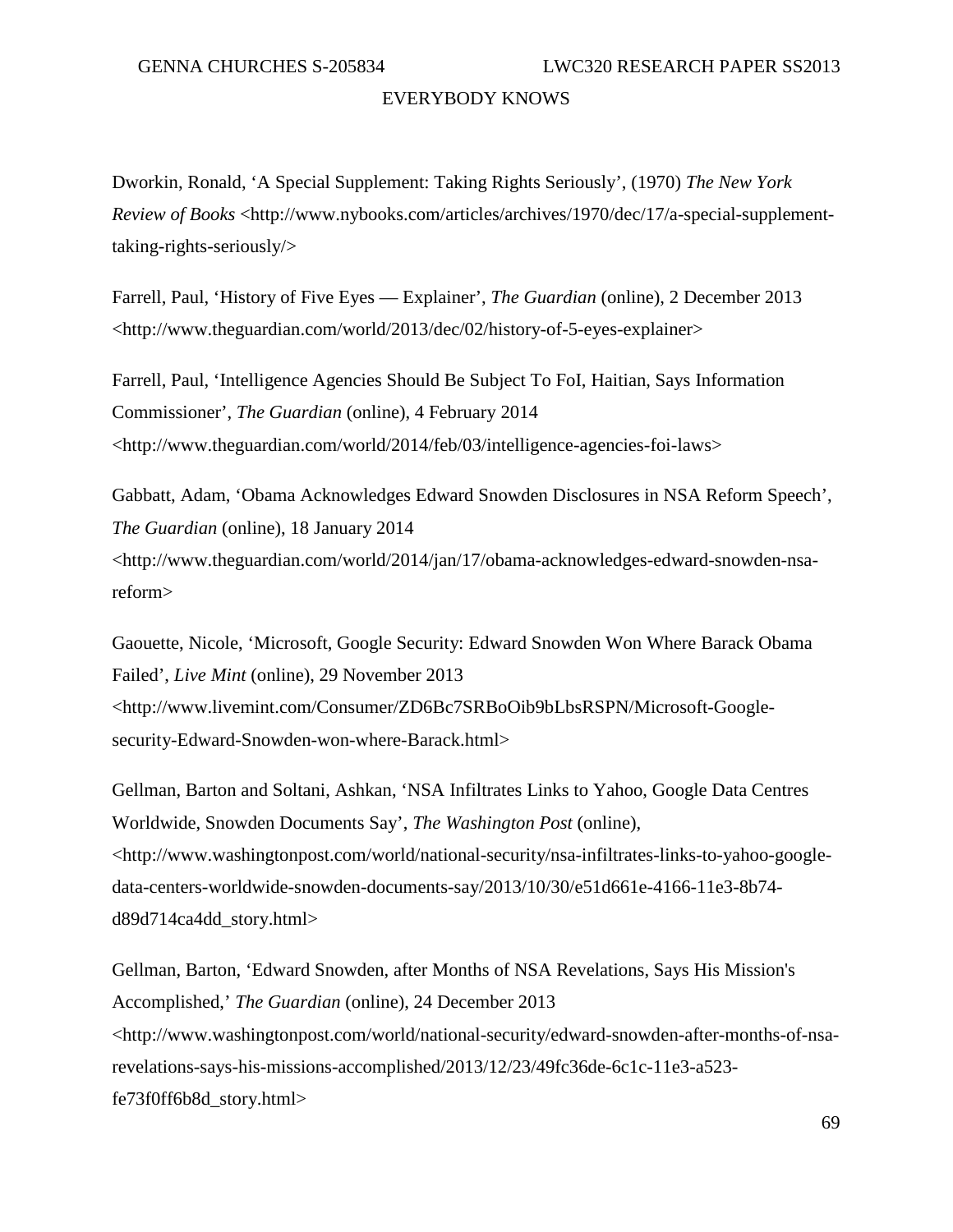Dworkin, Ronald, 'A Special Supplement: Taking Rights Seriously', (1970) *The New York Review of Books* <http://www.nybooks.com/articles/archives/1970/dec/17/a-special-supplement-taking-rights-seriously/>

Farrell, Paul, 'History of Five Eyes — Explainer', *The Guardian* (online), 2 December 2013 <http://www.theguardian.com/world/2013/dec/02/history-of-5-eyes-explainer>

Farrell, Paul, 'Intelligence Agencies Should Be Subject To FoI, Haitian, Says Information Commissioner', *The Guardian* (online), 4 February 2014 <http://www.theguardian.com/world/2014/feb/03/intelligence-agencies-foi-laws>

Gabbatt, Adam, 'Obama Acknowledges Edward Snowden Disclosures in NSA Reform Speech', *The Guardian* (online), 18 January 2014 <http://www.theguardian.com/world/2014/jan/17/obama-acknowledges-edward-snowden-nsa-reform>

Gaouette, Nicole, 'Microsoft, Google Security: Edward Snowden Won Where Barack Obama Failed', *Live Mint* (online), 29 November 2013 <http://www.livemint.com/Consumer/ZD6Bc7SRBoOib9bLbsRSPN/Microsoft-Google-security-Edward-Snowden-won-where-Barack.html>

Gellman, Barton and Soltani, Ashkan, 'NSA Infiltrates Links to Yahoo, Google Data Centres Worldwide, Snowden Documents Say', *The Washington Post* (online), <http://www.washingtonpost.com/world/national-security/nsa-infiltrates-links-to-yahoo-google-data-centers-worldwide-snowden-documents-say/2013/10/30/e51d661e-4166-11e3-8b74-d89d714ca4dd_story.html>

Gellman, Barton, 'Edward Snowden, after Months of NSA Revelations, Says His Mission's Accomplished,' *The Guardian* (online), 24 December 2013 <http://www.washingtonpost.com/world/national-security/edward-snowden-after-months-of-nsa-revelations-says-his-missions-accomplished/2013/12/23/49fc36de-6c1c-11e3-a523-fe73f0ff6b8d_story.html>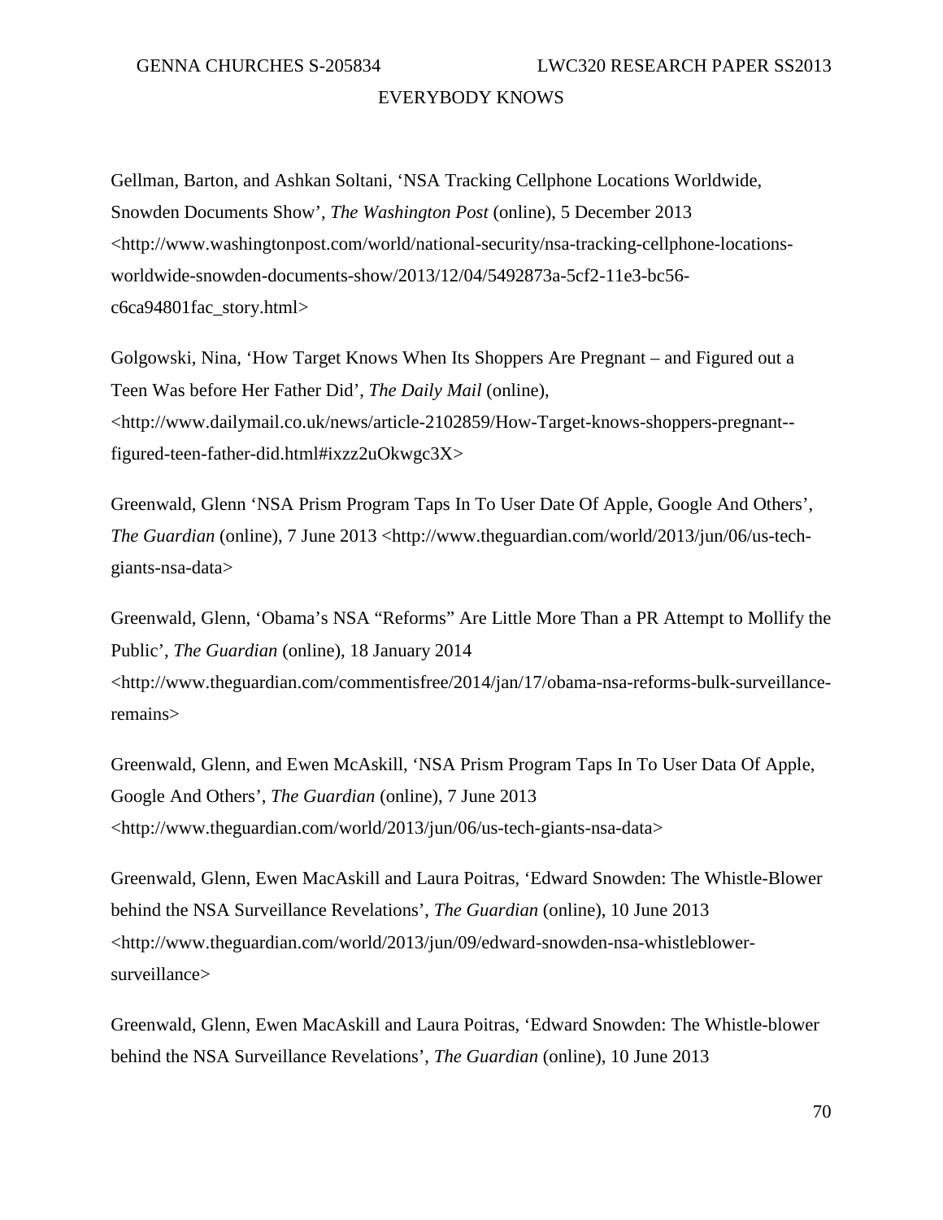Gellman, Barton, and Ashkan Soltani, 'NSA Tracking Cellphone Locations Worldwide, Snowden Documents Show', *The Washington Post* (online), 5 December 2013 <http://www.washingtonpost.com/world/national-security/nsa-tracking-cellphone-locations-worldwide-snowden-documents-show/2013/12/04/5492873a-5cf2-11e3-bc56-c6ca94801fac_story.html>

Golgowski, Nina, 'How Target Knows When Its Shoppers Are Pregnant – and Figured out a Teen Was before Her Father Did', *The Daily Mail* (online), <http://www.dailymail.co.uk/news/article-2102859/How-Target-knows-shoppers-pregnant--figured-teen-father-did.html#ixzz2uOkwgc3X>

Greenwald, Glenn 'NSA Prism Program Taps In To User Date Of Apple, Google And Others', *The Guardian* (online), 7 June 2013 <http://www.theguardian.com/world/2013/jun/06/us-tech-giants-nsa-data>

Greenwald, Glenn, 'Obama's NSA "Reforms" Are Little More Than a PR Attempt to Mollify the Public', *The Guardian* (online), 18 January 2014 <http://www.theguardian.com/commentisfree/2014/jan/17/obama-nsa-reforms-bulk-surveillance-remains>

Greenwald, Glenn, and Ewen McAskill, 'NSA Prism Program Taps In To User Data Of Apple, Google And Others', *The Guardian* (online), 7 June 2013 <http://www.theguardian.com/world/2013/jun/06/us-tech-giants-nsa-data>

Greenwald, Glenn, Ewen MacAskill and Laura Poitras, 'Edward Snowden: The Whistle-Blower behind the NSA Surveillance Revelations', *The Guardian* (online), 10 June 2013 <http://www.theguardian.com/world/2013/jun/09/edward-snowden-nsa-whistleblower-surveillance>

Greenwald, Glenn, Ewen MacAskill and Laura Poitras, 'Edward Snowden: The Whistle-blower behind the NSA Surveillance Revelations', *The Guardian* (online), 10 June 2013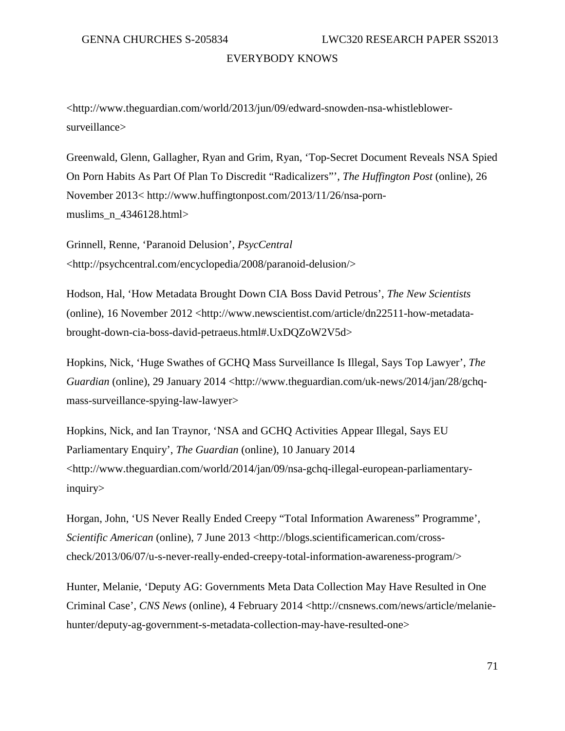<http://www.theguardian.com/world/2013/jun/09/edward-snowden-nsa-whistleblower-surveillance>

Greenwald, Glenn, Gallagher, Ryan and Grim, Ryan, 'Top-Secret Document Reveals NSA Spied On Porn Habits As Part Of Plan To Discredit "Radicalizers"', *The Huffington Post* (online), 26 November 2013< http://www.huffingtonpost.com/2013/11/26/nsa-porn-muslims_n_4346128.html>

Grinnell, Renne, 'Paranoid Delusion', *PsycCentral* <http://psychcentral.com/encyclopedia/2008/paranoid-delusion/>

Hodson, Hal, 'How Metadata Brought Down CIA Boss David Petrous', *The New Scientists* (online), 16 November 2012 <http://www.newscientist.com/article/dn22511-how-metadata-brought-down-cia-boss-david-petraeus.html#.UxDQZoW2V5d>

Hopkins, Nick, 'Huge Swathes of GCHQ Mass Surveillance Is Illegal, Says Top Lawyer', *The Guardian* (online), 29 January 2014 <http://www.theguardian.com/uk-news/2014/jan/28/gchq-mass-surveillance-spying-law-lawyer>

Hopkins, Nick, and Ian Traynor, 'NSA and GCHQ Activities Appear Illegal, Says EU Parliamentary Enquiry', *The Guardian* (online), 10 January 2014 <http://www.theguardian.com/world/2014/jan/09/nsa-gchq-illegal-european-parliamentary-inquiry>

Horgan, John, 'US Never Really Ended Creepy "Total Information Awareness" Programme', *Scientific American* (online), 7 June 2013 <http://blogs.scientificamerican.com/cross-check/2013/06/07/u-s-never-really-ended-creepy-total-information-awareness-program/>

Hunter, Melanie, 'Deputy AG: Governments Meta Data Collection May Have Resulted in One Criminal Case', *CNS News* (online), 4 February 2014 <http://cnsnews.com/news/article/melanie-hunter/deputy-ag-government-s-metadata-collection-may-have-resulted-one>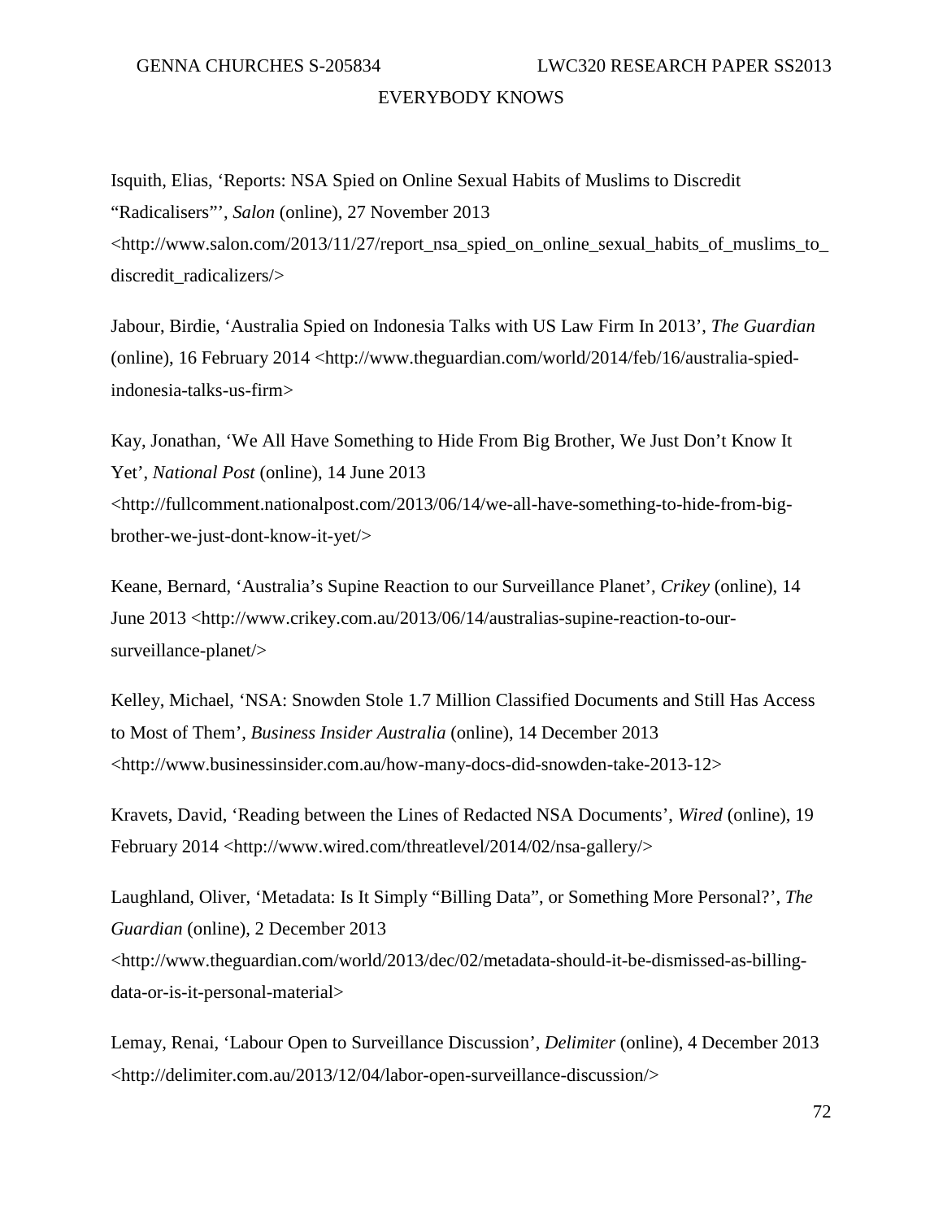Isquith, Elias, ‘Reports: NSA Spied on Online Sexual Habits of Muslims to Discredit “Radicalisers”’, *Salon* (online), 27 November 2013 <http://www.salon.com/2013/11/27/report_nsa_spied_on_online_sexual_habits_of_muslims_to_discredit_radicalizers/>

Jabour, Birdie, ‘Australia Spied on Indonesia Talks with US Law Firm In 2013’, *The Guardian* (online), 16 February 2014 <http://www.theguardian.com/world/2014/feb/16/australia-spied-indonesia-talks-us-firm>

Kay, Jonathan, ‘We All Have Something to Hide From Big Brother, We Just Don’t Know It Yet’, *National Post* (online), 14 June 2013 <http://fullcomment.nationalpost.com/2013/06/14/we-all-have-something-to-hide-from-big-brother-we-just-dont-know-it-yet/>

Keane, Bernard, ‘Australia’s Supine Reaction to our Surveillance Planet’, *Crikey* (online), 14 June 2013 <http://www.crikey.com.au/2013/06/14/australias-supine-reaction-to-our-surveillance-planet/>

Kelley, Michael, ‘NSA: Snowden Stole 1.7 Million Classified Documents and Still Has Access to Most of Them’, *Business Insider Australia* (online), 14 December 2013 <http://www.businessinsider.com.au/how-many-docs-did-snowden-take-2013-12>

Kravets, David, ‘Reading between the Lines of Redacted NSA Documents’, *Wired* (online), 19 February 2014 <http://www.wired.com/threatlevel/2014/02/nsa-gallery/>

Laughland, Oliver, ‘Metadata: Is It Simply “Billing Data”, or Something More Personal?’, *The Guardian* (online), 2 December 2013 <http://www.theguardian.com/world/2013/dec/02/metadata-should-it-be-dismissed-as-billing-data-or-is-it-personal-material>

Lemay, Renai, ‘Labour Open to Surveillance Discussion’, *Delimiter* (online), 4 December 2013 <http://delimiter.com.au/2013/12/04/labor-open-surveillance-discussion/>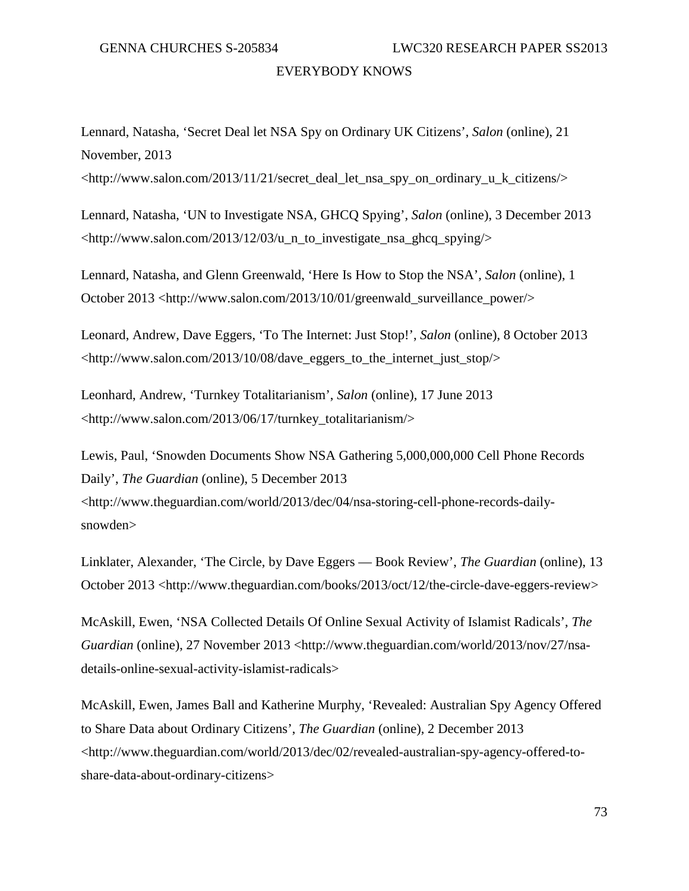Lennard, Natasha, 'Secret Deal let NSA Spy on Ordinary UK Citizens', *Salon* (online), 21 November, 2013 <http://www.salon.com/2013/11/21/secret_deal_let_nsa_spy_on_ordinary_u_k_citizens/>

Lennard, Natasha, 'UN to Investigate NSA, GHCQ Spying', *Salon* (online), 3 December 2013 <http://www.salon.com/2013/12/03/u_n_to_investigate_nsa_ghcq_spying/>

Lennard, Natasha, and Glenn Greenwald, 'Here Is How to Stop the NSA', *Salon* (online), 1 October 2013 <http://www.salon.com/2013/10/01/greenwald_surveillance_power/>

Leonard, Andrew, Dave Eggers, 'To The Internet: Just Stop!', *Salon* (online), 8 October 2013 <http://www.salon.com/2013/10/08/dave_eggers_to_the_internet_just_stop/>

Leonhard, Andrew, 'Turnkey Totalitarianism', *Salon* (online), 17 June 2013 <http://www.salon.com/2013/06/17/turnkey_totalitarianism/>

Lewis, Paul, 'Snowden Documents Show NSA Gathering 5,000,000,000 Cell Phone Records Daily', *The Guardian* (online), 5 December 2013 <http://www.theguardian.com/world/2013/dec/04/nsa-storing-cell-phone-records-daily-snowden>

Linklater, Alexander, 'The Circle, by Dave Eggers — Book Review', *The Guardian* (online), 13 October 2013 <http://www.theguardian.com/books/2013/oct/12/the-circle-dave-eggers-review>

McAskill, Ewen, 'NSA Collected Details Of Online Sexual Activity of Islamist Radicals', *The Guardian* (online), 27 November 2013 <http://www.theguardian.com/world/2013/nov/27/nsa-details-online-sexual-activity-islamist-radicals>

McAskill, Ewen, James Ball and Katherine Murphy, 'Revealed: Australian Spy Agency Offered to Share Data about Ordinary Citizens', *The Guardian* (online), 2 December 2013 <http://www.theguardian.com/world/2013/dec/02/revealed-australian-spy-agency-offered-to-share-data-about-ordinary-citizens>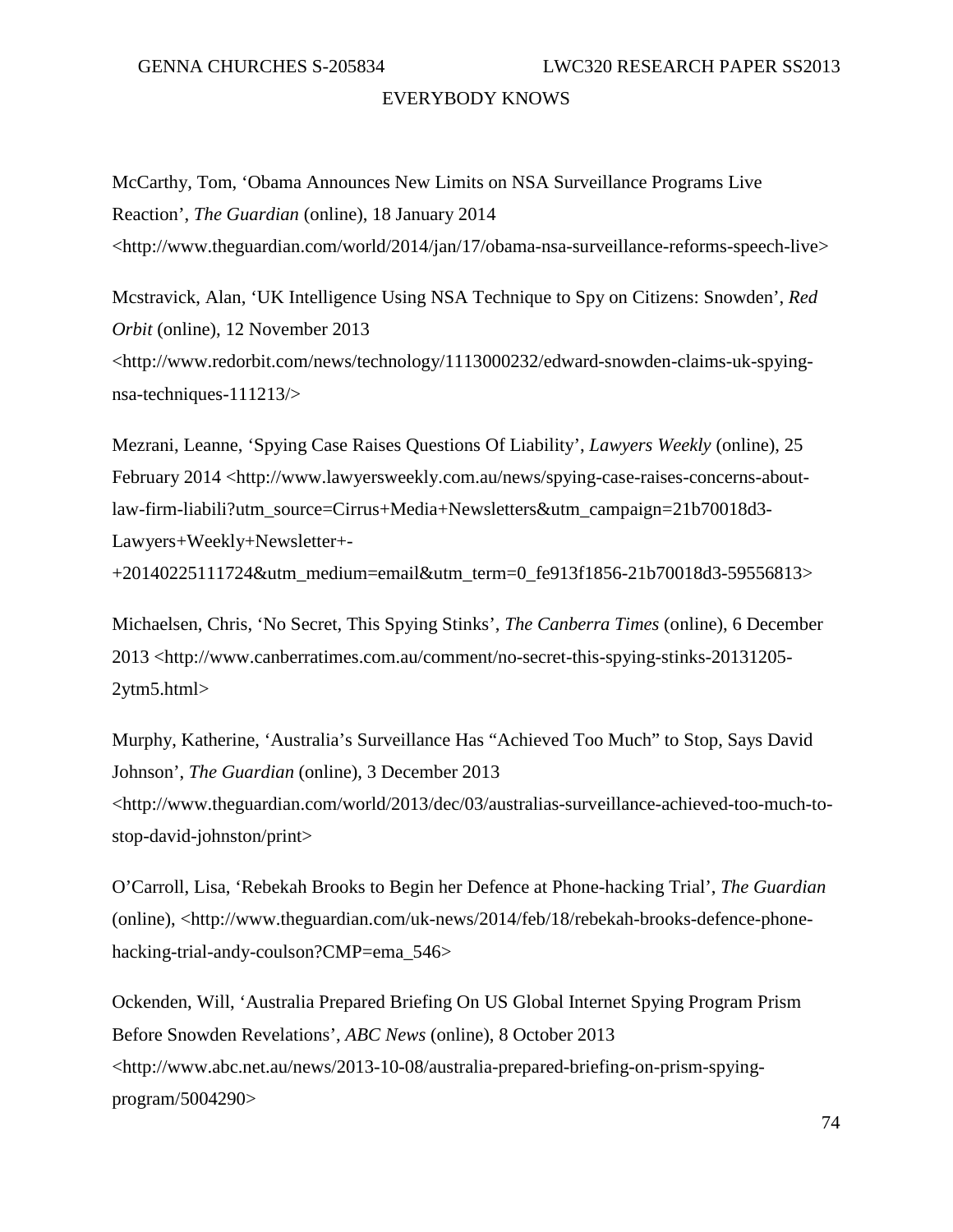McCarthy, Tom, 'Obama Announces New Limits on NSA Surveillance Programs Live Reaction', *The Guardian* (online), 18 January 2014 <http://www.theguardian.com/world/2014/jan/17/obama-nsa-surveillance-reforms-speech-live>

Mcstravick, Alan, 'UK Intelligence Using NSA Technique to Spy on Citizens: Snowden', *Red Orbit* (online), 12 November 2013 <http://www.redorbit.com/news/technology/1113000232/edward-snowden-claims-uk-spying-nsa-techniques-111213/>

Mezrani, Leanne, 'Spying Case Raises Questions Of Liability', *Lawyers Weekly* (online), 25 February 2014 <http://www.lawyersweekly.com.au/news/spying-case-raises-concerns-about-law-firm-liabili?utm_source=Cirrus+Media+Newsletters&utm_campaign=21b70018d3-Lawyers+Weekly+Newsletter+-+20140225111724&utm_medium=email&utm_term=0_fe913f1856-21b70018d3-59556813>

Michaelsen, Chris, 'No Secret, This Spying Stinks', *The Canberra Times* (online), 6 December 2013 <http://www.canberratimes.com.au/comment/no-secret-this-spying-stinks-20131205-2ytm5.html>

Murphy, Katherine, 'Australia's Surveillance Has "Achieved Too Much" to Stop, Says David Johnson', *The Guardian* (online), 3 December 2013 <http://www.theguardian.com/world/2013/dec/03/australias-surveillance-achieved-too-much-to-stop-david-johnston/print>

O'Carroll, Lisa, 'Rebekah Brooks to Begin her Defence at Phone-hacking Trial', *The Guardian* (online), <http://www.theguardian.com/uk-news/2014/feb/18/rebekah-brooks-defence-phone-hacking-trial-andy-coulson?CMP=ema_546>

Ockenden, Will, 'Australia Prepared Briefing On US Global Internet Spying Program Prism Before Snowden Revelations', *ABC News* (online), 8 October 2013 <http://www.abc.net.au/news/2013-10-08/australia-prepared-briefing-on-prism-spying-program/5004290>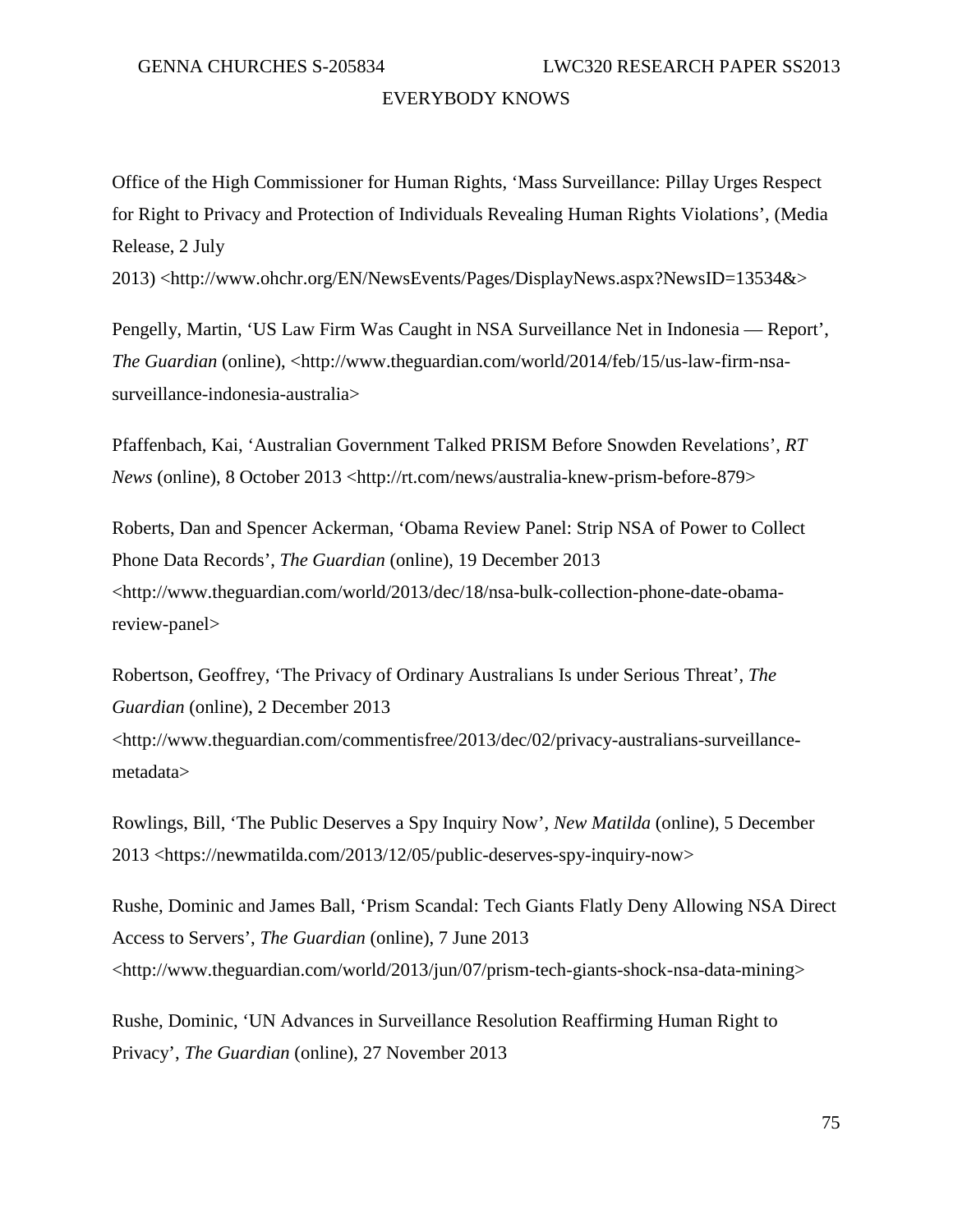Office of the High Commissioner for Human Rights, 'Mass Surveillance: Pillay Urges Respect for Right to Privacy and Protection of Individuals Revealing Human Rights Violations', (Media Release, 2 July 2013) <http://www.ohchr.org/EN/NewsEvents/Pages/DisplayNews.aspx?NewsID=13534&>

Pengelly, Martin, 'US Law Firm Was Caught in NSA Surveillance Net in Indonesia — Report', *The Guardian* (online), <http://www.theguardian.com/world/2014/feb/15/us-law-firm-nsa-surveillance-indonesia-australia>

Pfaffenbach, Kai, 'Australian Government Talked PRISM Before Snowden Revelations', *RT News* (online), 8 October 2013 <http://rt.com/news/australia-knew-prism-before-879>

Roberts, Dan and Spencer Ackerman, 'Obama Review Panel: Strip NSA of Power to Collect Phone Data Records', *The Guardian* (online), 19 December 2013 <http://www.theguardian.com/world/2013/dec/18/nsa-bulk-collection-phone-date-obama-review-panel>

Robertson, Geoffrey, 'The Privacy of Ordinary Australians Is under Serious Threat', *The Guardian* (online), 2 December 2013 <http://www.theguardian.com/commentisfree/2013/dec/02/privacy-australians-surveillance-metadata>

Rowlings, Bill, 'The Public Deserves a Spy Inquiry Now', *New Matilda* (online), 5 December 2013 <https://newmatilda.com/2013/12/05/public-deserves-spy-inquiry-now>

Rushe, Dominic and James Ball, 'Prism Scandal: Tech Giants Flatly Deny Allowing NSA Direct Access to Servers', *The Guardian* (online), 7 June 2013 <http://www.theguardian.com/world/2013/jun/07/prism-tech-giants-shock-nsa-data-mining>

Rushe, Dominic, 'UN Advances in Surveillance Resolution Reaffirming Human Right to Privacy', *The Guardian* (online), 27 November 2013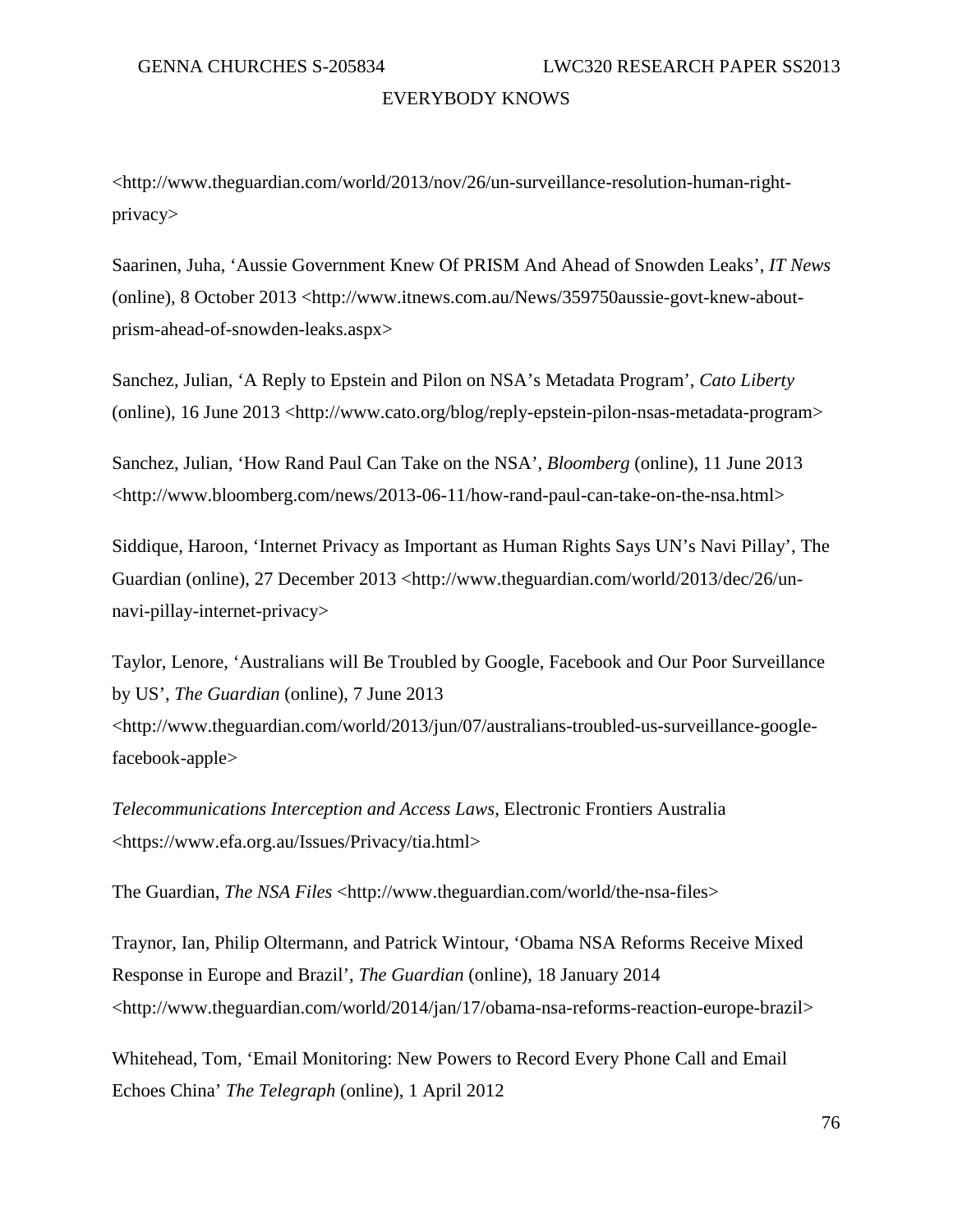<http://www.theguardian.com/world/2013/nov/26/un-surveillance-resolution-human-right-privacy>

Saarinen, Juha, 'Aussie Government Knew Of PRISM And Ahead of Snowden Leaks', *IT News* (online), 8 October 2013 <http://www.itnews.com.au/News/359750aussie-govt-knew-about-prism-ahead-of-snowden-leaks.aspx>

Sanchez, Julian, 'A Reply to Epstein and Pilon on NSA's Metadata Program', *Cato Liberty* (online), 16 June 2013 <http://www.cato.org/blog/reply-epstein-pilon-nsas-metadata-program>

Sanchez, Julian, 'How Rand Paul Can Take on the NSA', *Bloomberg* (online), 11 June 2013 <http://www.bloomberg.com/news/2013-06-11/how-rand-paul-can-take-on-the-nsa.html>

Siddique, Haroon, 'Internet Privacy as Important as Human Rights Says UN's Navi Pillay', The Guardian (online), 27 December 2013 <http://www.theguardian.com/world/2013/dec/26/un-navi-pillay-internet-privacy>

Taylor, Lenore, 'Australians will Be Troubled by Google, Facebook and Our Poor Surveillance by US', *The Guardian* (online), 7 June 2013 <http://www.theguardian.com/world/2013/jun/07/australians-troubled-us-surveillance-google-facebook-apple>

*Telecommunications Interception and Access Laws*, Electronic Frontiers Australia <https://www.efa.org.au/Issues/Privacy/tia.html>

The Guardian, *The NSA Files* <http://www.theguardian.com/world/the-nsa-files>

Traynor, Ian, Philip Oltermann, and Patrick Wintour, 'Obama NSA Reforms Receive Mixed Response in Europe and Brazil', *The Guardian* (online), 18 January 2014 <http://www.theguardian.com/world/2014/jan/17/obama-nsa-reforms-reaction-europe-brazil>

Whitehead, Tom, 'Email Monitoring: New Powers to Record Every Phone Call and Email Echoes China' *The Telegraph* (online), 1 April 2012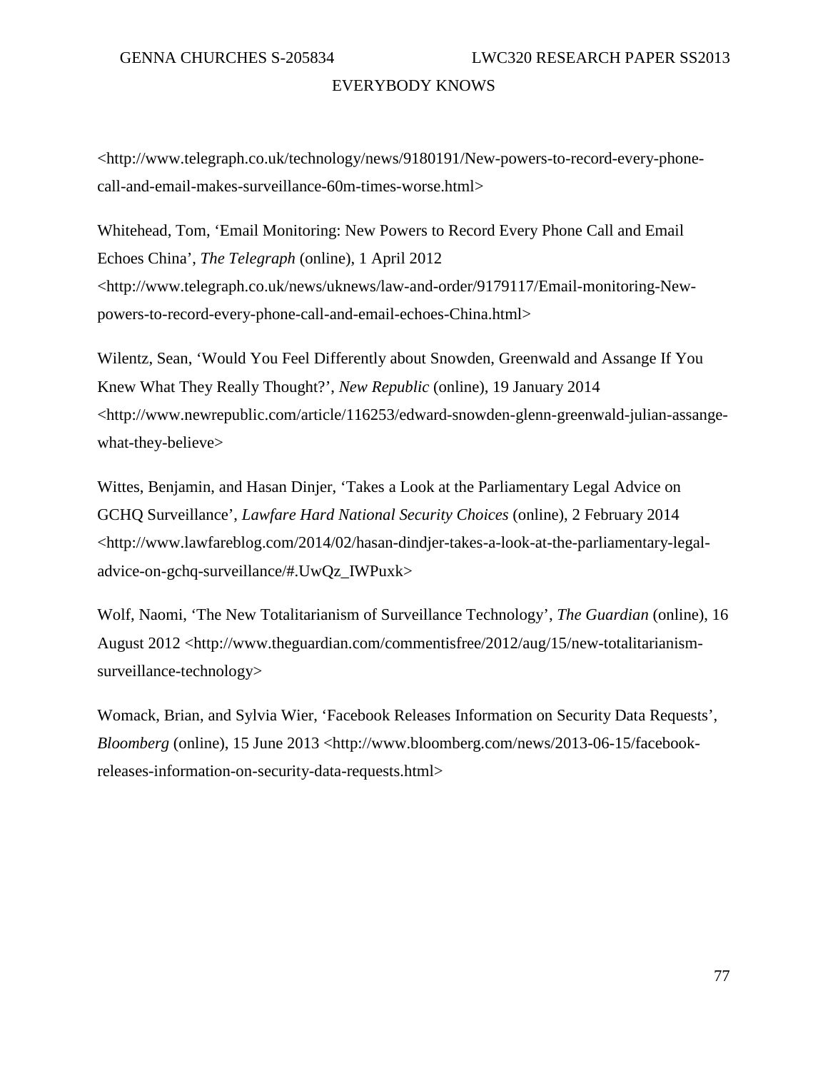<http://www.telegraph.co.uk/technology/news/9180191/New-powers-to-record-every-phone-call-and-email-makes-surveillance-60m-times-worse.html>

Whitehead, Tom, 'Email Monitoring: New Powers to Record Every Phone Call and Email Echoes China', *The Telegraph* (online), 1 April 2012 <http://www.telegraph.co.uk/news/uknews/law-and-order/9179117/Email-monitoring-New-powers-to-record-every-phone-call-and-email-echoes-China.html>

Wilentz, Sean, 'Would You Feel Differently about Snowden, Greenwald and Assange If You Knew What They Really Thought?', *New Republic* (online), 19 January 2014 <http://www.newrepublic.com/article/116253/edward-snowden-glenn-greenwald-julian-assange-what-they-believe>

Wittes, Benjamin, and Hasan Dinjer, 'Takes a Look at the Parliamentary Legal Advice on GCHQ Surveillance', *Lawfare Hard National Security Choices* (online), 2 February 2014 <http://www.lawfareblog.com/2014/02/hasan-dindjer-takes-a-look-at-the-parliamentary-legal-advice-on-gchq-surveillance/#.UwQz_IWPuxk>

Wolf, Naomi, 'The New Totalitarianism of Surveillance Technology', *The Guardian* (online), 16 August 2012 <http://www.theguardian.com/commentisfree/2012/aug/15/new-totalitarianism-surveillance-technology>

Womack, Brian, and Sylvia Wier, 'Facebook Releases Information on Security Data Requests', *Bloomberg* (online), 15 June 2013 <http://www.bloomberg.com/news/2013-06-15/facebook-releases-information-on-security-data-requests.html>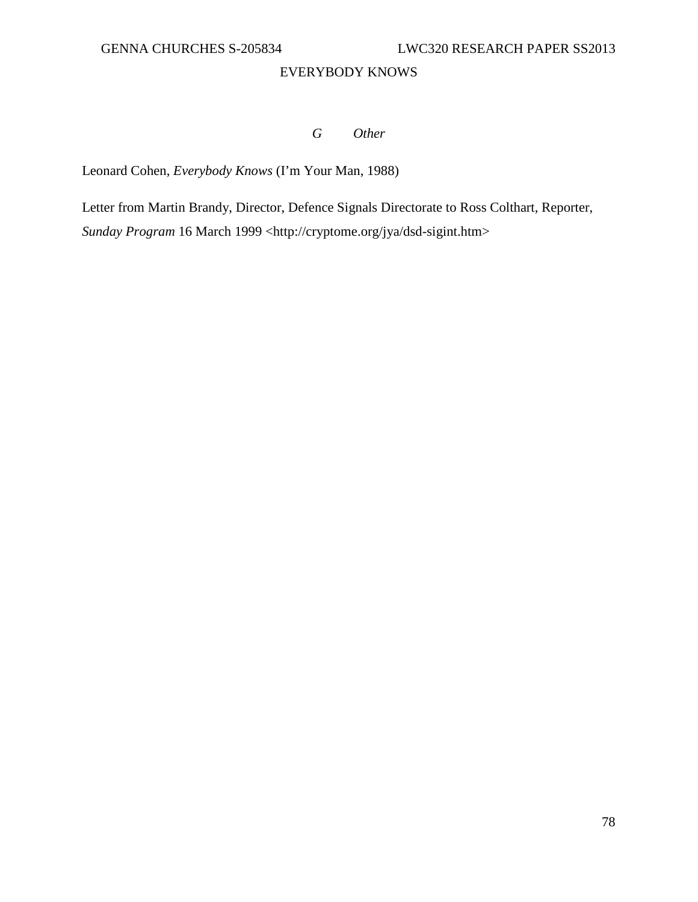### *G Other*

Leonard Cohen, *Everybody Knows* (I'm Your Man, 1988)

Letter from Martin Brandy, Director, Defence Signals Directorate to Ross Colthart, Reporter, *Sunday Program* 16 March 1999 <http://cryptome.org/jya/dsd-sigint.htm>